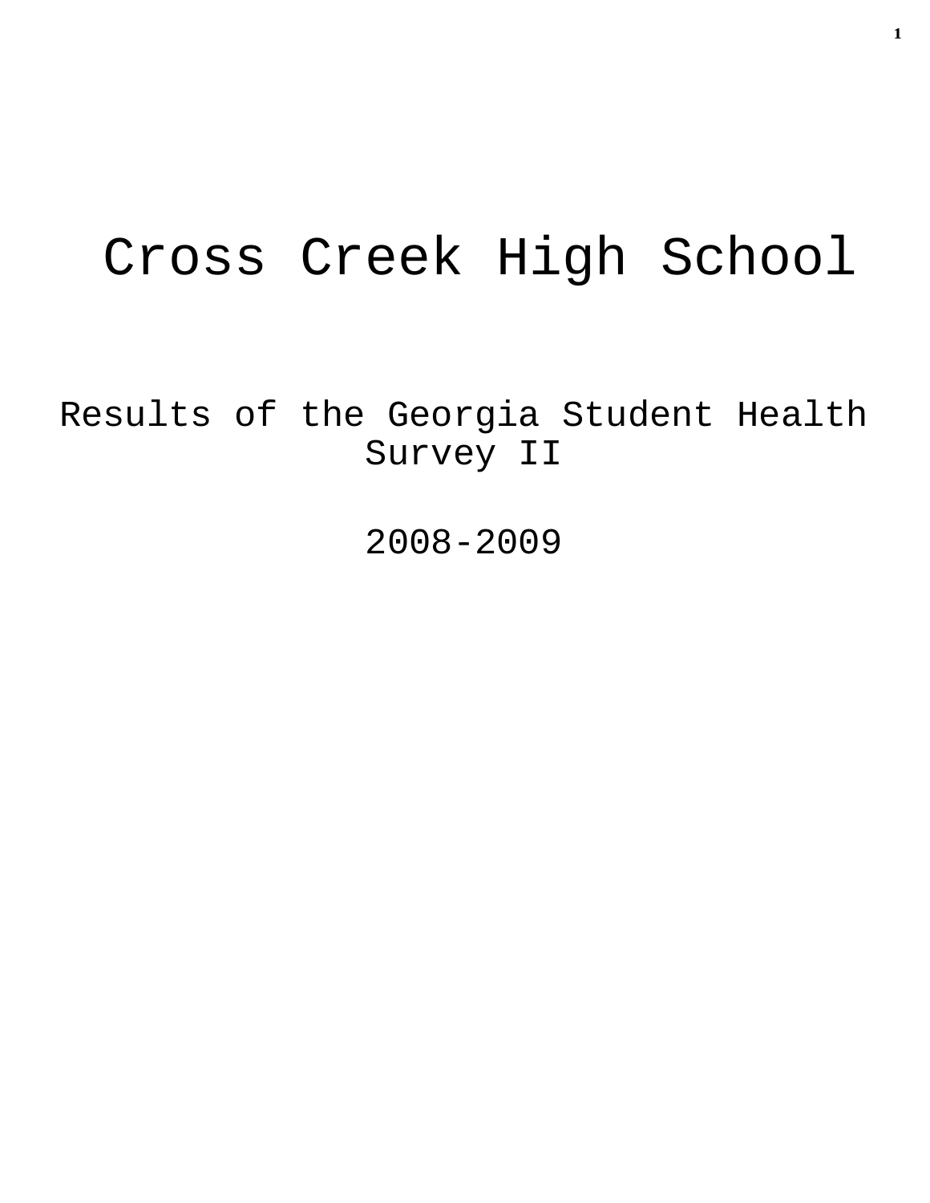# Cross Creek High School

## Results of the Georgia Student Health Survey II

## 2008-2009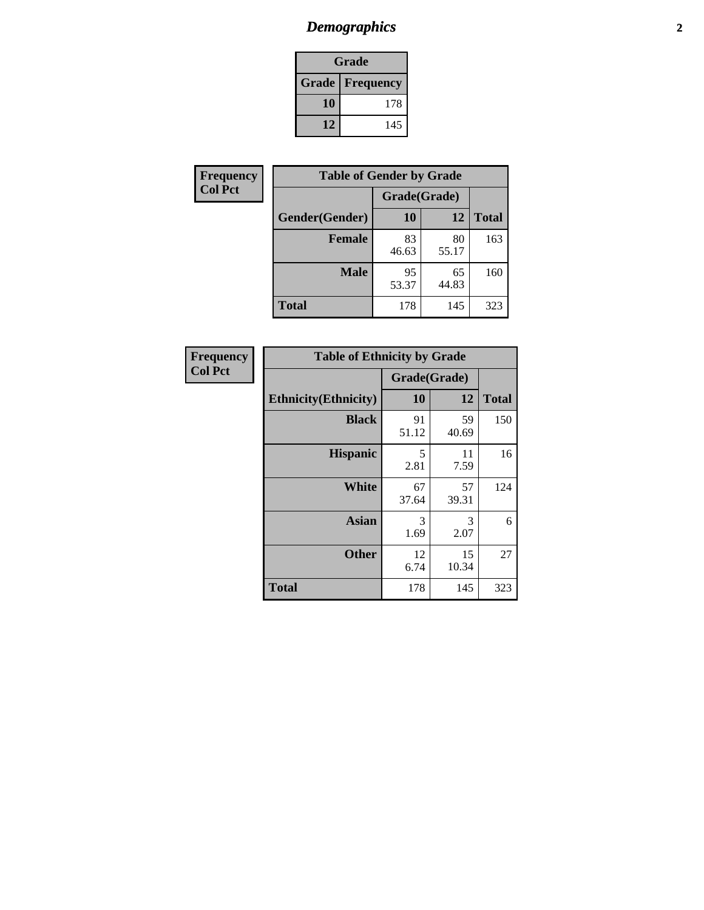# Demographics

| Grade | |
|---|---|
| **Grade** | **Frequency** |
| **10** | 178 |
| **12** | 145 |

**Frequency**
**Col Pct**

| Table of Gender by Grade | | | |
|---|---|---|---|
| | Grade(Grade) | | |
| **Gender(Gender)** | **10** | **12** | **Total** |
| **Female** | 83<br>46.63 | 80<br>55.17 | 163 |
| **Male** | 95<br>53.37 | 65<br>44.83 | 160 |
| **Total** | 178 | 145 | 323 |

**Frequency**
**Col Pct**

| Table of Ethnicity by Grade | | | |
|---|---|---|---|
| | Grade(Grade) | | |
| **Ethnicity(Ethnicity)** | **10** | **12** | **Total** |
| **Black** | 91<br>51.12 | 59<br>40.69 | 150 |
| **Hispanic** | 5<br>2.81 | 11<br>7.59 | 16 |
| **White** | 67<br>37.64 | 57<br>39.31 | 124 |
| **Asian** | 3<br>1.69 | 3<br>2.07 | 6 |
| **Other** | 12<br>6.74 | 15<br>10.34 | 27 |
| **Total** | 178 | 145 | 323 |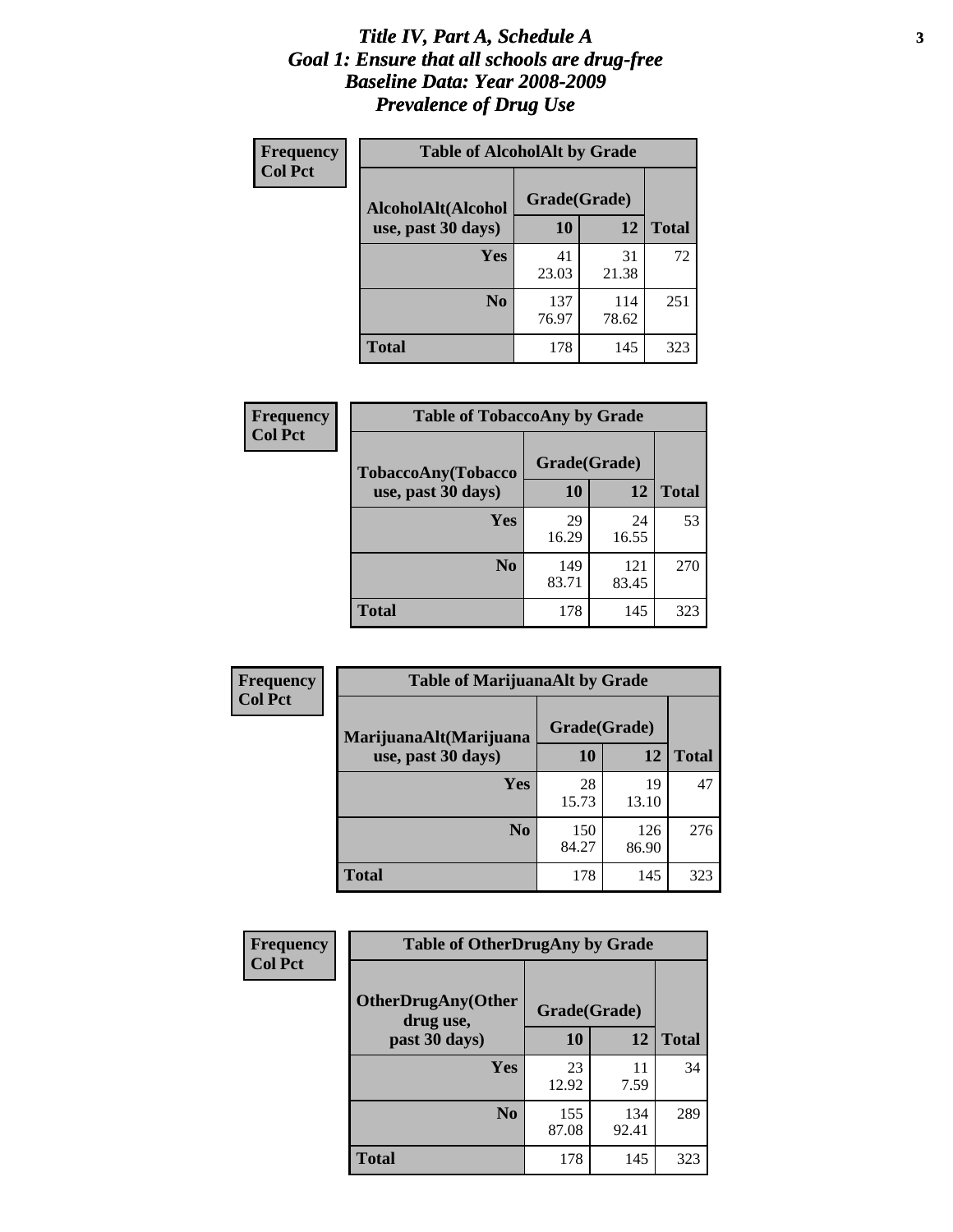# Title IV, Part A, Schedule A
## Goal 1: Ensure that all schools are drug-free
## Baseline Data: Year 2008-2009
## Prevalence of Drug Use

**Frequency**
**Col Pct**

**Table of AlcoholAlt by Grade**

| AlcoholAlt(Alcohol use, past 30 days) | Grade(Grade) 10 | 12 | Total |
|---|---|---|---|
| Yes | 41<br>23.03 | 31<br>21.38 | 72 |
| No | 137<br>76.97 | 114<br>78.62 | 251 |
| Total | 178 | 145 | 323 |

**Frequency**
**Col Pct**

**Table of TobaccoAny by Grade**

| TobaccoAny(Tobacco use, past 30 days) | Grade(Grade) 10 | 12 | Total |
|---|---|---|---|
| Yes | 29<br>16.29 | 24<br>16.55 | 53 |
| No | 149<br>83.71 | 121<br>83.45 | 270 |
| Total | 178 | 145 | 323 |

**Frequency**
**Col Pct**

**Table of MarijuanaAlt by Grade**

| MarijuanaAlt(Marijuana use, past 30 days) | Grade(Grade) 10 | 12 | Total |
|---|---|---|---|
| Yes | 28<br>15.73 | 19<br>13.10 | 47 |
| No | 150<br>84.27 | 126<br>86.90 | 276 |
| Total | 178 | 145 | 323 |

**Frequency**
**Col Pct**

**Table of OtherDrugAny by Grade**

| OtherDrugAny(Other drug use, past 30 days) | Grade(Grade) 10 | 12 | Total |
|---|---|---|---|
| Yes | 23<br>12.92 | 11<br>7.59 | 34 |
| No | 155<br>87.08 | 134<br>92.41 | 289 |
| Total | 178 | 145 | 323 |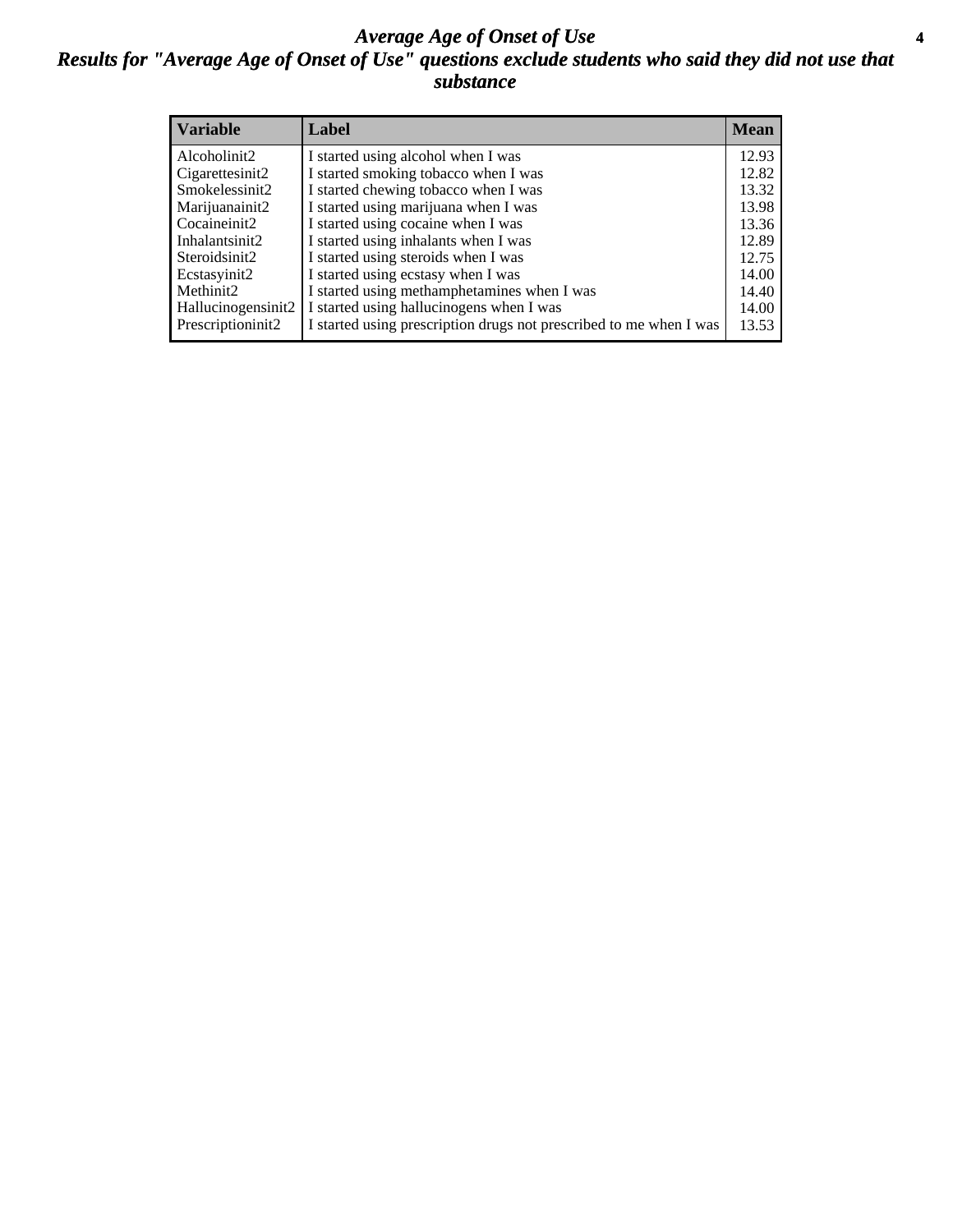# *Average Age of Onset of Use*

## *Results for "Average Age of Onset of Use" questions exclude students who said they did not use that substance*

| Variable | Label | Mean |
|---|---|---|
| Alcoholinit2 | I started using alcohol when I was | 12.93 |
| Cigarettesinit2 | I started smoking tobacco when I was | 12.82 |
| Smokelessinit2 | I started chewing tobacco when I was | 13.32 |
| Marijuanainit2 | I started using marijuana when I was | 13.98 |
| Cocaineinit2 | I started using cocaine when I was | 13.36 |
| Inhalantsinit2 | I started using inhalants when I was | 12.89 |
| Steroidsinit2 | I started using steroids when I was | 12.75 |
| Ecstasyinit2 | I started using ecstasy when I was | 14.00 |
| Methinit2 | I started using methamphetamines when I was | 14.40 |
| Hallucinogensinit2 | I started using hallucinogens when I was | 14.00 |
| Prescriptioninit2 | I started using prescription drugs not prescribed to me when I was | 13.53 |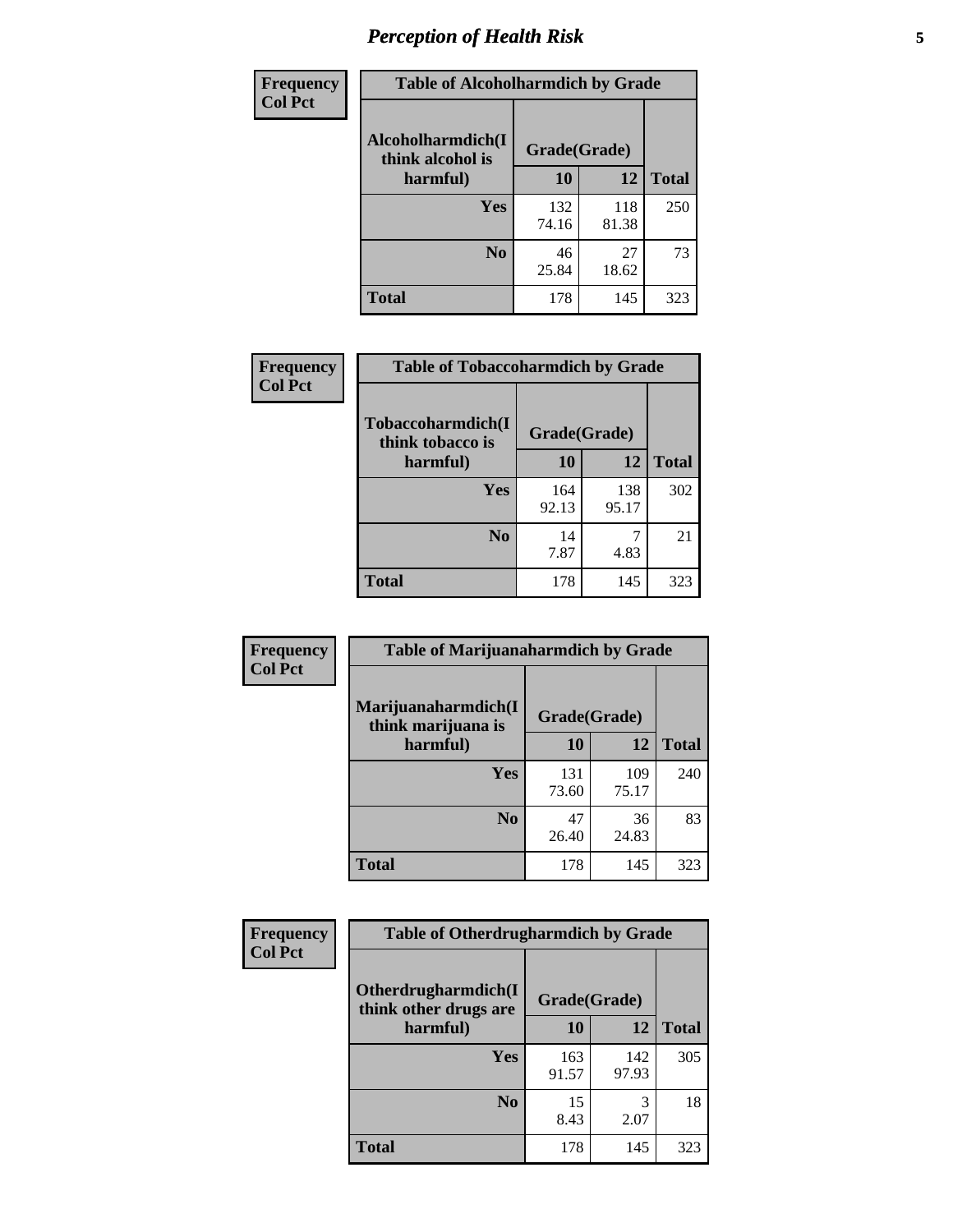## *Perception of Health Risk*

**Frequency**
**Col Pct**

| Table of Alcoholharmdich by Grade | | | |
|---|---|---|---|
| **Alcoholharmdich(I think alcohol is harmful)** | **Grade(Grade)** | | **Total** |
| | **10** | **12** | |
| **Yes** | 132<br>74.16 | 118<br>81.38 | 250 |
| **No** | 46<br>25.84 | 27<br>18.62 | 73 |
| **Total** | 178 | 145 | 323 |

**Frequency**
**Col Pct**

| Table of Tobaccoharmdich by Grade | | | |
|---|---|---|---|
| **Tobaccoharmdich(I think tobacco is harmful)** | **Grade(Grade)** | | **Total** |
| | **10** | **12** | |
| **Yes** | 164<br>92.13 | 138<br>95.17 | 302 |
| **No** | 14<br>7.87 | 7<br>4.83 | 21 |
| **Total** | 178 | 145 | 323 |

**Frequency**
**Col Pct**

| Table of Marijuanaharmdich by Grade | | | |
|---|---|---|---|
| **Marijuanaharmdich(I think marijuana is harmful)** | **Grade(Grade)** | | **Total** |
| | **10** | **12** | |
| **Yes** | 131<br>73.60 | 109<br>75.17 | 240 |
| **No** | 47<br>26.40 | 36<br>24.83 | 83 |
| **Total** | 178 | 145 | 323 |

**Frequency**
**Col Pct**

| Table of Otherdrugharmdich by Grade | | | |
|---|---|---|---|
| **Otherdrugharmdich(I think other drugs are harmful)** | **Grade(Grade)** | | **Total** |
| | **10** | **12** | |
| **Yes** | 163<br>91.57 | 142<br>97.93 | 305 |
| **No** | 15<br>8.43 | 3<br>2.07 | 18 |
| **Total** | 178 | 145 | 323 |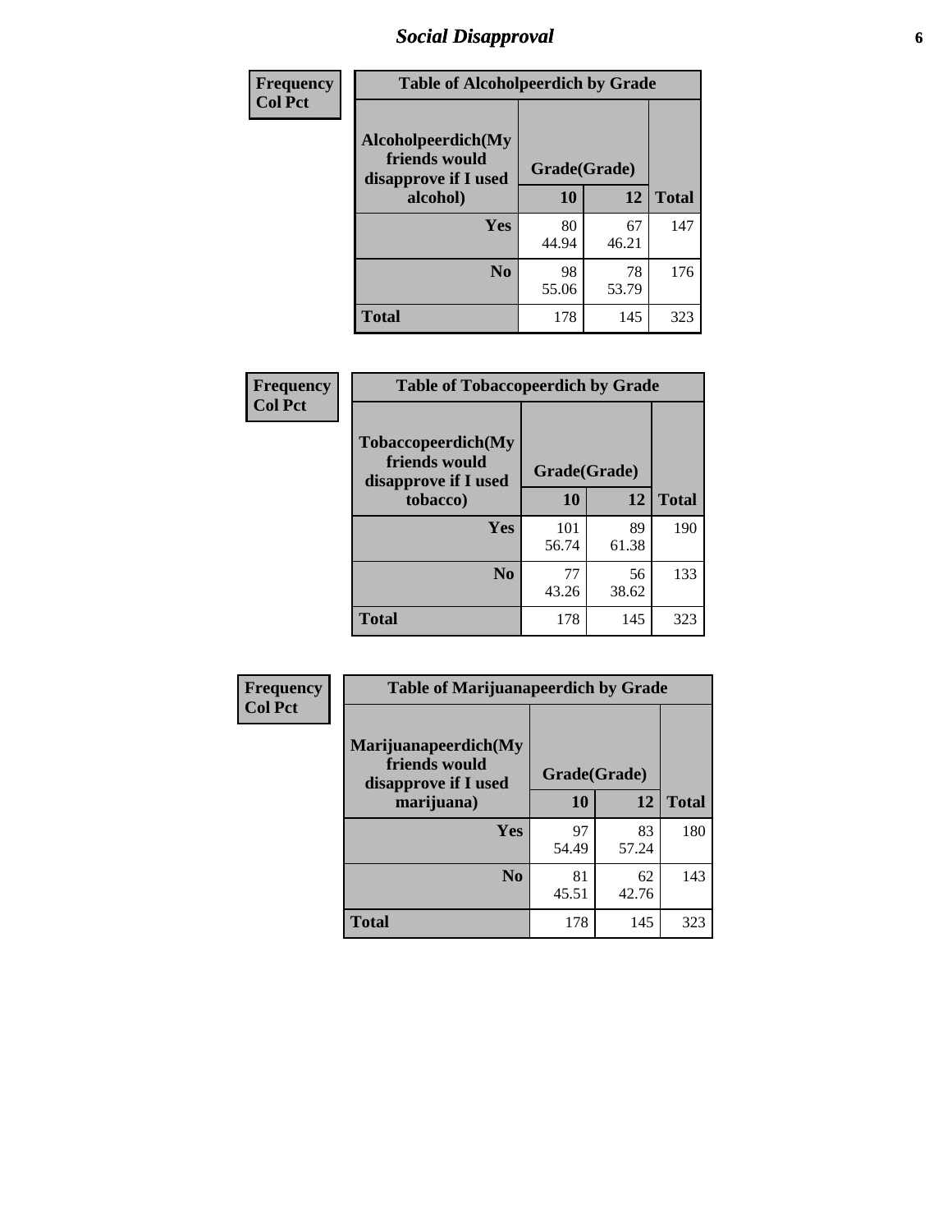# Social Disapproval

| Frequency<br>Col Pct |
|---|

**Table of Alcoholpeerdich by Grade**

| Alcoholpeerdich(My friends would disapprove if I used alcohol) | Grade(Grade) 10 | 12 | Total |
|---|---|---|---|
| Yes | 80<br>44.94 | 67<br>46.21 | 147 |
| No | 98<br>55.06 | 78<br>53.79 | 176 |
| Total | 178 | 145 | 323 |

| Frequency<br>Col Pct |
|---|

**Table of Tobaccopeerdich by Grade**

| Tobaccopeerdich(My friends would disapprove if I used tobacco) | Grade(Grade) 10 | 12 | Total |
|---|---|---|---|
| Yes | 101<br>56.74 | 89<br>61.38 | 190 |
| No | 77<br>43.26 | 56<br>38.62 | 133 |
| Total | 178 | 145 | 323 |

| Frequency<br>Col Pct |
|---|

**Table of Marijuanapeerdich by Grade**

| Marijuanapeerdich(My friends would disapprove if I used marijuana) | Grade(Grade) 10 | 12 | Total |
|---|---|---|---|
| Yes | 97<br>54.49 | 83<br>57.24 | 180 |
| No | 81<br>45.51 | 62<br>42.76 | 143 |
| Total | 178 | 145 | 323 |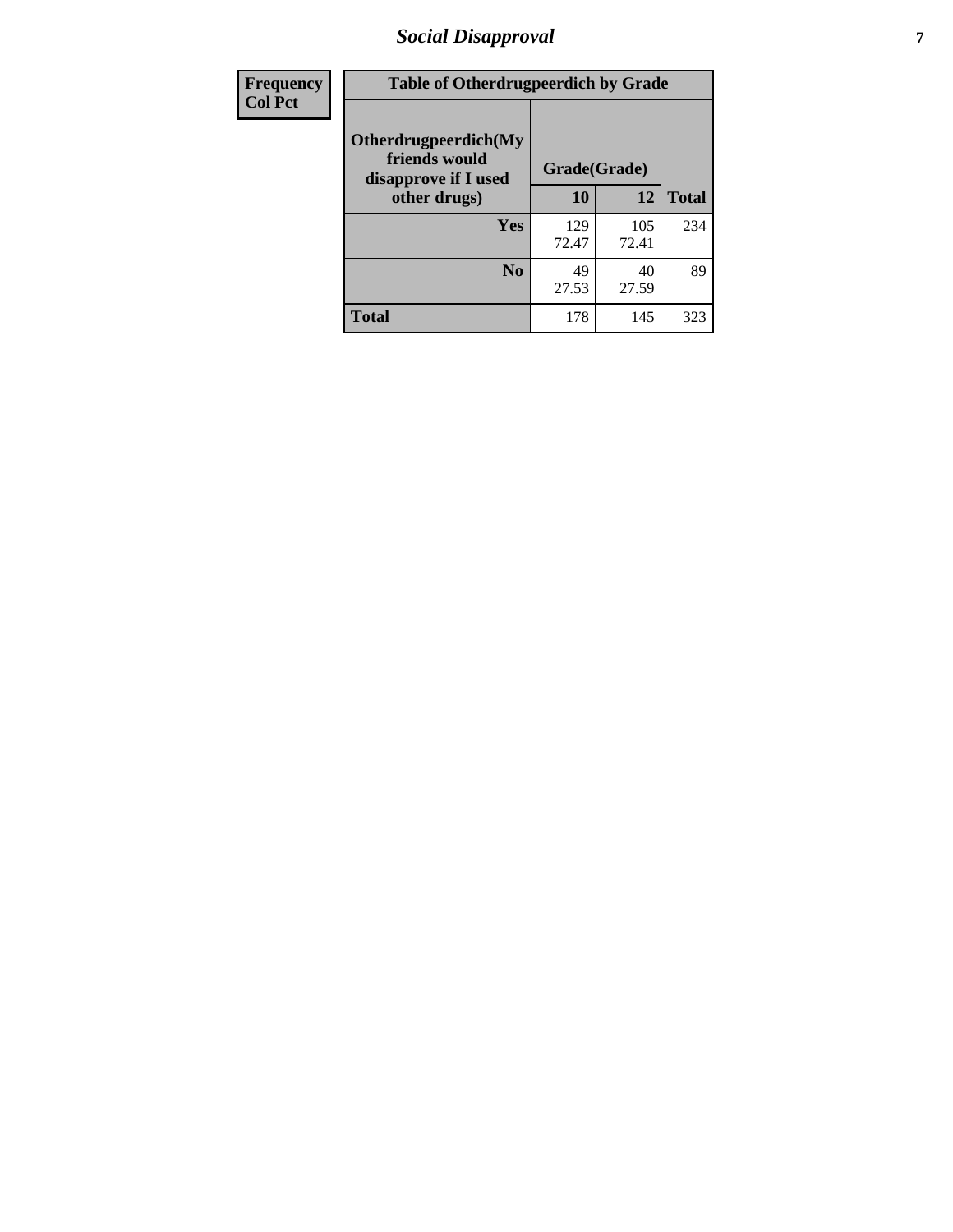# *Social Disapproval*

| Frequency<br>Col Pct | Table of Otherdrugpeerdich by Grade | | |
|---|---|---|---|
| **Otherdrugpeerdich(My friends would disapprove if I used other drugs)** | **Grade(Grade)** | | |
| | **10** | **12** | **Total** |
| **Yes** | 129<br>72.47 | 105<br>72.41 | 234 |
| **No** | 49<br>27.53 | 40<br>27.59 | 89 |
| **Total** | 178 | 145 | 323 |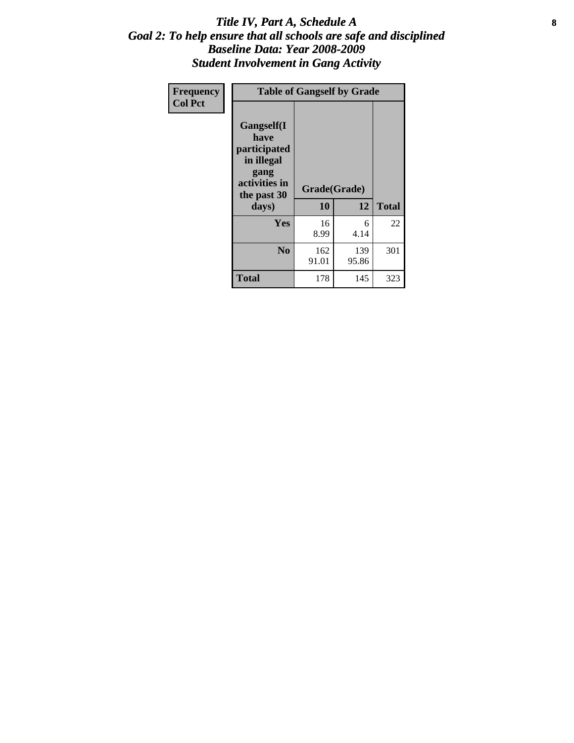# *Title IV, Part A, Schedule A*
## *Goal 2: To help ensure that all schools are safe and disciplined*
## *Baseline Data: Year 2008-2009*
## *Student Involvement in Gang Activity*

| Frequency<br>Col Pct | Table of Gangself by Grade | | |
|---|---|---|---|
| **Gangself(I have participated in illegal gang activities in the past 30 days)** | **Grade(Grade)** | | |
| | **10** | **12** | **Total** |
| **Yes** | 16<br>8.99 | 6<br>4.14 | 22 |
| **No** | 162<br>91.01 | 139<br>95.86 | 301 |
| **Total** | 178 | 145 | 323 |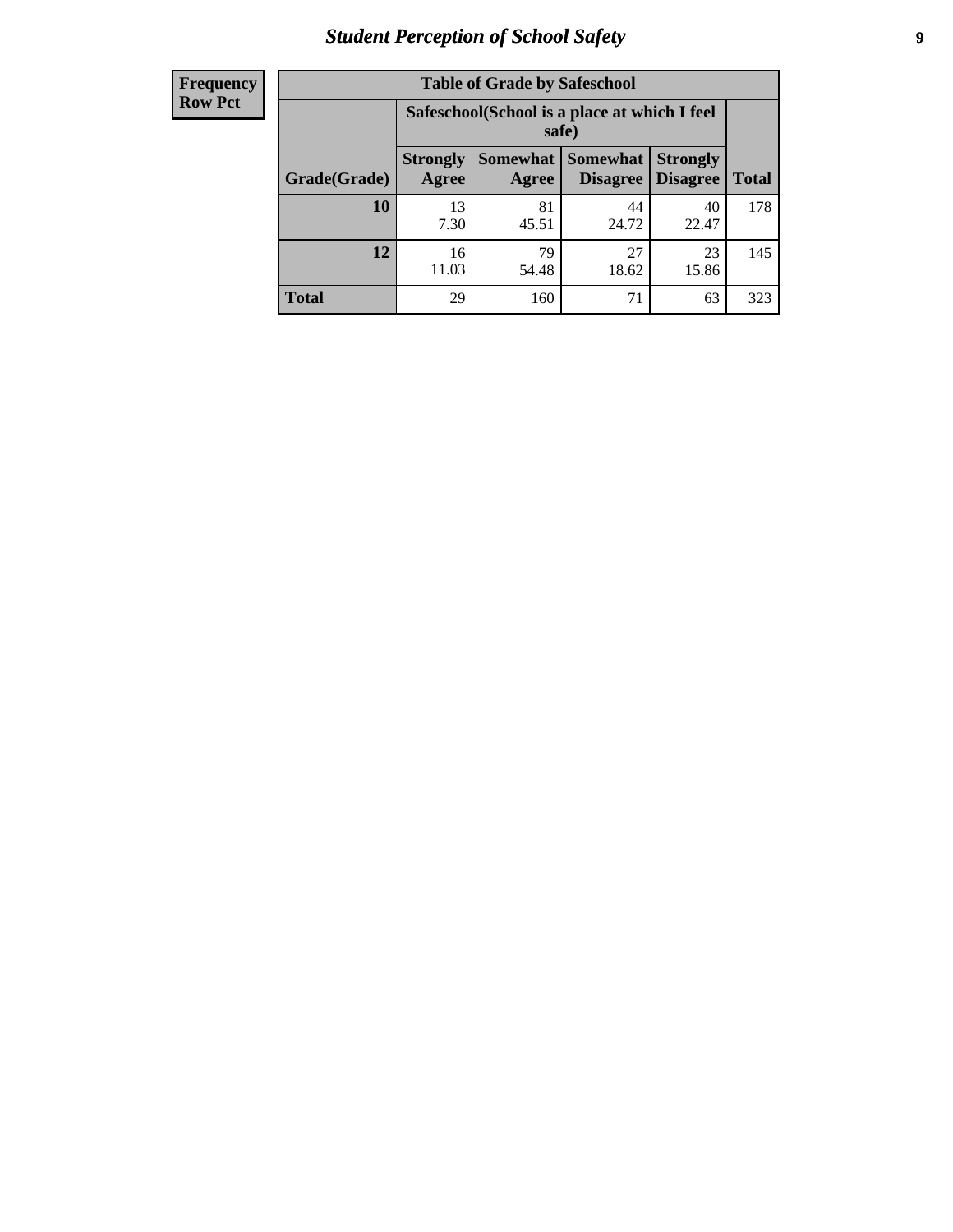| Frequency Row Pct |
|---|

**Table of Grade by Safeschool**

| Grade(Grade) | Safeschool(School is a place at which I feel safe) | | | | Total |
|---|---|---|---|---|---|
| | Strongly Agree | Somewhat Agree | Somewhat Disagree | Strongly Disagree | |
| **10** | 13<br>7.30 | 81<br>45.51 | 44<br>24.72 | 40<br>22.47 | 178 |
| **12** | 16<br>11.03 | 79<br>54.48 | 27<br>18.62 | 23<br>15.86 | 145 |
| **Total** | 29 | 160 | 71 | 63 | 323 |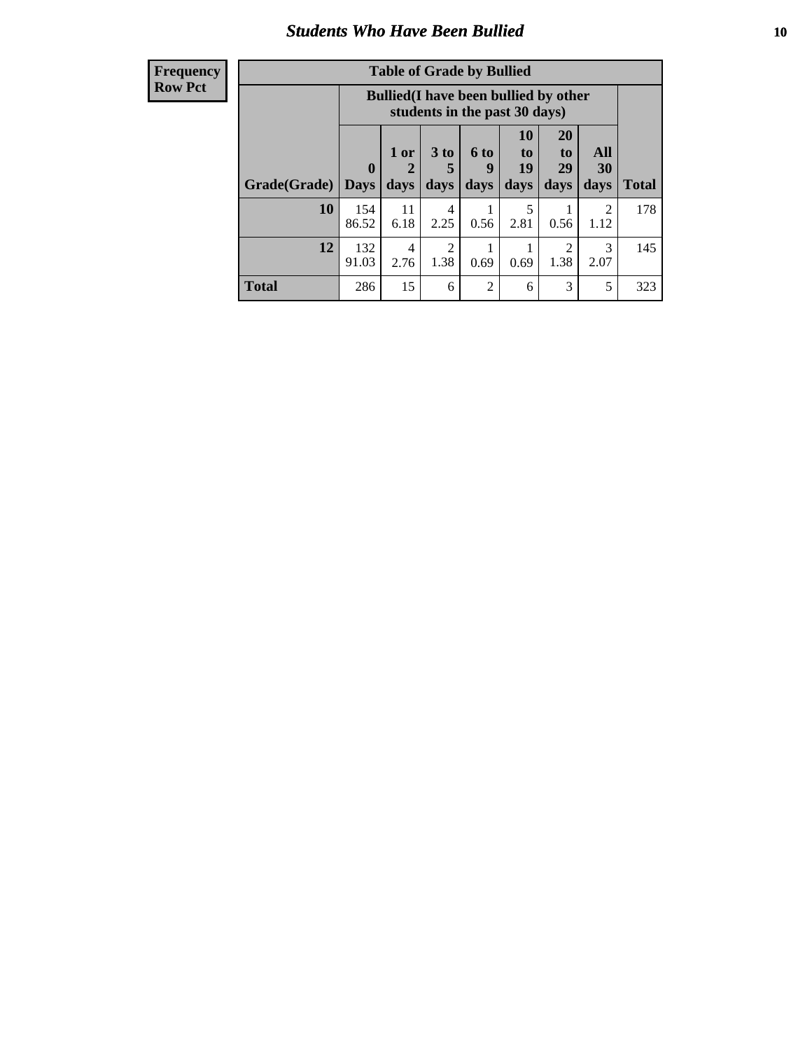# Students Who Have Been Bullied

| Frequency<br>Row Pct |
|---|

**Table of Grade by Bullied**

| Grade(Grade) | Bullied(I have been bullied by other students in the past 30 days) | | | | | | | Total |
|---|---|---|---|---|---|---|---|---|
| | 0 Days | 1 or 2 days | 3 to 5 days | 6 to 9 days | 10 to 19 days | 20 to 29 days | All 30 days | |
| **10** | 154<br>86.52 | 11<br>6.18 | 4<br>2.25 | 1<br>0.56 | 5<br>2.81 | 1<br>0.56 | 2<br>1.12 | 178 |
| **12** | 132<br>91.03 | 4<br>2.76 | 2<br>1.38 | 1<br>0.69 | 1<br>0.69 | 2<br>1.38 | 3<br>2.07 | 145 |
| **Total** | 286 | 15 | 6 | 2 | 6 | 3 | 5 | 323 |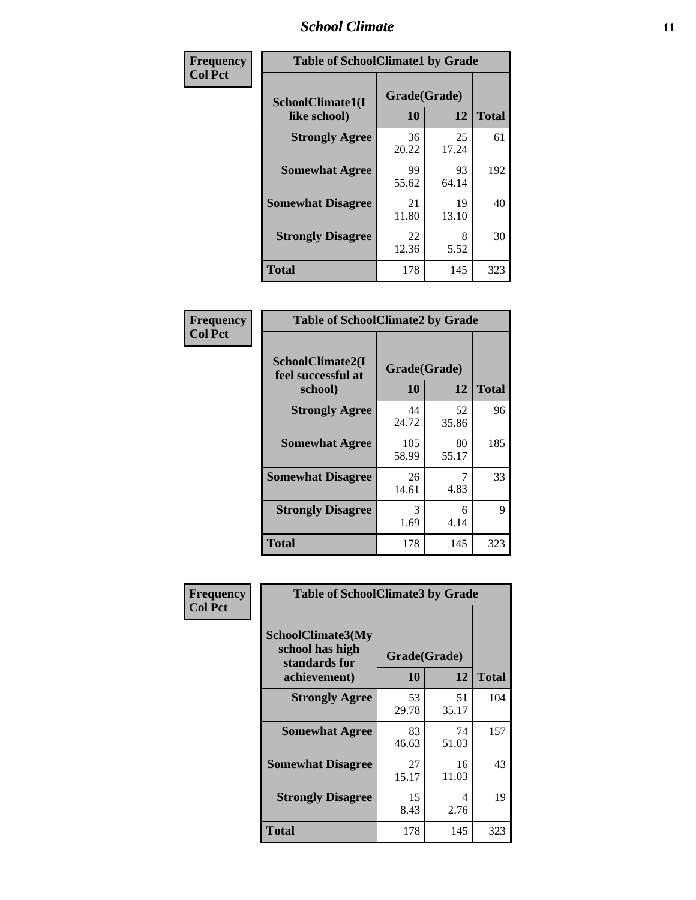| Frequency Col Pct | Table of SchoolClimate1 by Grade | | |
|---|---|---|---|
| SchoolClimate1(I like school) | Grade(Grade) | | Total |
| | 10 | 12 | |
| Strongly Agree | 36<br>20.22 | 25<br>17.24 | 61 |
| Somewhat Agree | 99<br>55.62 | 93<br>64.14 | 192 |
| Somewhat Disagree | 21<br>11.80 | 19<br>13.10 | 40 |
| Strongly Disagree | 22<br>12.36 | 8<br>5.52 | 30 |
| Total | 178 | 145 | 323 |

| Frequency Col Pct | Table of SchoolClimate2 by Grade | | |
|---|---|---|---|
| SchoolClimate2(I feel successful at school) | Grade(Grade) | | Total |
| | 10 | 12 | |
| Strongly Agree | 44<br>24.72 | 52<br>35.86 | 96 |
| Somewhat Agree | 105<br>58.99 | 80<br>55.17 | 185 |
| Somewhat Disagree | 26<br>14.61 | 7<br>4.83 | 33 |
| Strongly Disagree | 3<br>1.69 | 6<br>4.14 | 9 |
| Total | 178 | 145 | 323 |

| Frequency Col Pct | Table of SchoolClimate3 by Grade | | |
|---|---|---|---|
| SchoolClimate3(My school has high standards for achievement) | Grade(Grade) | | Total |
| | 10 | 12 | |
| Strongly Agree | 53<br>29.78 | 51<br>35.17 | 104 |
| Somewhat Agree | 83<br>46.63 | 74<br>51.03 | 157 |
| Somewhat Disagree | 27<br>15.17 | 16<br>11.03 | 43 |
| Strongly Disagree | 15<br>8.43 | 4<br>2.76 | 19 |
| Total | 178 | 145 | 323 |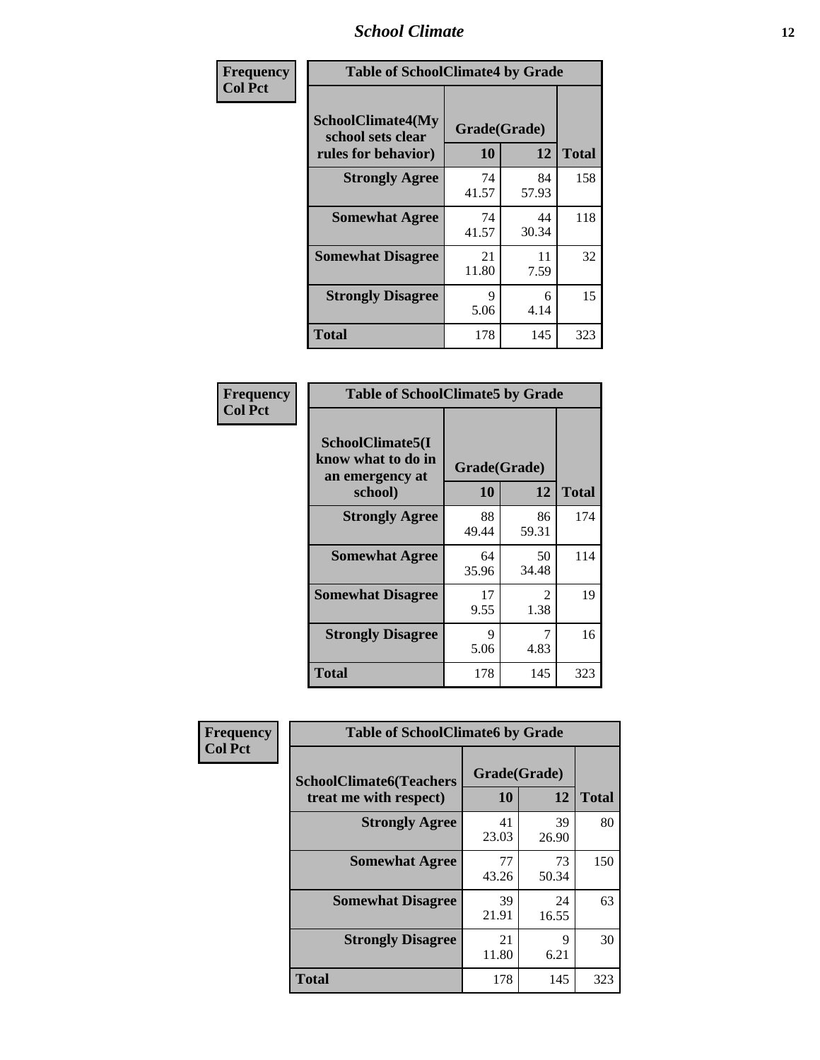| Frequency Col Pct | Table of SchoolClimate4 by Grade | | |
|---|---|---|---|
| SchoolClimate4(My school sets clear rules for behavior) | Grade(Grade) | | |
| | 10 | 12 | Total |
| Strongly Agree | 74<br>41.57 | 84<br>57.93 | 158 |
| Somewhat Agree | 74<br>41.57 | 44<br>30.34 | 118 |
| Somewhat Disagree | 21<br>11.80 | 11<br>7.59 | 32 |
| Strongly Disagree | 9<br>5.06 | 6<br>4.14 | 15 |
| Total | 178 | 145 | 323 |

| Frequency Col Pct | Table of SchoolClimate5 by Grade | | |
|---|---|---|---|
| SchoolClimate5(I know what to do in an emergency at school) | Grade(Grade) | | |
| | 10 | 12 | Total |
| Strongly Agree | 88<br>49.44 | 86<br>59.31 | 174 |
| Somewhat Agree | 64<br>35.96 | 50<br>34.48 | 114 |
| Somewhat Disagree | 17<br>9.55 | 2<br>1.38 | 19 |
| Strongly Disagree | 9<br>5.06 | 7<br>4.83 | 16 |
| Total | 178 | 145 | 323 |

| Frequency Col Pct | Table of SchoolClimate6 by Grade | | |
|---|---|---|---|
| SchoolClimate6(Teachers treat me with respect) | Grade(Grade) | | |
| | 10 | 12 | Total |
| Strongly Agree | 41<br>23.03 | 39<br>26.90 | 80 |
| Somewhat Agree | 77<br>43.26 | 73<br>50.34 | 150 |
| Somewhat Disagree | 39<br>21.91 | 24<br>16.55 | 63 |
| Strongly Disagree | 21<br>11.80 | 9<br>6.21 | 30 |
| Total | 178 | 145 | 323 |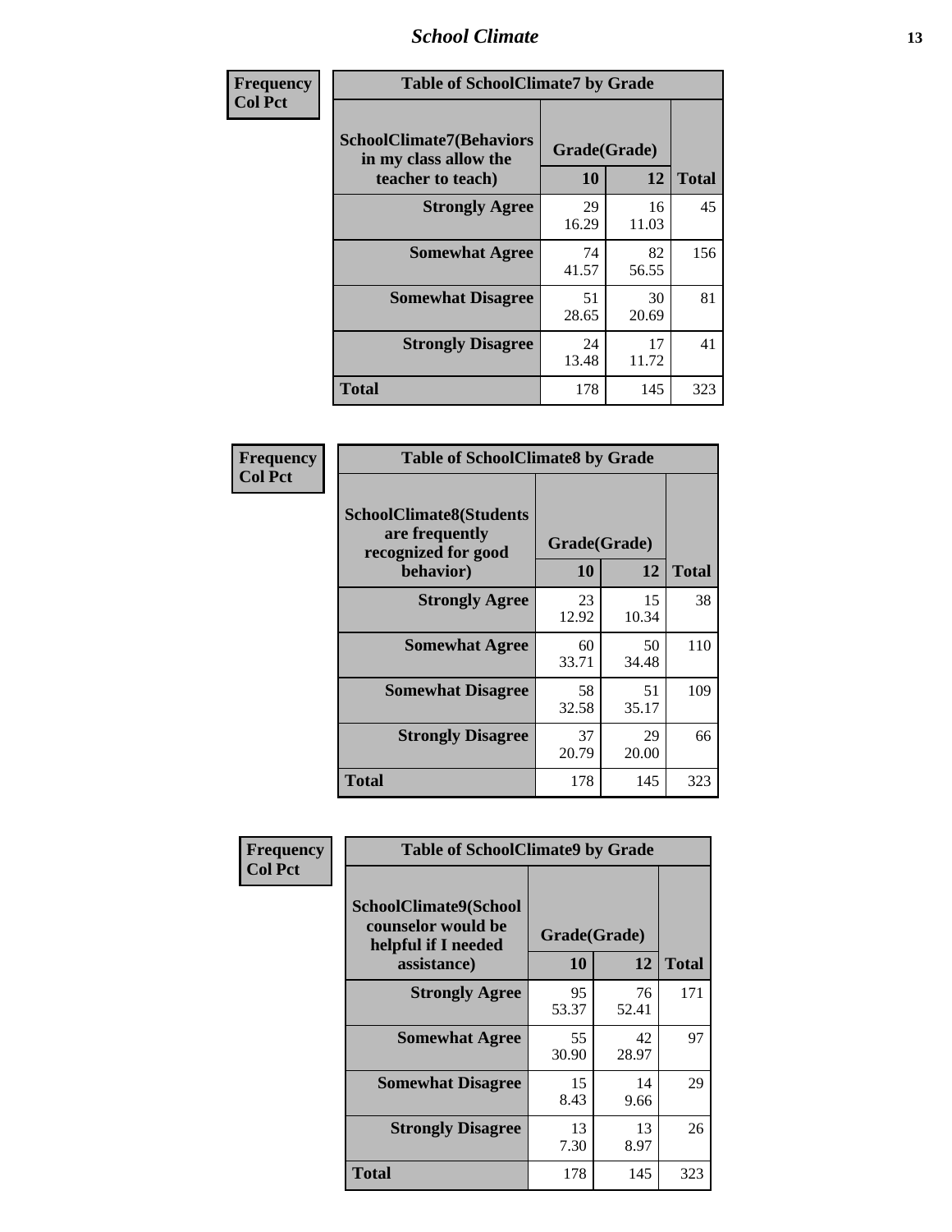| Frequency<br>Col Pct | Table of SchoolClimate7 by Grade | | |
|---|---|---|---|
| **SchoolClimate7(Behaviors in my class allow the teacher to teach)** | **Grade(Grade)** | | |
| | **10** | **12** | **Total** |
| **Strongly Agree** | 29<br>16.29 | 16<br>11.03 | 45 |
| **Somewhat Agree** | 74<br>41.57 | 82<br>56.55 | 156 |
| **Somewhat Disagree** | 51<br>28.65 | 30<br>20.69 | 81 |
| **Strongly Disagree** | 24<br>13.48 | 17<br>11.72 | 41 |
| **Total** | 178 | 145 | 323 |

| Frequency<br>Col Pct | Table of SchoolClimate8 by Grade | | |
|---|---|---|---|
| **SchoolClimate8(Students are frequently recognized for good behavior)** | **Grade(Grade)** | | |
| | **10** | **12** | **Total** |
| **Strongly Agree** | 23<br>12.92 | 15<br>10.34 | 38 |
| **Somewhat Agree** | 60<br>33.71 | 50<br>34.48 | 110 |
| **Somewhat Disagree** | 58<br>32.58 | 51<br>35.17 | 109 |
| **Strongly Disagree** | 37<br>20.79 | 29<br>20.00 | 66 |
| **Total** | 178 | 145 | 323 |

| Frequency<br>Col Pct | Table of SchoolClimate9 by Grade | | |
|---|---|---|---|
| **SchoolClimate9(School counselor would be helpful if I needed assistance)** | **Grade(Grade)** | | |
| | **10** | **12** | **Total** |
| **Strongly Agree** | 95<br>53.37 | 76<br>52.41 | 171 |
| **Somewhat Agree** | 55<br>30.90 | 42<br>28.97 | 97 |
| **Somewhat Disagree** | 15<br>8.43 | 14<br>9.66 | 29 |
| **Strongly Disagree** | 13<br>7.30 | 13<br>8.97 | 26 |
| **Total** | 178 | 145 | 323 |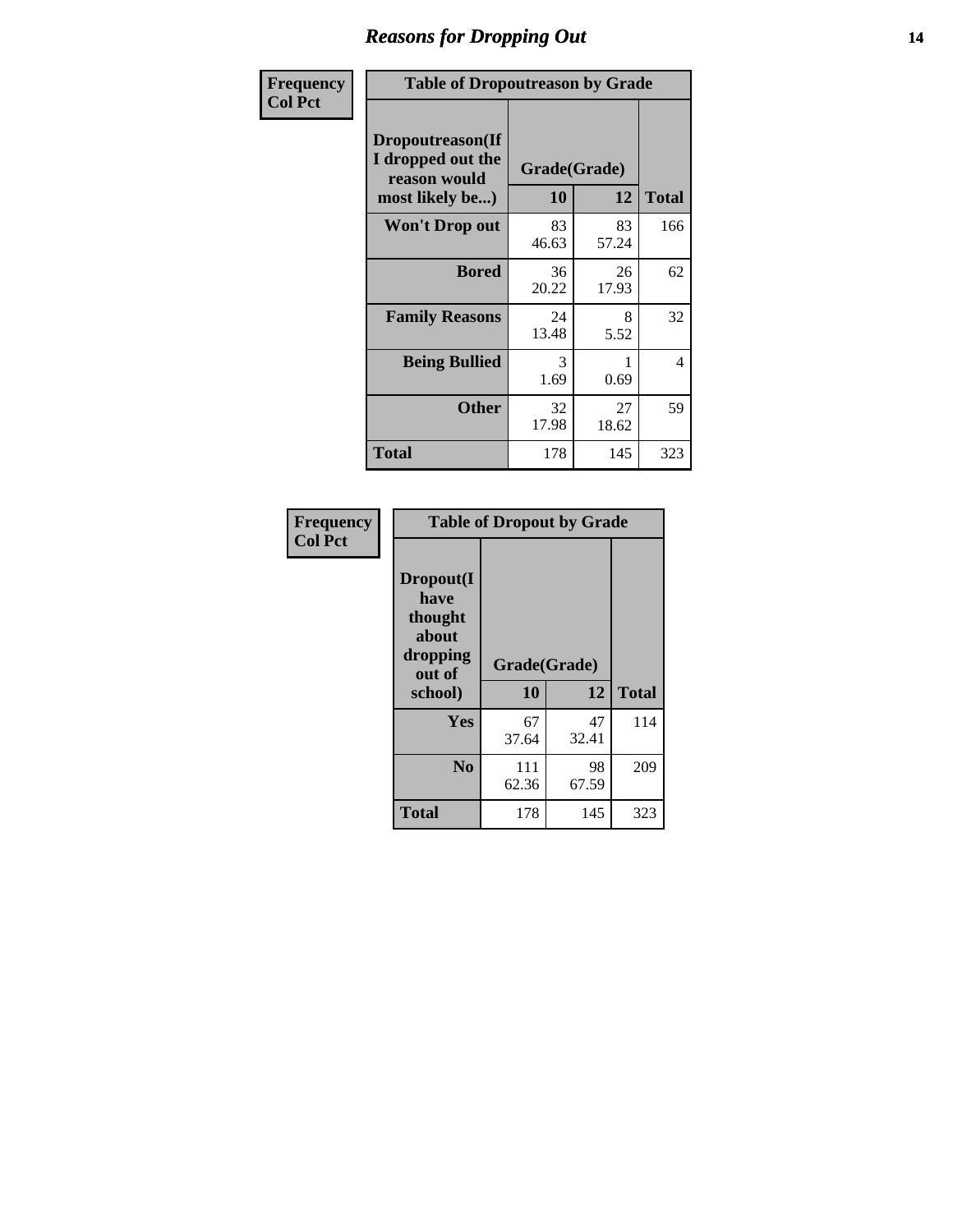## Reasons for Dropping Out

**Frequency**
**Col Pct**

**Table of Dropoutreason by Grade**

| Dropoutreason(If I dropped out the reason would most likely be...) | Grade(Grade) 10 | 12 | Total |
|---|---|---|---|
| **Won't Drop out** | 83<br>46.63 | 83<br>57.24 | 166 |
| **Bored** | 36<br>20.22 | 26<br>17.93 | 62 |
| **Family Reasons** | 24<br>13.48 | 8<br>5.52 | 32 |
| **Being Bullied** | 3<br>1.69 | 1<br>0.69 | 4 |
| **Other** | 32<br>17.98 | 27<br>18.62 | 59 |
| **Total** | 178 | 145 | 323 |

**Frequency**
**Col Pct**

**Table of Dropout by Grade**

| Dropout(I have thought about dropping out of school) | Grade(Grade) 10 | 12 | Total |
|---|---|---|---|
| **Yes** | 67<br>37.64 | 47<br>32.41 | 114 |
| **No** | 111<br>62.36 | 98<br>67.59 | 209 |
| **Total** | 178 | 145 | 323 |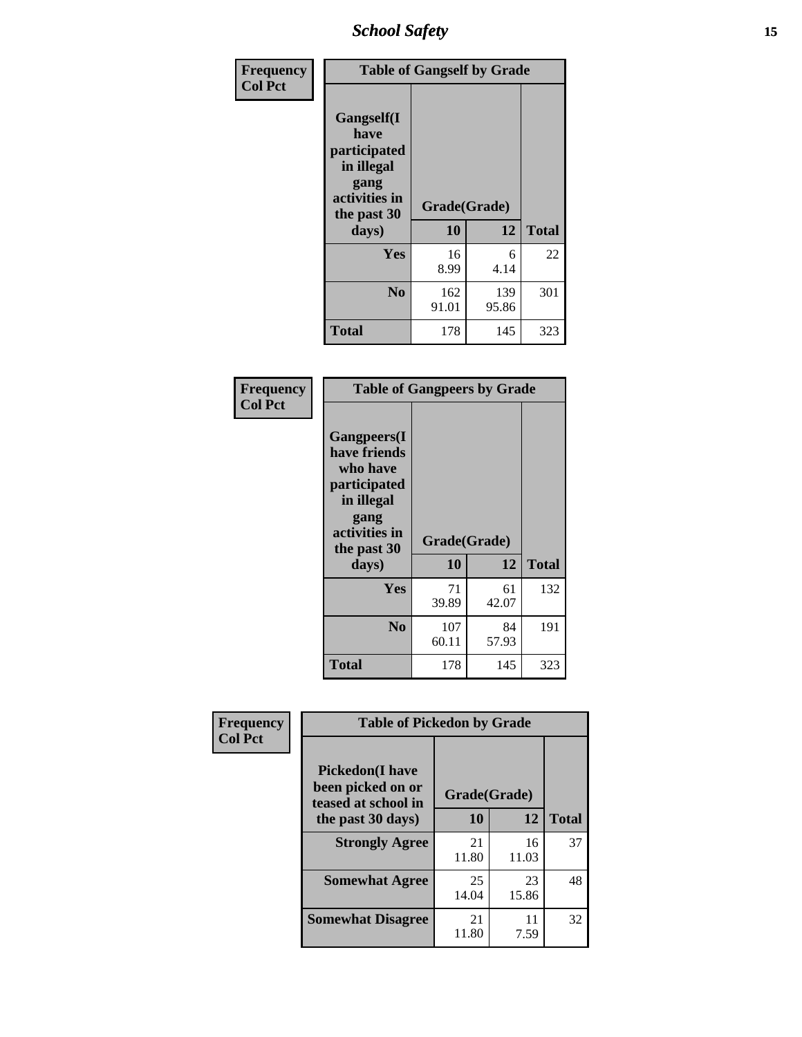| Frequency<br>Col Pct | Table of Gangself by Grade | | |
|---|---|---|---|
| Gangself(I have participated in illegal gang activities in the past 30 days) | Grade(Grade) | | |
| | 10 | 12 | Total |
| Yes | 16<br>8.99 | 6<br>4.14 | 22 |
| No | 162<br>91.01 | 139<br>95.86 | 301 |
| Total | 178 | 145 | 323 |

| Frequency<br>Col Pct | Table of Gangpeers by Grade | | |
|---|---|---|---|
| Gangpeers(I have friends who have participated in illegal gang activities in the past 30 days) | Grade(Grade) | | |
| | 10 | 12 | Total |
| Yes | 71<br>39.89 | 61<br>42.07 | 132 |
| No | 107<br>60.11 | 84<br>57.93 | 191 |
| Total | 178 | 145 | 323 |

| Frequency<br>Col Pct | Table of Pickedon by Grade | | |
|---|---|---|---|
| Pickedon(I have been picked on or teased at school in the past 30 days) | Grade(Grade) | | |
| | 10 | 12 | Total |
| Strongly Agree | 21<br>11.80 | 16<br>11.03 | 37 |
| Somewhat Agree | 25<br>14.04 | 23<br>15.86 | 48 |
| Somewhat Disagree | 21<br>11.80 | 11<br>7.59 | 32 |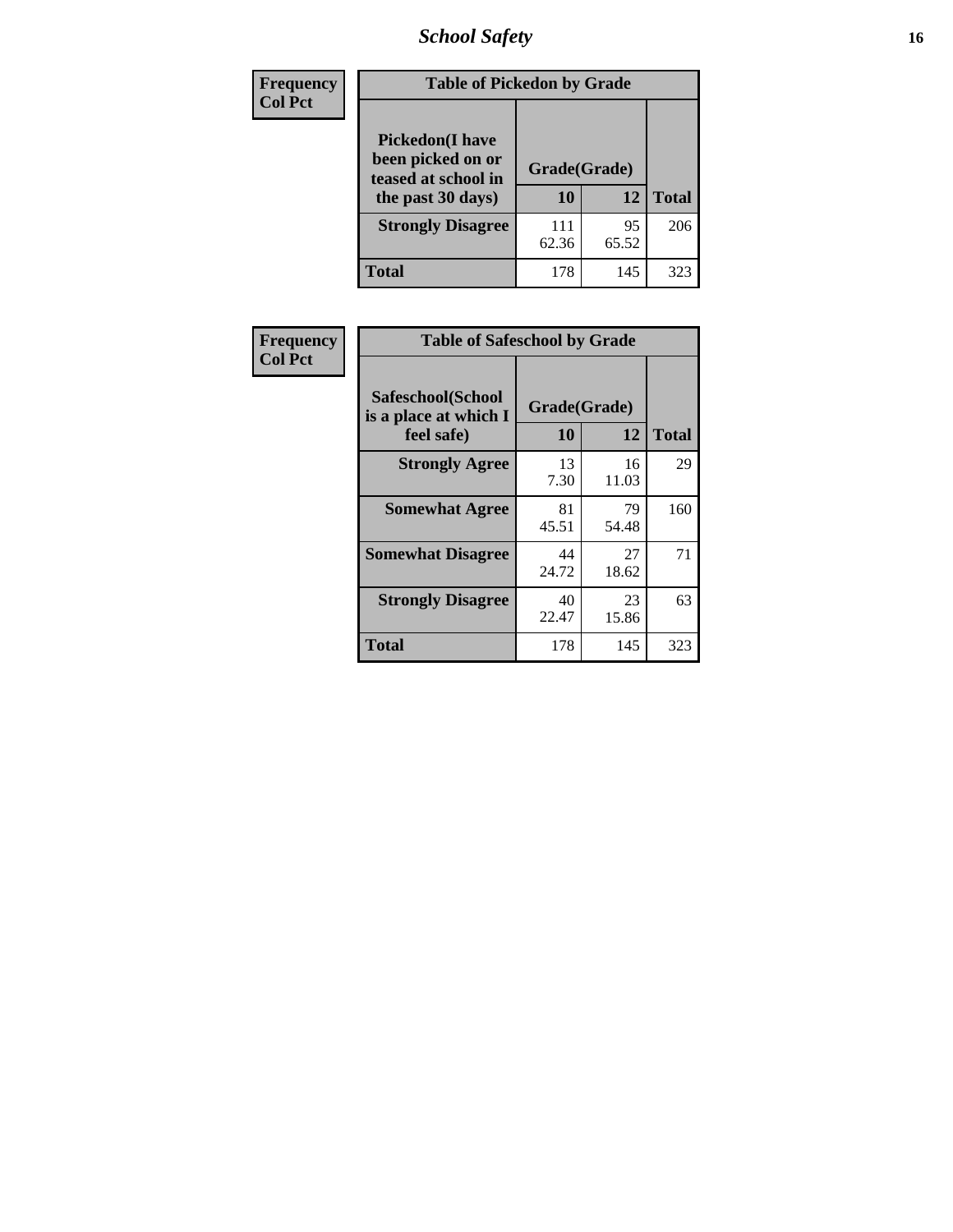# School Safety

| Frequency Col Pct | Table of Pickedon by Grade | | |
|---|---|---|---|
| Pickedon(I have been picked on or teased at school in the past 30 days) | Grade(Grade) | | |
| | 10 | 12 | Total |
| Strongly Disagree | 111<br>62.36 | 95<br>65.52 | 206 |
| Total | 178 | 145 | 323 |

| Frequency Col Pct | Table of Safeschool by Grade | | |
|---|---|---|---|
| Safeschool(School is a place at which I feel safe) | Grade(Grade) | | |
| | 10 | 12 | Total |
| Strongly Agree | 13<br>7.30 | 16<br>11.03 | 29 |
| Somewhat Agree | 81<br>45.51 | 79<br>54.48 | 160 |
| Somewhat Disagree | 44<br>24.72 | 27<br>18.62 | 71 |
| Strongly Disagree | 40<br>22.47 | 23<br>15.86 | 63 |
| Total | 178 | 145 | 323 |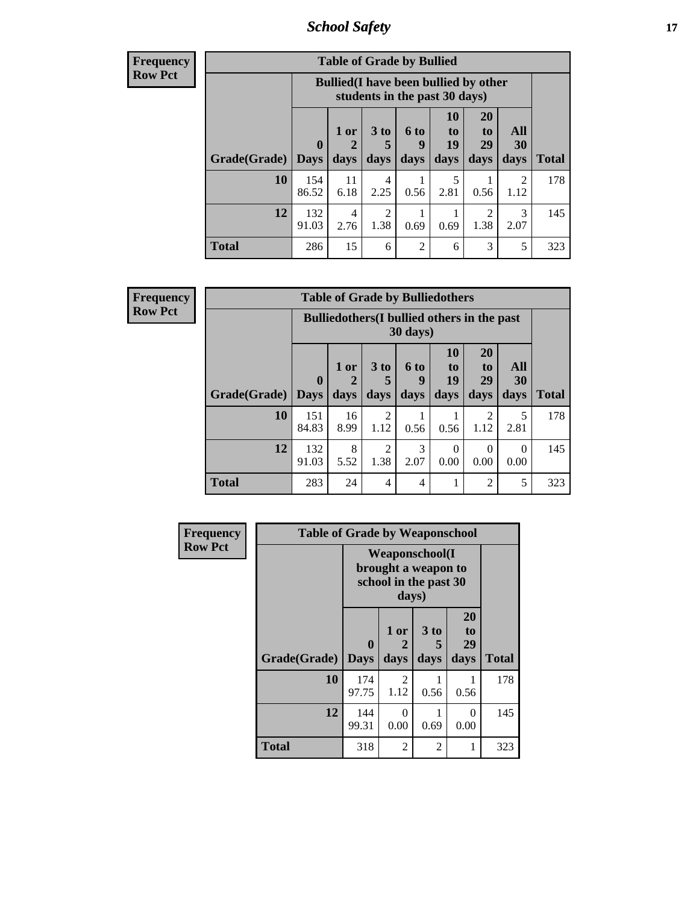| Frequency<br>Row Pct | | | | | | | | |
|---|---|---|---|---|---|---|---|---|

**Table of Grade by Bullied**

| Grade(Grade) | Bullied(I have been bullied by other students in the past 30 days) | | | | | | | Total |
|---|---|---|---|---|---|---|---|---|
| | 0 Days | 1 or 2 days | 3 to 5 days | 6 to 9 days | 10 to 19 days | 20 to 29 days | All 30 days | |
| **10** | 154<br>86.52 | 11<br>6.18 | 4<br>2.25 | 1<br>0.56 | 5<br>2.81 | 1<br>0.56 | 2<br>1.12 | 178 |
| **12** | 132<br>91.03 | 4<br>2.76 | 2<br>1.38 | 1<br>0.69 | 1<br>0.69 | 2<br>1.38 | 3<br>2.07 | 145 |
| **Total** | 286 | 15 | 6 | 2 | 6 | 3 | 5 | 323 |

**Frequency**
**Row Pct**

**Table of Grade by Bulliedothers**

| Grade(Grade) | Bulliedothers(I bullied others in the past 30 days) | | | | | | | Total |
|---|---|---|---|---|---|---|---|---|
| | 0 Days | 1 or 2 days | 3 to 5 days | 6 to 9 days | 10 to 19 days | 20 to 29 days | All 30 days | |
| **10** | 151<br>84.83 | 16<br>8.99 | 2<br>1.12 | 1<br>0.56 | 1<br>0.56 | 2<br>1.12 | 5<br>2.81 | 178 |
| **12** | 132<br>91.03 | 8<br>5.52 | 2<br>1.38 | 3<br>2.07 | 0<br>0.00 | 0<br>0.00 | 0<br>0.00 | 145 |
| **Total** | 283 | 24 | 4 | 4 | 1 | 2 | 5 | 323 |

**Frequency**
**Row Pct**

**Table of Grade by Weaponschool**

| Grade(Grade) | Weaponschool(I brought a weapon to school in the past 30 days) | | | | Total |
|---|---|---|---|---|---|
| | 0 Days | 1 or 2 days | 3 to 5 days | 20 to 29 days | |
| **10** | 174<br>97.75 | 2<br>1.12 | 1<br>0.56 | 1<br>0.56 | 178 |
| **12** | 144<br>99.31 | 0<br>0.00 | 1<br>0.69 | 0<br>0.00 | 145 |
| **Total** | 318 | 2 | 2 | 1 | 323 |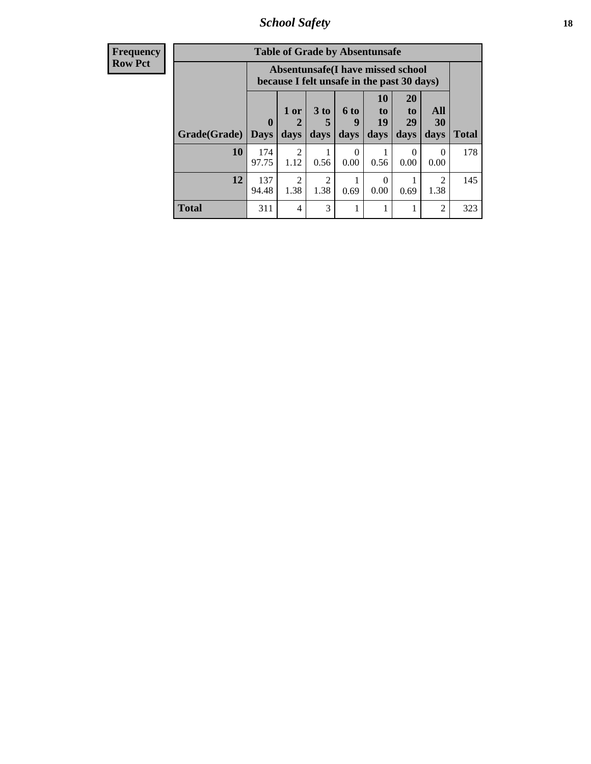| Frequency<br>Row Pct |
|---|

**Table of Grade by Absentunsafe**

| | Absentunsafe(I have missed school because I felt unsafe in the past 30 days) | | | | | | | |
|---|---|---|---|---|---|---|---|---|
| Grade(Grade) | 0 Days | 1 or 2 days | 3 to 5 days | 6 to 9 days | 10 to 19 days | 20 to 29 days | All 30 days | Total |
| 10 | 174<br>97.75 | 2<br>1.12 | 1<br>0.56 | 0<br>0.00 | 1<br>0.56 | 0<br>0.00 | 0<br>0.00 | 178 |
| 12 | 137<br>94.48 | 2<br>1.38 | 2<br>1.38 | 1<br>0.69 | 0<br>0.00 | 1<br>0.69 | 2<br>1.38 | 145 |
| Total | 311 | 4 | 3 | 1 | 1 | 1 | 2 | 323 |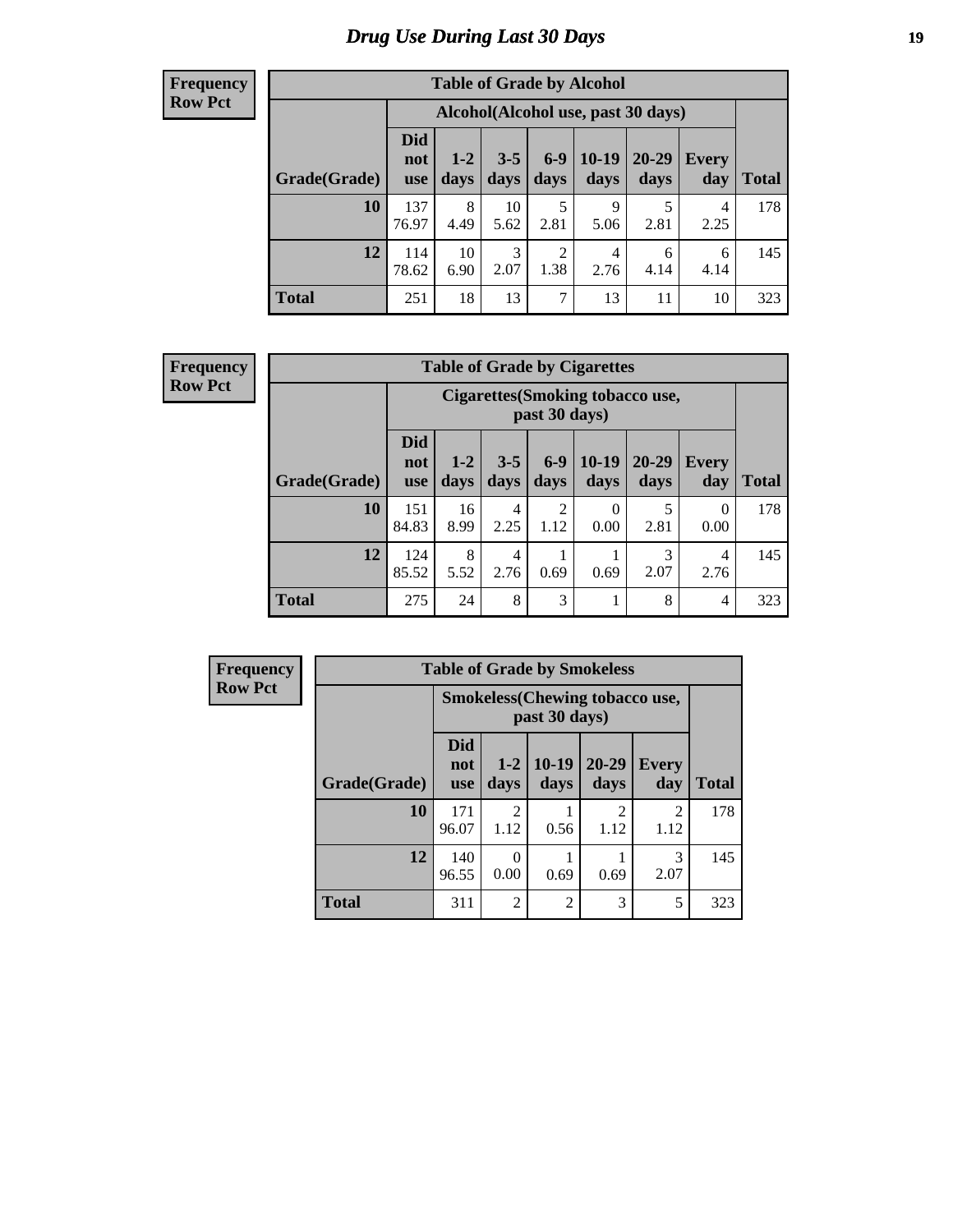# Drug Use During Last 30 Days

**Frequency**
**Row Pct**

| Table of Grade by Alcohol | | | | | | | | |
|---|---|---|---|---|---|---|---|---|
| | Alcohol(Alcohol use, past 30 days) | | | | | | | |
| Grade(Grade) | Did not use | 1-2 days | 3-5 days | 6-9 days | 10-19 days | 20-29 days | Every day | Total |
| **10** | 137<br>76.97 | 8<br>4.49 | 10<br>5.62 | 5<br>2.81 | 9<br>5.06 | 5<br>2.81 | 4<br>2.25 | 178 |
| **12** | 114<br>78.62 | 10<br>6.90 | 3<br>2.07 | 2<br>1.38 | 4<br>2.76 | 6<br>4.14 | 6<br>4.14 | 145 |
| **Total** | 251 | 18 | 13 | 7 | 13 | 11 | 10 | 323 |

**Frequency**
**Row Pct**

| Table of Grade by Cigarettes | | | | | | | | |
|---|---|---|---|---|---|---|---|---|
| | Cigarettes(Smoking tobacco use, past 30 days) | | | | | | | |
| Grade(Grade) | Did not use | 1-2 days | 3-5 days | 6-9 days | 10-19 days | 20-29 days | Every day | Total |
| **10** | 151<br>84.83 | 16<br>8.99 | 4<br>2.25 | 2<br>1.12 | 0<br>0.00 | 5<br>2.81 | 0<br>0.00 | 178 |
| **12** | 124<br>85.52 | 8<br>5.52 | 4<br>2.76 | 1<br>0.69 | 1<br>0.69 | 3<br>2.07 | 4<br>2.76 | 145 |
| **Total** | 275 | 24 | 8 | 3 | 1 | 8 | 4 | 323 |

**Frequency**
**Row Pct**

| Table of Grade by Smokeless | | | | | | |
|---|---|---|---|---|---|---|
| | Smokeless(Chewing tobacco use, past 30 days) | | | | | |
| Grade(Grade) | Did not use | 1-2 days | 10-19 days | 20-29 days | Every day | Total |
| **10** | 171<br>96.07 | 2<br>1.12 | 1<br>0.56 | 2<br>1.12 | 2<br>1.12 | 178 |
| **12** | 140<br>96.55 | 0<br>0.00 | 1<br>0.69 | 1<br>0.69 | 3<br>2.07 | 145 |
| **Total** | 311 | 2 | 2 | 3 | 5 | 323 |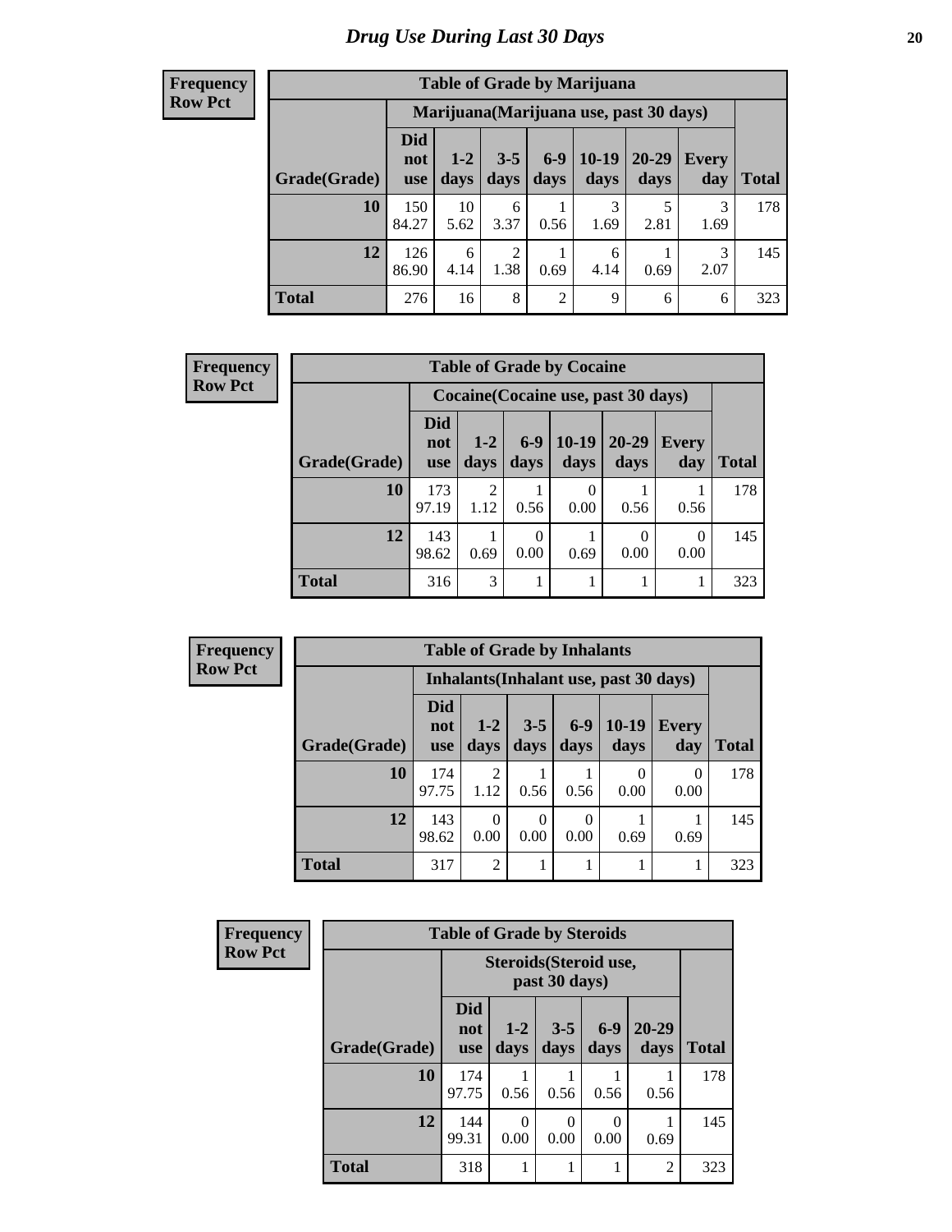# Drug Use During Last 30 Days

**Frequency**
**Row Pct**

| Table of Grade by Marijuana | | | | | | | | |
|---|---|---|---|---|---|---|---|---|
| | Marijuana(Marijuana use, past 30 days) | | | | | | | |
| Grade(Grade) | Did not use | 1-2 days | 3-5 days | 6-9 days | 10-19 days | 20-29 days | Every day | Total |
| 10 | 150<br>84.27 | 10<br>5.62 | 6<br>3.37 | 1<br>0.56 | 3<br>1.69 | 5<br>2.81 | 3<br>1.69 | 178 |
| 12 | 126<br>86.90 | 6<br>4.14 | 2<br>1.38 | 1<br>0.69 | 6<br>4.14 | 1<br>0.69 | 3<br>2.07 | 145 |
| Total | 276 | 16 | 8 | 2 | 9 | 6 | 6 | 323 |

**Frequency**
**Row Pct**

| Table of Grade by Cocaine | | | | | | | |
|---|---|---|---|---|---|---|---|
| | Cocaine(Cocaine use, past 30 days) | | | | | | |
| Grade(Grade) | Did not use | 1-2 days | 6-9 days | 10-19 days | 20-29 days | Every day | Total |
| 10 | 173<br>97.19 | 2<br>1.12 | 1<br>0.56 | 0<br>0.00 | 1<br>0.56 | 1<br>0.56 | 178 |
| 12 | 143<br>98.62 | 1<br>0.69 | 0<br>0.00 | 1<br>0.69 | 0<br>0.00 | 0<br>0.00 | 145 |
| Total | 316 | 3 | 1 | 1 | 1 | 1 | 323 |

**Frequency**
**Row Pct**

| Table of Grade by Inhalants | | | | | | | |
|---|---|---|---|---|---|---|---|
| | Inhalants(Inhalant use, past 30 days) | | | | | | |
| Grade(Grade) | Did not use | 1-2 days | 3-5 days | 6-9 days | 10-19 days | Every day | Total |
| 10 | 174<br>97.75 | 2<br>1.12 | 1<br>0.56 | 1<br>0.56 | 0<br>0.00 | 0<br>0.00 | 178 |
| 12 | 143<br>98.62 | 0<br>0.00 | 0<br>0.00 | 0<br>0.00 | 1<br>0.69 | 1<br>0.69 | 145 |
| Total | 317 | 2 | 1 | 1 | 1 | 1 | 323 |

**Frequency**
**Row Pct**

| Table of Grade by Steroids | | | | | | |
|---|---|---|---|---|---|---|
| | Steroids(Steroid use, past 30 days) | | | | | |
| Grade(Grade) | Did not use | 1-2 days | 3-5 days | 6-9 days | 20-29 days | Total |
| 10 | 174<br>97.75 | 1<br>0.56 | 1<br>0.56 | 1<br>0.56 | 1<br>0.56 | 178 |
| 12 | 144<br>99.31 | 0<br>0.00 | 0<br>0.00 | 0<br>0.00 | 1<br>0.69 | 145 |
| Total | 318 | 1 | 1 | 1 | 2 | 323 |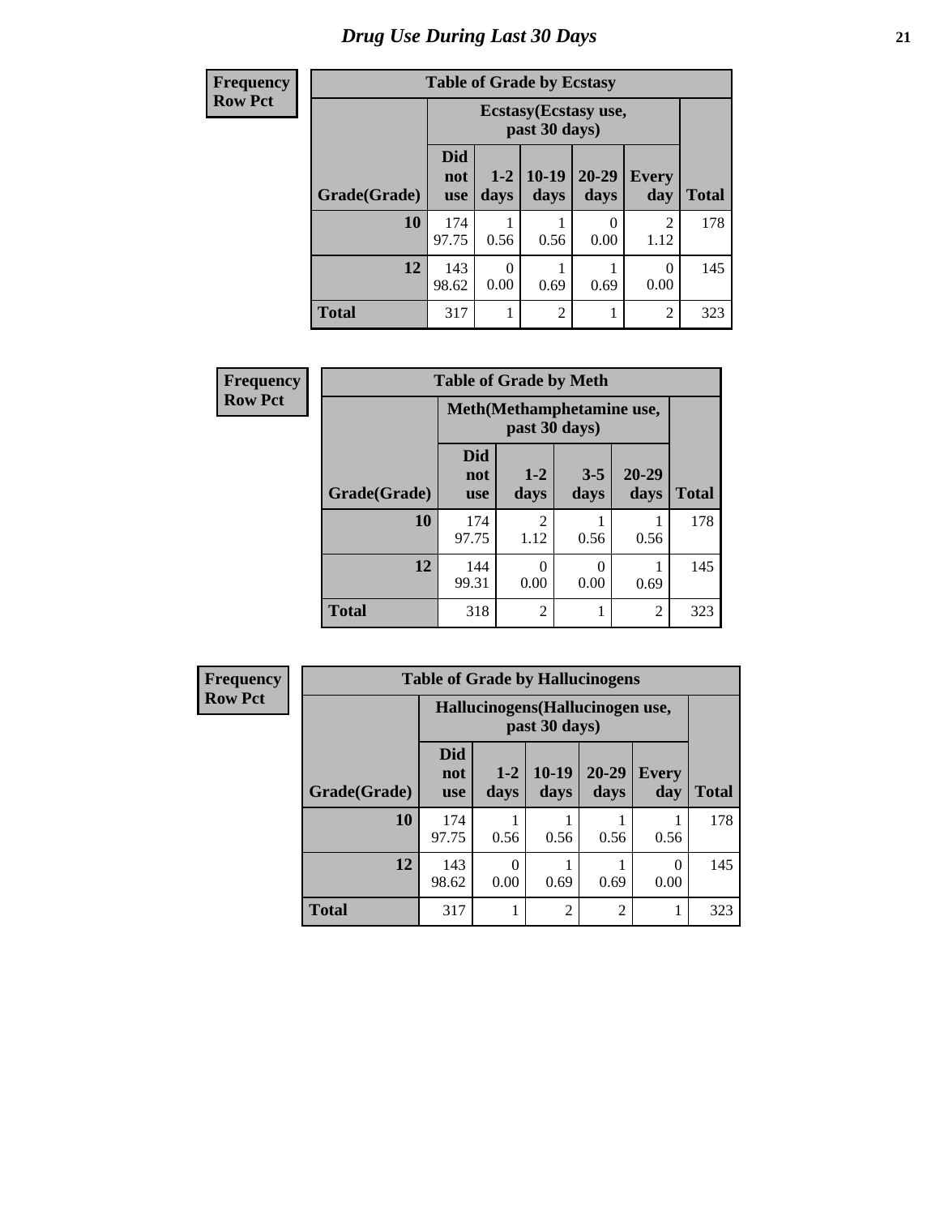# Drug Use During Last 30 Days

| Frequency Row Pct |
|---|

**Table of Grade by Ecstasy**

| Grade(Grade) | Ecstasy(Ecstasy use, past 30 days) | | | | | Total |
|---|---|---|---|---|---|---|
| | Did not use | 1-2 days | 10-19 days | 20-29 days | Every day | |
| **10** | 174<br>97.75 | 1<br>0.56 | 1<br>0.56 | 0<br>0.00 | 2<br>1.12 | 178 |
| **12** | 143<br>98.62 | 0<br>0.00 | 1<br>0.69 | 1<br>0.69 | 0<br>0.00 | 145 |
| **Total** | 317 | 1 | 2 | 1 | 2 | 323 |

| Frequency Row Pct |
|---|

**Table of Grade by Meth**

| Grade(Grade) | Meth(Methamphetamine use, past 30 days) | | | | Total |
|---|---|---|---|---|---|
| | Did not use | 1-2 days | 3-5 days | 20-29 days | |
| **10** | 174<br>97.75 | 2<br>1.12 | 1<br>0.56 | 1<br>0.56 | 178 |
| **12** | 144<br>99.31 | 0<br>0.00 | 0<br>0.00 | 1<br>0.69 | 145 |
| **Total** | 318 | 2 | 1 | 2 | 323 |

| Frequency Row Pct |
|---|

**Table of Grade by Hallucinogens**

| Grade(Grade) | Hallucinogens(Hallucinogen use, past 30 days) | | | | | Total |
|---|---|---|---|---|---|---|
| | Did not use | 1-2 days | 10-19 days | 20-29 days | Every day | |
| **10** | 174<br>97.75 | 1<br>0.56 | 1<br>0.56 | 1<br>0.56 | 1<br>0.56 | 178 |
| **12** | 143<br>98.62 | 0<br>0.00 | 1<br>0.69 | 1<br>0.69 | 0<br>0.00 | 145 |
| **Total** | 317 | 1 | 2 | 2 | 1 | 323 |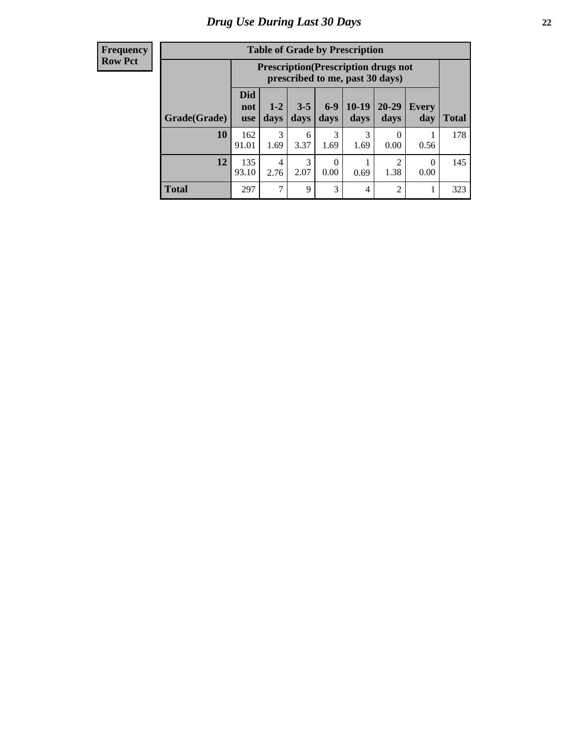# Drug Use During Last 30 Days

| Frequency<br>Row Pct |
|---|

**Table of Grade by Prescription**

| Grade(Grade) | Prescription(Prescription drugs not prescribed to me, past 30 days) | | | | | | | Total |
|---|---|---|---|---|---|---|---|---|
| | Did not use | 1-2 days | 3-5 days | 6-9 days | 10-19 days | 20-29 days | Every day | |
| **10** | 162<br>91.01 | 3<br>1.69 | 6<br>3.37 | 3<br>1.69 | 3<br>1.69 | 0<br>0.00 | 1<br>0.56 | 178 |
| **12** | 135<br>93.10 | 4<br>2.76 | 3<br>2.07 | 0<br>0.00 | 1<br>0.69 | 2<br>1.38 | 0<br>0.00 | 145 |
| **Total** | 297 | 7 | 9 | 3 | 4 | 2 | 1 | 323 |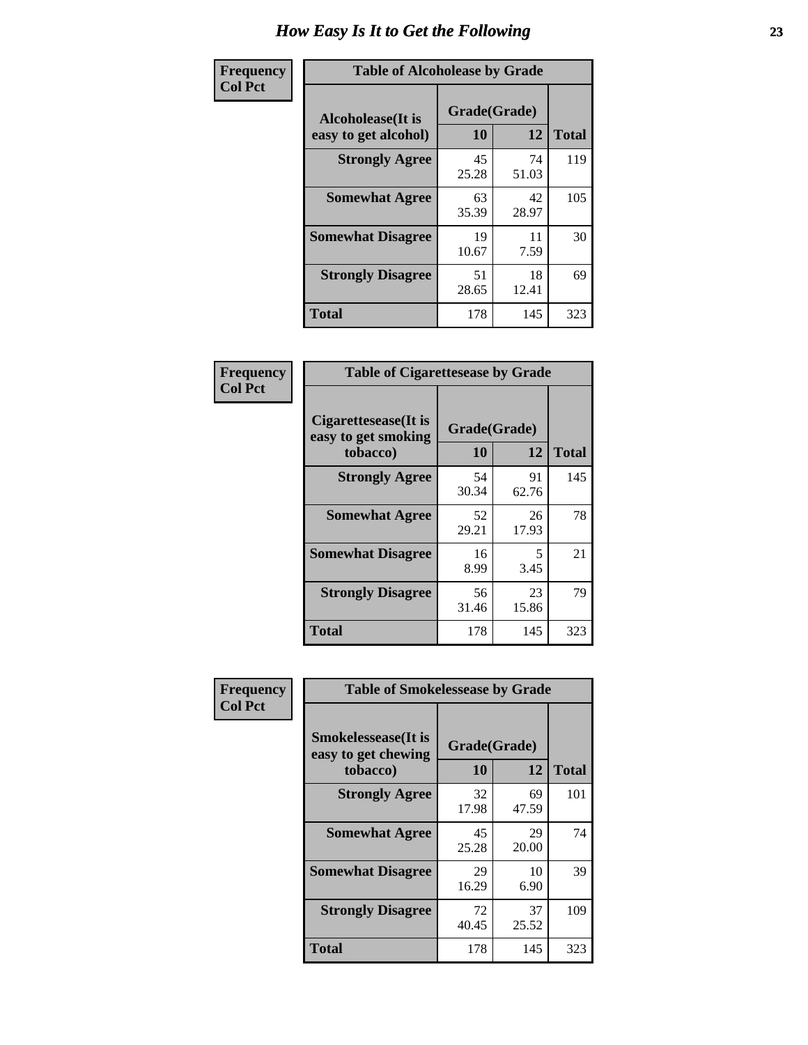# How Easy Is It to Get the Following

**Frequency**
**Col Pct**

| Table of Alcoholease by Grade | | | |
|---|---|---|---|
| Alcoholease(It is easy to get alcohol) | Grade(Grade) | | Total |
| | 10 | 12 | |
| Strongly Agree | 45<br>25.28 | 74<br>51.03 | 119 |
| Somewhat Agree | 63<br>35.39 | 42<br>28.97 | 105 |
| Somewhat Disagree | 19<br>10.67 | 11<br>7.59 | 30 |
| Strongly Disagree | 51<br>28.65 | 18<br>12.41 | 69 |
| Total | 178 | 145 | 323 |

**Frequency**
**Col Pct**

| Table of Cigarettesease by Grade | | | |
|---|---|---|---|
| Cigarettesease(It is easy to get smoking tobacco) | Grade(Grade) | | Total |
| | 10 | 12 | |
| Strongly Agree | 54<br>30.34 | 91<br>62.76 | 145 |
| Somewhat Agree | 52<br>29.21 | 26<br>17.93 | 78 |
| Somewhat Disagree | 16<br>8.99 | 5<br>3.45 | 21 |
| Strongly Disagree | 56<br>31.46 | 23<br>15.86 | 79 |
| Total | 178 | 145 | 323 |

**Frequency**
**Col Pct**

| Table of Smokelessease by Grade | | | |
|---|---|---|---|
| Smokelessease(It is easy to get chewing tobacco) | Grade(Grade) | | Total |
| | 10 | 12 | |
| Strongly Agree | 32<br>17.98 | 69<br>47.59 | 101 |
| Somewhat Agree | 45<br>25.28 | 29<br>20.00 | 74 |
| Somewhat Disagree | 29<br>16.29 | 10<br>6.90 | 39 |
| Strongly Disagree | 72<br>40.45 | 37<br>25.52 | 109 |
| Total | 178 | 145 | 323 |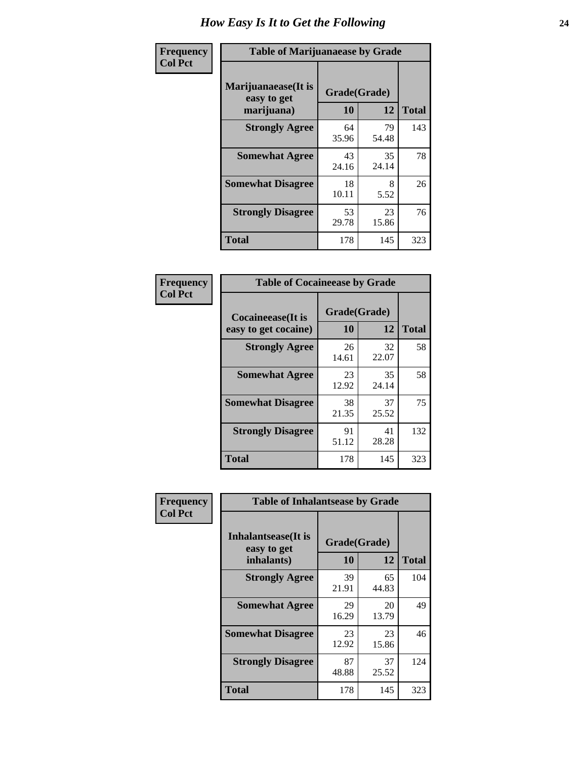# How Easy Is It to Get the Following

**Frequency**
**Col Pct**

**Table of Marijuanaease by Grade**

| Marijuanaease(It is easy to get marijuana) | Grade(Grade) | | Total |
|---|---|---|---|
| | 10 | 12 | |
| Strongly Agree | 64<br>35.96 | 79<br>54.48 | 143 |
| Somewhat Agree | 43<br>24.16 | 35<br>24.14 | 78 |
| Somewhat Disagree | 18<br>10.11 | 8<br>5.52 | 26 |
| Strongly Disagree | 53<br>29.78 | 23<br>15.86 | 76 |
| Total | 178 | 145 | 323 |

**Frequency**
**Col Pct**

**Table of Cocaineease by Grade**

| Cocaineease(It is easy to get cocaine) | Grade(Grade) | | Total |
|---|---|---|---|
| | 10 | 12 | |
| Strongly Agree | 26<br>14.61 | 32<br>22.07 | 58 |
| Somewhat Agree | 23<br>12.92 | 35<br>24.14 | 58 |
| Somewhat Disagree | 38<br>21.35 | 37<br>25.52 | 75 |
| Strongly Disagree | 91<br>51.12 | 41<br>28.28 | 132 |
| Total | 178 | 145 | 323 |

**Frequency**
**Col Pct**

**Table of Inhalantsease by Grade**

| Inhalantsease(It is easy to get inhalants) | Grade(Grade) | | Total |
|---|---|---|---|
| | 10 | 12 | |
| Strongly Agree | 39<br>21.91 | 65<br>44.83 | 104 |
| Somewhat Agree | 29<br>16.29 | 20<br>13.79 | 49 |
| Somewhat Disagree | 23<br>12.92 | 23<br>15.86 | 46 |
| Strongly Disagree | 87<br>48.88 | 37<br>25.52 | 124 |
| Total | 178 | 145 | 323 |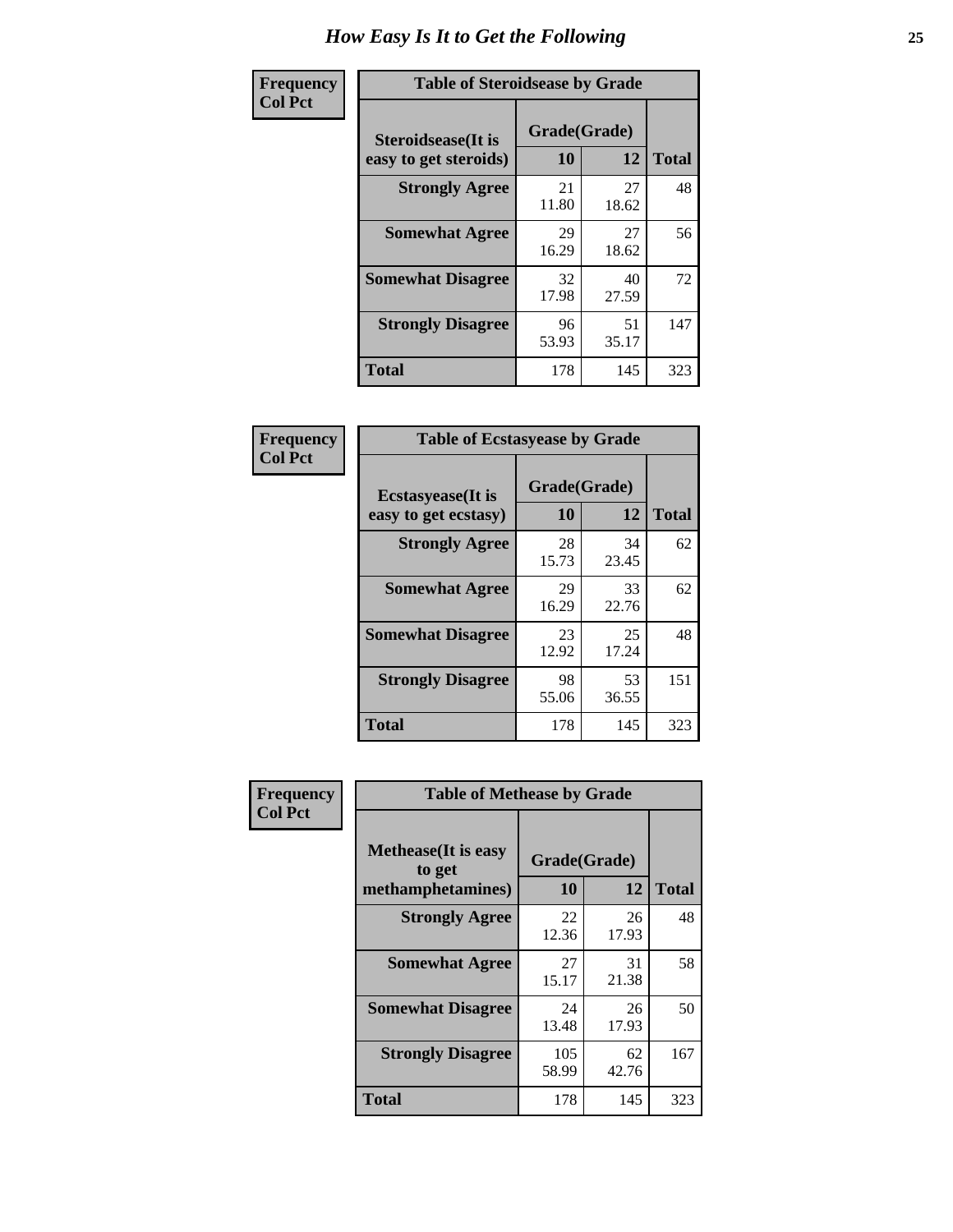# How Easy Is It to Get the Following

**Frequency**
**Col Pct**

| Table of Steroidsease by Grade | | | |
|---|---|---|---|
| Steroidsease(It is easy to get steroids) | Grade(Grade) | | Total |
| | 10 | 12 | |
| **Strongly Agree** | 21<br>11.80 | 27<br>18.62 | 48 |
| **Somewhat Agree** | 29<br>16.29 | 27<br>18.62 | 56 |
| **Somewhat Disagree** | 32<br>17.98 | 40<br>27.59 | 72 |
| **Strongly Disagree** | 96<br>53.93 | 51<br>35.17 | 147 |
| **Total** | 178 | 145 | 323 |

**Frequency**
**Col Pct**

| Table of Ecstasyease by Grade | | | |
|---|---|---|---|
| Ecstasyease(It is easy to get ecstasy) | Grade(Grade) | | Total |
| | 10 | 12 | |
| **Strongly Agree** | 28<br>15.73 | 34<br>23.45 | 62 |
| **Somewhat Agree** | 29<br>16.29 | 33<br>22.76 | 62 |
| **Somewhat Disagree** | 23<br>12.92 | 25<br>17.24 | 48 |
| **Strongly Disagree** | 98<br>55.06 | 53<br>36.55 | 151 |
| **Total** | 178 | 145 | 323 |

**Frequency**
**Col Pct**

| Table of Methease by Grade | | | |
|---|---|---|---|
| Methease(It is easy to get methamphetamines) | Grade(Grade) | | Total |
| | 10 | 12 | |
| **Strongly Agree** | 22<br>12.36 | 26<br>17.93 | 48 |
| **Somewhat Agree** | 27<br>15.17 | 31<br>21.38 | 58 |
| **Somewhat Disagree** | 24<br>13.48 | 26<br>17.93 | 50 |
| **Strongly Disagree** | 105<br>58.99 | 62<br>42.76 | 167 |
| **Total** | 178 | 145 | 323 |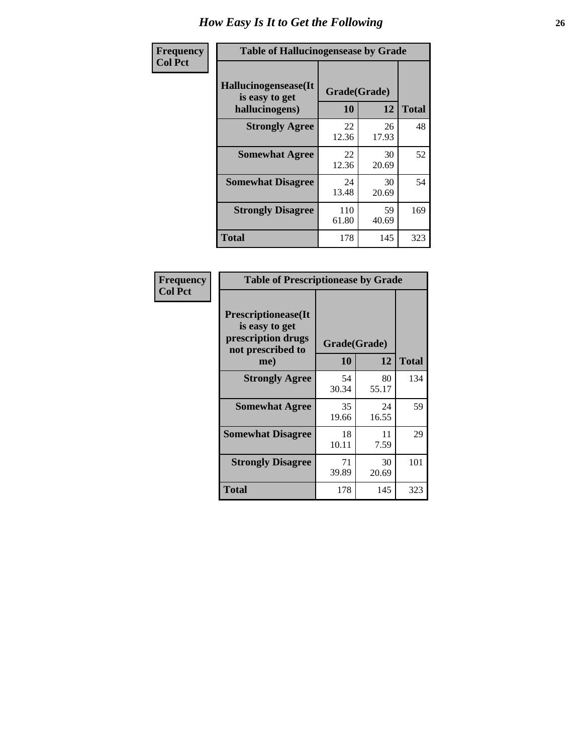# How Easy Is It to Get the Following

**Frequency**
**Col Pct**

**Table of Hallucinogensease by Grade**

| Hallucinogensease(It is easy to get hallucinogens) | Grade(Grade) 10 | 12 | Total |
|---|---|---|---|
| **Strongly Agree** | 22<br>12.36 | 26<br>17.93 | 48 |
| **Somewhat Agree** | 22<br>12.36 | 30<br>20.69 | 52 |
| **Somewhat Disagree** | 24<br>13.48 | 30<br>20.69 | 54 |
| **Strongly Disagree** | 110<br>61.80 | 59<br>40.69 | 169 |
| **Total** | 178 | 145 | 323 |

**Frequency**
**Col Pct**

**Table of Prescriptionease by Grade**

| Prescriptionease(It is easy to get prescription drugs not prescribed to me) | Grade(Grade) 10 | 12 | Total |
|---|---|---|---|
| **Strongly Agree** | 54<br>30.34 | 80<br>55.17 | 134 |
| **Somewhat Agree** | 35<br>19.66 | 24<br>16.55 | 59 |
| **Somewhat Disagree** | 18<br>10.11 | 11<br>7.59 | 29 |
| **Strongly Disagree** | 71<br>39.89 | 30<br>20.69 | 101 |
| **Total** | 178 | 145 | 323 |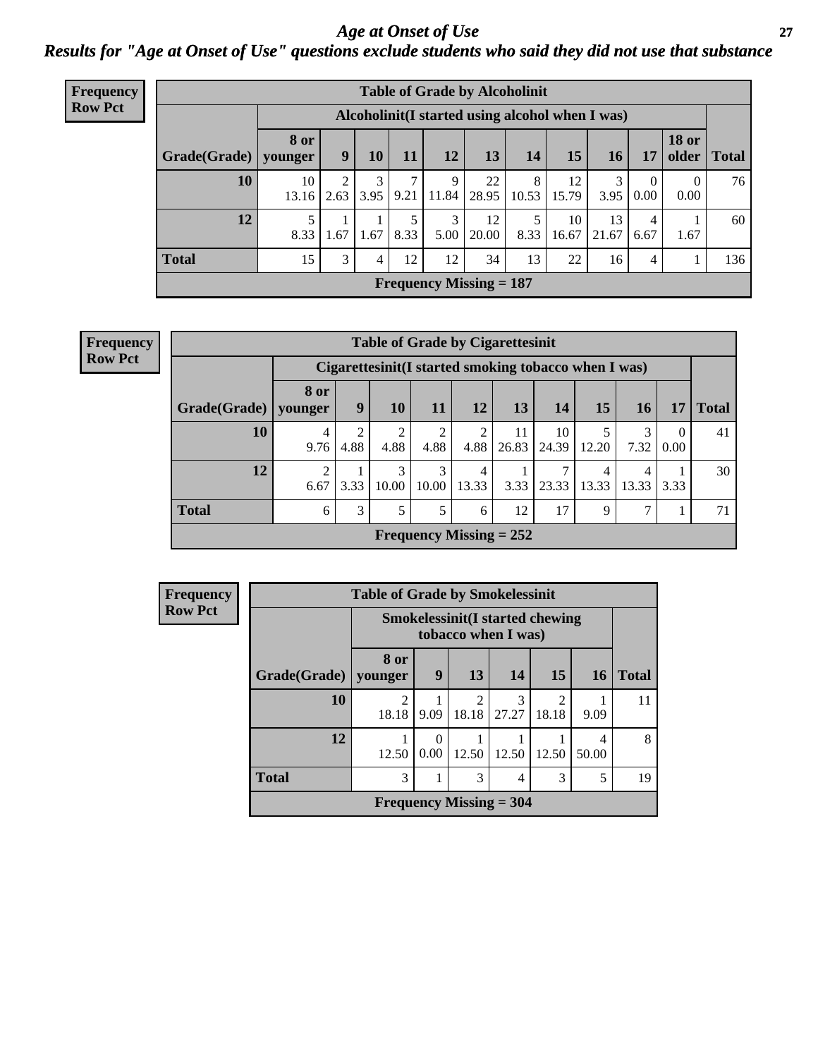# *Age at Onset of Use*

## *Results for "Age at Onset of Use" questions exclude students who said they did not use that substance*

**Frequency**
**Row Pct**

| Table of Grade by Alcoholinit | | | | | | | | | | | | |
|---|---|---|---|---|---|---|---|---|---|---|---|---|
| | Alcoholinit(I started using alcohol when I was) | | | | | | | | | | | |
| Grade(Grade) | 8 or younger | 9 | 10 | 11 | 12 | 13 | 14 | 15 | 16 | 17 | 18 or older | Total |
| 10 | 10<br>13.16 | 2<br>2.63 | 3<br>3.95 | 7<br>9.21 | 9<br>11.84 | 22<br>28.95 | 8<br>10.53 | 12<br>15.79 | 3<br>3.95 | 0<br>0.00 | 0<br>0.00 | 76 |
| 12 | 5<br>8.33 | 1<br>1.67 | 1<br>1.67 | 5<br>8.33 | 3<br>5.00 | 12<br>20.00 | 5<br>8.33 | 10<br>16.67 | 13<br>21.67 | 4<br>6.67 | 1<br>1.67 | 60 |
| Total | 15 | 3 | 4 | 12 | 12 | 34 | 13 | 22 | 16 | 4 | 1 | 136 |
| Frequency Missing = 187 | | | | | | | | | | | | |

**Frequency**
**Row Pct**

| Table of Grade by Cigarettesinit | | | | | | | | | | | |
|---|---|---|---|---|---|---|---|---|---|---|---|
| | Cigarettesinit(I started smoking tobacco when I was) | | | | | | | | | | |
| Grade(Grade) | 8 or younger | 9 | 10 | 11 | 12 | 13 | 14 | 15 | 16 | 17 | Total |
| 10 | 4<br>9.76 | 2<br>4.88 | 2<br>4.88 | 2<br>4.88 | 2<br>4.88 | 11<br>26.83 | 10<br>24.39 | 5<br>12.20 | 3<br>7.32 | 0<br>0.00 | 41 |
| 12 | 2<br>6.67 | 1<br>3.33 | 3<br>10.00 | 3<br>10.00 | 4<br>13.33 | 1<br>3.33 | 7<br>23.33 | 4<br>13.33 | 4<br>13.33 | 1<br>3.33 | 30 |
| Total | 6 | 3 | 5 | 5 | 6 | 12 | 17 | 9 | 7 | 1 | 71 |
| Frequency Missing = 252 | | | | | | | | | | | |

**Frequency**
**Row Pct**

| Table of Grade by Smokelessinit | | | | | | | |
|---|---|---|---|---|---|---|---|
| | Smokelessinit(I started chewing tobacco when I was) | | | | | | |
| Grade(Grade) | 8 or younger | 9 | 13 | 14 | 15 | 16 | Total |
| 10 | 2<br>18.18 | 1<br>9.09 | 2<br>18.18 | 3<br>27.27 | 2<br>18.18 | 1<br>9.09 | 11 |
| 12 | 1<br>12.50 | 0<br>0.00 | 1<br>12.50 | 1<br>12.50 | 1<br>12.50 | 4<br>50.00 | 8 |
| Total | 3 | 1 | 3 | 4 | 3 | 5 | 19 |
| Frequency Missing = 304 | | | | | | | |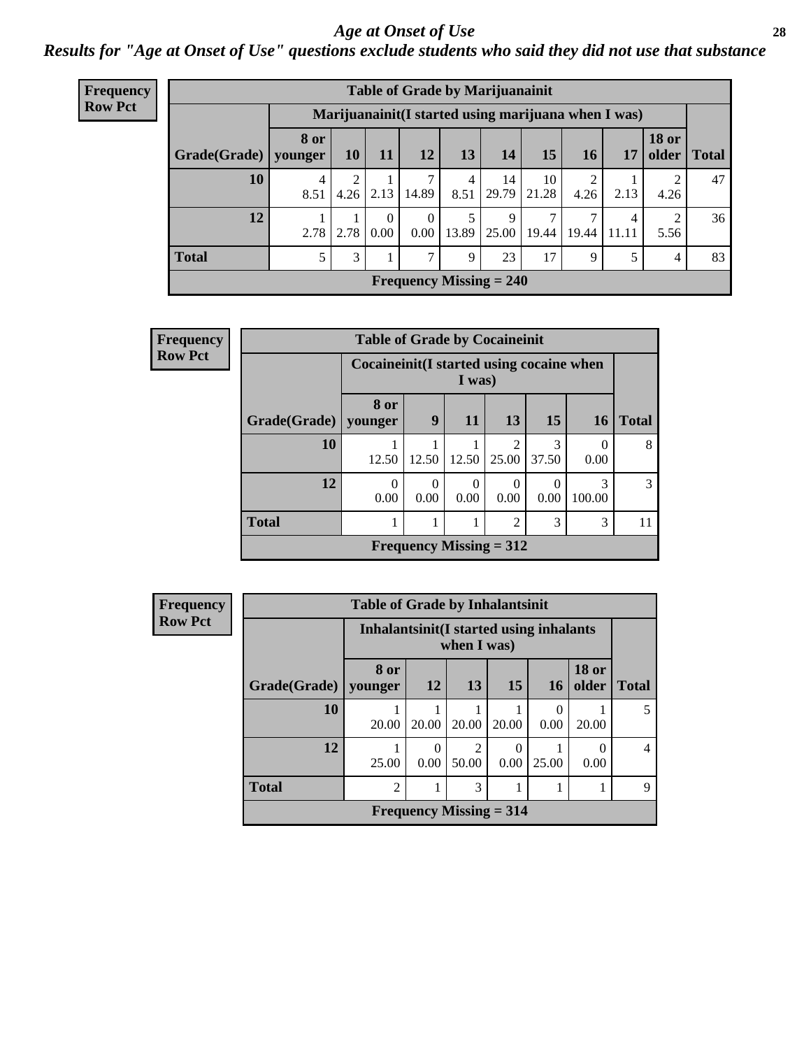# Age at Onset of Use

## Results for "Age at Onset of Use" questions exclude students who said they did not use that substance

**Frequency**
**Row Pct**

**Table of Grade by Marijuanainit**

| Grade(Grade) | Marijuanainit(I started using marijuana when I was) | | | | | | | | | | Total |
|---|---|---|---|---|---|---|---|---|---|---|---|
| | 8 or younger | 10 | 11 | 12 | 13 | 14 | 15 | 16 | 17 | 18 or older | |
| 10 | 4<br>8.51 | 2<br>4.26 | 1<br>2.13 | 7<br>14.89 | 4<br>8.51 | 14<br>29.79 | 10<br>21.28 | 2<br>4.26 | 1<br>2.13 | 2<br>4.26 | 47 |
| 12 | 1<br>2.78 | 1<br>2.78 | 0<br>0.00 | 0<br>0.00 | 5<br>13.89 | 9<br>25.00 | 7<br>19.44 | 7<br>19.44 | 4<br>11.11 | 2<br>5.56 | 36 |
| Total | 5 | 3 | 1 | 7 | 9 | 23 | 17 | 9 | 5 | 4 | 83 |

**Frequency Missing = 240**

**Frequency**
**Row Pct**

**Table of Grade by Cocaineinit**

| Grade(Grade) | Cocaineinit(I started using cocaine when I was) | | | | | | Total |
|---|---|---|---|---|---|---|---|
| | 8 or younger | 9 | 11 | 13 | 15 | 16 | |
| 10 | 1<br>12.50 | 1<br>12.50 | 1<br>12.50 | 2<br>25.00 | 3<br>37.50 | 0<br>0.00 | 8 |
| 12 | 0<br>0.00 | 0<br>0.00 | 0<br>0.00 | 0<br>0.00 | 0<br>0.00 | 3<br>100.00 | 3 |
| Total | 1 | 1 | 1 | 2 | 3 | 3 | 11 |

**Frequency Missing = 312**

**Frequency**
**Row Pct**

**Table of Grade by Inhalantsinit**

| Grade(Grade) | Inhalantsinit(I started using inhalants when I was) | | | | | | Total |
|---|---|---|---|---|---|---|---|
| | 8 or younger | 12 | 13 | 15 | 16 | 18 or older | |
| 10 | 1<br>20.00 | 1<br>20.00 | 1<br>20.00 | 1<br>20.00 | 0<br>0.00 | 1<br>20.00 | 5 |
| 12 | 1<br>25.00 | 0<br>0.00 | 2<br>50.00 | 0<br>0.00 | 1<br>25.00 | 0<br>0.00 | 4 |
| Total | 2 | 1 | 3 | 1 | 1 | 1 | 9 |

**Frequency Missing = 314**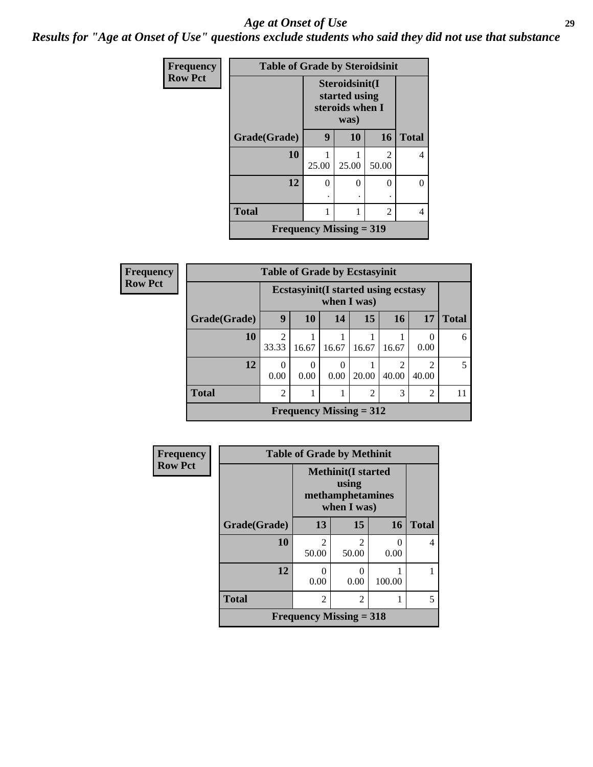*Age at Onset of Use*

***Results for "Age at Onset of Use" questions exclude students who said they did not use that substance***

**Frequency**
**Row Pct**

| Table of Grade by Steroidsinit | | | | |
|---|---|---|---|---|
| | Steroidsinit(I started using steroids when I was) | | | |
| Grade(Grade) | 9 | 10 | 16 | Total |
| 10 | 1<br>25.00 | 1<br>25.00 | 2<br>50.00 | 4 |
| 12 | 0<br>. | 0<br>. | 0<br>. | 0 |
| Total | 1 | 1 | 2 | 4 |
| Frequency Missing = 319 | | | | |

**Frequency**
**Row Pct**

| Table of Grade by Ecstasyinit | | | | | | | |
|---|---|---|---|---|---|---|---|
| | Ecstasyinit(I started using ecstasy when I was) | | | | | | |
| Grade(Grade) | 9 | 10 | 14 | 15 | 16 | 17 | Total |
| 10 | 2<br>33.33 | 1<br>16.67 | 1<br>16.67 | 1<br>16.67 | 1<br>16.67 | 0<br>0.00 | 6 |
| 12 | 0<br>0.00 | 0<br>0.00 | 0<br>0.00 | 1<br>20.00 | 2<br>40.00 | 2<br>40.00 | 5 |
| Total | 2 | 1 | 1 | 2 | 3 | 2 | 11 |
| Frequency Missing = 312 | | | | | | | |

**Frequency**
**Row Pct**

| Table of Grade by Methinit | | | | |
|---|---|---|---|---|
| | Methinit(I started using methamphetamines when I was) | | | |
| Grade(Grade) | 13 | 15 | 16 | Total |
| 10 | 2<br>50.00 | 2<br>50.00 | 0<br>0.00 | 4 |
| 12 | 0<br>0.00 | 0<br>0.00 | 1<br>100.00 | 1 |
| Total | 2 | 2 | 1 | 5 |
| Frequency Missing = 318 | | | | |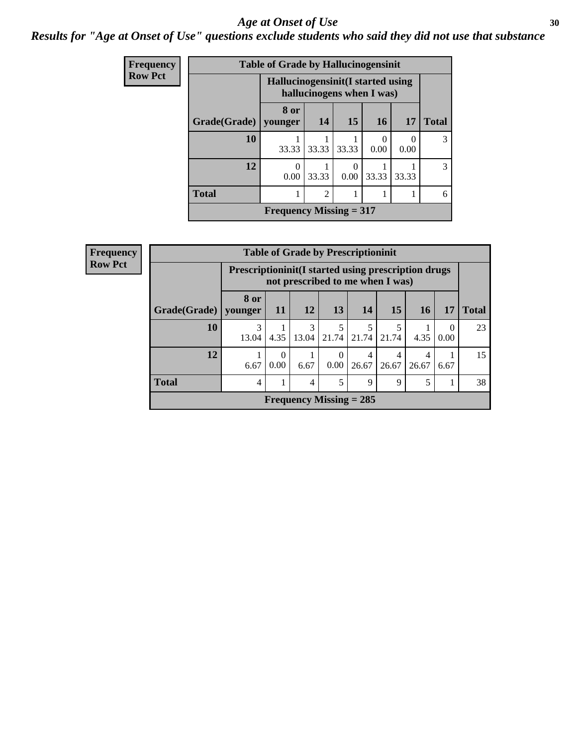# Age at Onset of Use

***Results for "Age at Onset of Use" questions exclude students who said they did not use that substance***

**Frequency**
**Row Pct**

| Table of Grade by Hallucinogensinit | | | | | | |
|---|---|---|---|---|---|---|
| | Hallucinogensinit(I started using hallucinogens when I was) | | | | | |
| Grade(Grade) | 8 or younger | 14 | 15 | 16 | 17 | Total |
| 10 | 1<br>33.33 | 1<br>33.33 | 1<br>33.33 | 0<br>0.00 | 0<br>0.00 | 3 |
| 12 | 0<br>0.00 | 1<br>33.33 | 0<br>0.00 | 1<br>33.33 | 1<br>33.33 | 3 |
| Total | 1 | 2 | 1 | 1 | 1 | 6 |
| Frequency Missing = 317 | | | | | | |

**Frequency**
**Row Pct**

| Table of Grade by Prescriptioninit | | | | | | | | | |
|---|---|---|---|---|---|---|---|---|---|
| | Prescriptioninit(I started using prescription drugs not prescribed to me when I was) | | | | | | | | |
| Grade(Grade) | 8 or younger | 11 | 12 | 13 | 14 | 15 | 16 | 17 | Total |
| 10 | 3<br>13.04 | 1<br>4.35 | 3<br>13.04 | 5<br>21.74 | 5<br>21.74 | 5<br>21.74 | 1<br>4.35 | 0<br>0.00 | 23 |
| 12 | 1<br>6.67 | 0<br>0.00 | 1<br>6.67 | 0<br>0.00 | 4<br>26.67 | 4<br>26.67 | 4<br>26.67 | 1<br>6.67 | 15 |
| Total | 4 | 1 | 4 | 5 | 9 | 9 | 5 | 1 | 38 |
| Frequency Missing = 285 | | | | | | | | | |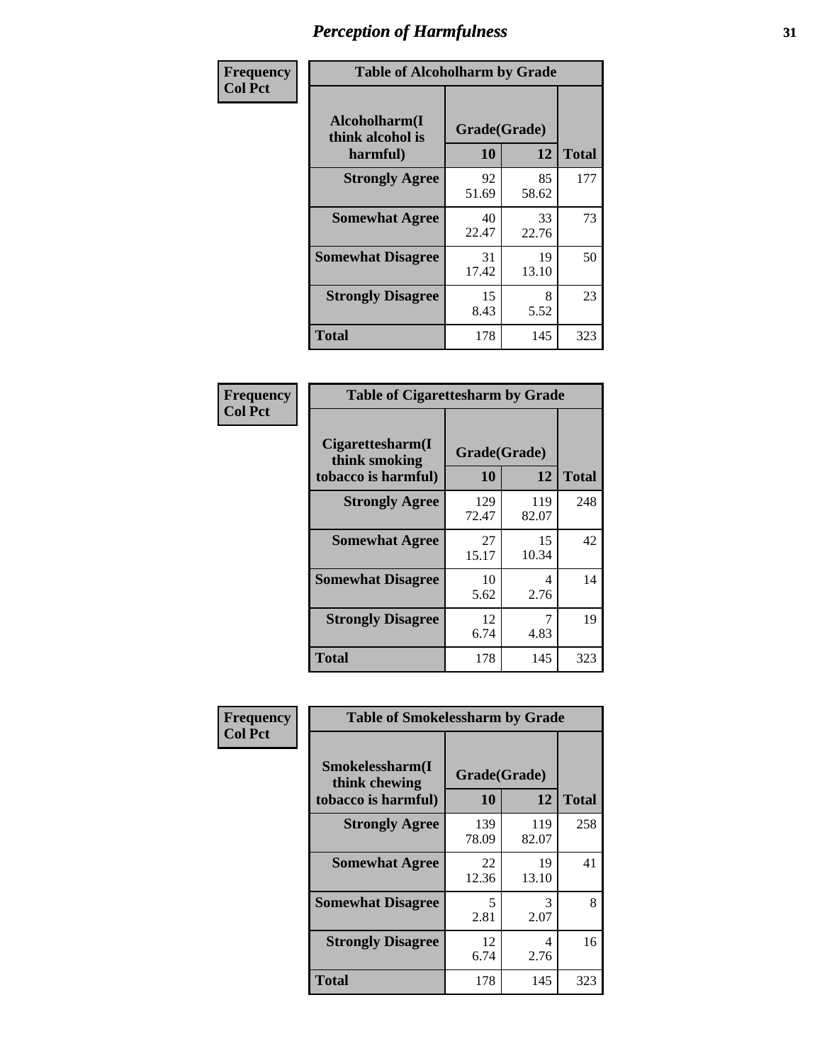# Perception of Harmfulness

**Frequency**
**Col Pct**

| Alcoholharm(I think alcohol is harmful) | Grade(Grade) 10 | 12 | Total |
|---|---|---|---|
| **Strongly Agree** | 92<br>51.69 | 85<br>58.62 | 177 |
| **Somewhat Agree** | 40<br>22.47 | 33<br>22.76 | 73 |
| **Somewhat Disagree** | 31<br>17.42 | 19<br>13.10 | 50 |
| **Strongly Disagree** | 15<br>8.43 | 8<br>5.52 | 23 |
| **Total** | 178 | 145 | 323 |

Table of Alcoholharm by Grade

**Frequency**
**Col Pct**

| Cigarettesharm(I think smoking tobacco is harmful) | Grade(Grade) 10 | 12 | Total |
|---|---|---|---|
| **Strongly Agree** | 129<br>72.47 | 119<br>82.07 | 248 |
| **Somewhat Agree** | 27<br>15.17 | 15<br>10.34 | 42 |
| **Somewhat Disagree** | 10<br>5.62 | 4<br>2.76 | 14 |
| **Strongly Disagree** | 12<br>6.74 | 7<br>4.83 | 19 |
| **Total** | 178 | 145 | 323 |

Table of Cigarettesharm by Grade

**Frequency**
**Col Pct**

| Smokelessharm(I think chewing tobacco is harmful) | Grade(Grade) 10 | 12 | Total |
|---|---|---|---|
| **Strongly Agree** | 139<br>78.09 | 119<br>82.07 | 258 |
| **Somewhat Agree** | 22<br>12.36 | 19<br>13.10 | 41 |
| **Somewhat Disagree** | 5<br>2.81 | 3<br>2.07 | 8 |
| **Strongly Disagree** | 12<br>6.74 | 4<br>2.76 | 16 |
| **Total** | 178 | 145 | 323 |

Table of Smokelessharm by Grade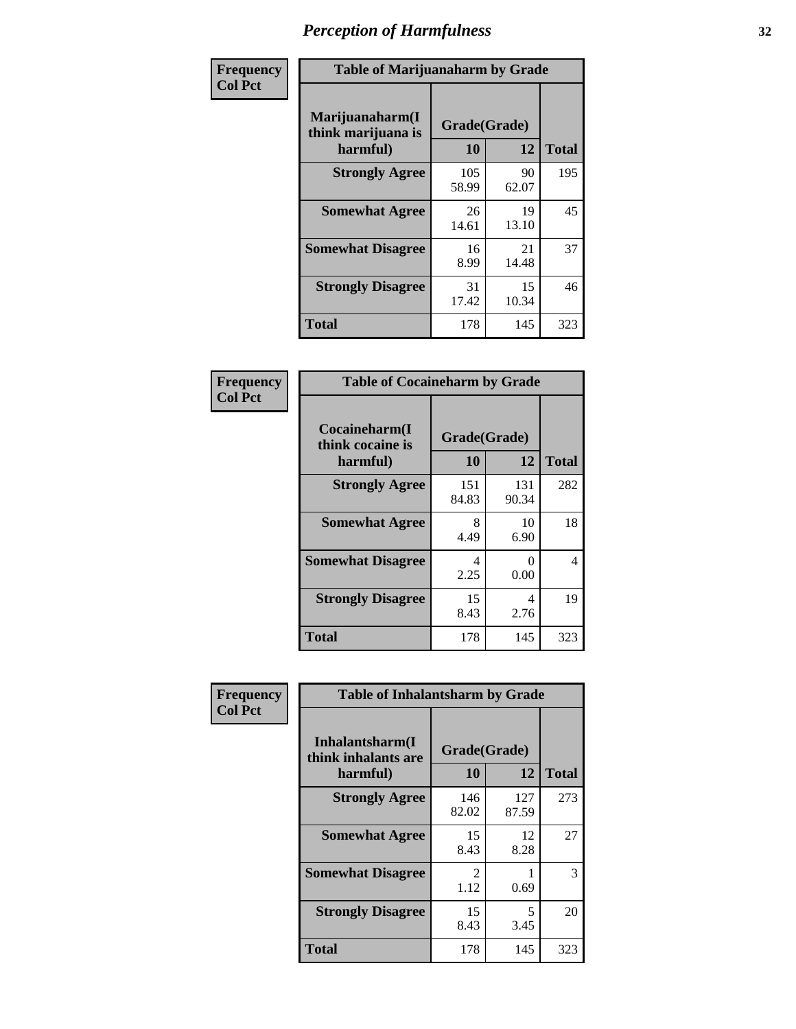# Perception of Harmfulness

**Frequency / Col Pct**

**Table of Marijuanaharm by Grade**

| Marijuanaharm(I think marijuana is harmful) | Grade(Grade) 10 | 12 | Total |
|---|---|---|---|
| **Strongly Agree** | 105<br>58.99 | 90<br>62.07 | 195 |
| **Somewhat Agree** | 26<br>14.61 | 19<br>13.10 | 45 |
| **Somewhat Disagree** | 16<br>8.99 | 21<br>14.48 | 37 |
| **Strongly Disagree** | 31<br>17.42 | 15<br>10.34 | 46 |
| **Total** | 178 | 145 | 323 |

**Frequency / Col Pct**

**Table of Cocaineharm by Grade**

| Cocaineharm(I think cocaine is harmful) | Grade(Grade) 10 | 12 | Total |
|---|---|---|---|
| **Strongly Agree** | 151<br>84.83 | 131<br>90.34 | 282 |
| **Somewhat Agree** | 8<br>4.49 | 10<br>6.90 | 18 |
| **Somewhat Disagree** | 4<br>2.25 | 0<br>0.00 | 4 |
| **Strongly Disagree** | 15<br>8.43 | 4<br>2.76 | 19 |
| **Total** | 178 | 145 | 323 |

**Frequency / Col Pct**

**Table of Inhalantsharm by Grade**

| Inhalantsharm(I think inhalants are harmful) | Grade(Grade) 10 | 12 | Total |
|---|---|---|---|
| **Strongly Agree** | 146<br>82.02 | 127<br>87.59 | 273 |
| **Somewhat Agree** | 15<br>8.43 | 12<br>8.28 | 27 |
| **Somewhat Disagree** | 2<br>1.12 | 1<br>0.69 | 3 |
| **Strongly Disagree** | 15<br>8.43 | 5<br>3.45 | 20 |
| **Total** | 178 | 145 | 323 |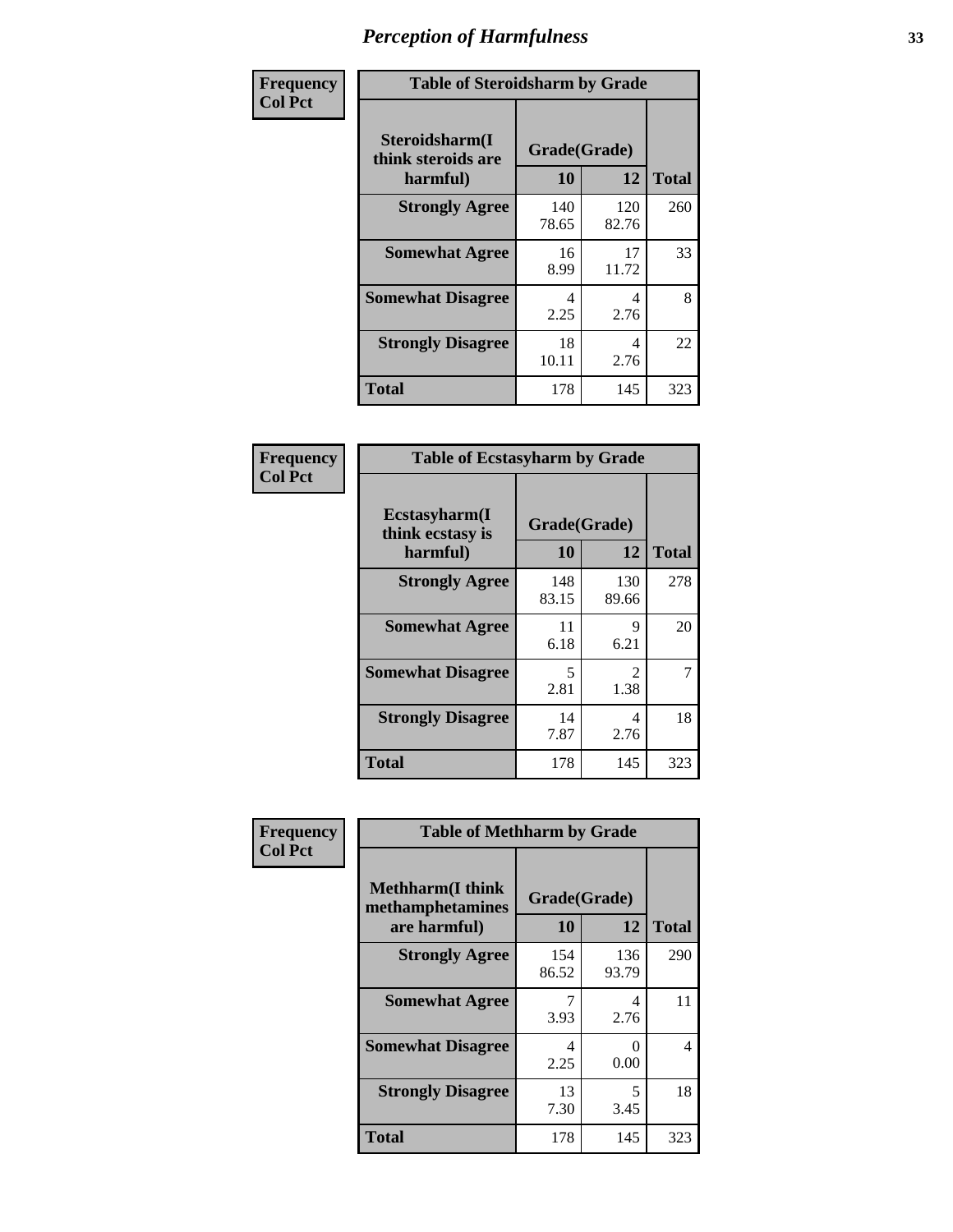# Perception of Harmfulness

| Frequency<br>Col Pct | Table of Steroidsharm by Grade | | |
|---|---|---|---|
| Steroidsharm(I think steroids are harmful) | Grade(Grade) | | |
| | 10 | 12 | Total |
| Strongly Agree | 140<br>78.65 | 120<br>82.76 | 260 |
| Somewhat Agree | 16<br>8.99 | 17<br>11.72 | 33 |
| Somewhat Disagree | 4<br>2.25 | 4<br>2.76 | 8 |
| Strongly Disagree | 18<br>10.11 | 4<br>2.76 | 22 |
| Total | 178 | 145 | 323 |

| Frequency<br>Col Pct | Table of Ecstasyharm by Grade | | |
|---|---|---|---|
| Ecstasyharm(I think ecstasy is harmful) | Grade(Grade) | | |
| | 10 | 12 | Total |
| Strongly Agree | 148<br>83.15 | 130<br>89.66 | 278 |
| Somewhat Agree | 11<br>6.18 | 9<br>6.21 | 20 |
| Somewhat Disagree | 5<br>2.81 | 2<br>1.38 | 7 |
| Strongly Disagree | 14<br>7.87 | 4<br>2.76 | 18 |
| Total | 178 | 145 | 323 |

| Frequency<br>Col Pct | Table of Methharm by Grade | | |
|---|---|---|---|
| Methharm(I think methamphetamines are harmful) | Grade(Grade) | | |
| | 10 | 12 | Total |
| Strongly Agree | 154<br>86.52 | 136<br>93.79 | 290 |
| Somewhat Agree | 7<br>3.93 | 4<br>2.76 | 11 |
| Somewhat Disagree | 4<br>2.25 | 0<br>0.00 | 4 |
| Strongly Disagree | 13<br>7.30 | 5<br>3.45 | 18 |
| Total | 178 | 145 | 323 |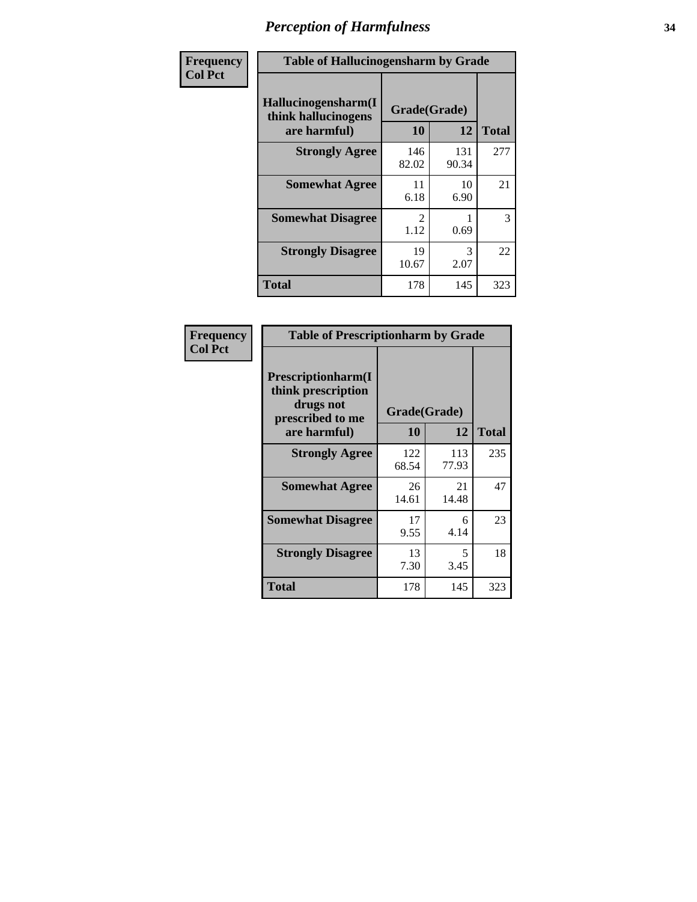# Perception of Harmfulness

| Frequency<br>Col Pct | Table of Hallucinogensharm by Grade | | |
|---|---|---|---|
| Hallucinogensharm(I think hallucinogens are harmful) | Grade(Grade) | | |
| | 10 | 12 | Total |
| Strongly Agree | 146<br>82.02 | 131<br>90.34 | 277 |
| Somewhat Agree | 11<br>6.18 | 10<br>6.90 | 21 |
| Somewhat Disagree | 2<br>1.12 | 1<br>0.69 | 3 |
| Strongly Disagree | 19<br>10.67 | 3<br>2.07 | 22 |
| Total | 178 | 145 | 323 |

| Frequency<br>Col Pct | Table of Prescriptionharm by Grade | | |
|---|---|---|---|
| Prescriptionharm(I think prescription drugs not prescribed to me are harmful) | Grade(Grade) | | |
| | 10 | 12 | Total |
| Strongly Agree | 122<br>68.54 | 113<br>77.93 | 235 |
| Somewhat Agree | 26<br>14.61 | 21<br>14.48 | 47 |
| Somewhat Disagree | 17<br>9.55 | 6<br>4.14 | 23 |
| Strongly Disagree | 13<br>7.30 | 5<br>3.45 | 18 |
| Total | 178 | 145 | 323 |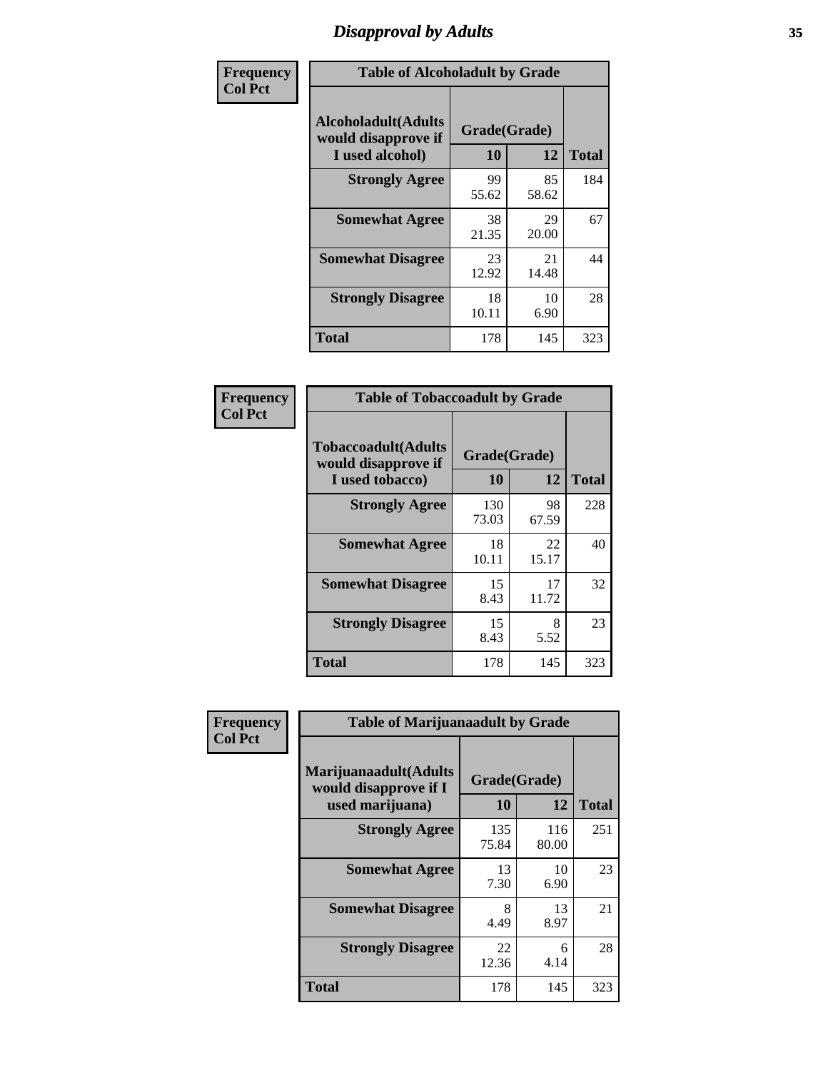# Disapproval by Adults

| Frequency Col Pct | Table of Alcoholadult by Grade | | |
|---|---|---|---|
| Alcoholadult(Adults would disapprove if I used alcohol) | Grade(Grade) | | |
| | 10 | 12 | Total |
| Strongly Agree | 99<br>55.62 | 85<br>58.62 | 184 |
| Somewhat Agree | 38<br>21.35 | 29<br>20.00 | 67 |
| Somewhat Disagree | 23<br>12.92 | 21<br>14.48 | 44 |
| Strongly Disagree | 18<br>10.11 | 10<br>6.90 | 28 |
| Total | 178 | 145 | 323 |

| Frequency Col Pct | Table of Tobaccoadult by Grade | | |
|---|---|---|---|
| Tobaccoadult(Adults would disapprove if I used tobacco) | Grade(Grade) | | |
| | 10 | 12 | Total |
| Strongly Agree | 130<br>73.03 | 98<br>67.59 | 228 |
| Somewhat Agree | 18<br>10.11 | 22<br>15.17 | 40 |
| Somewhat Disagree | 15<br>8.43 | 17<br>11.72 | 32 |
| Strongly Disagree | 15<br>8.43 | 8<br>5.52 | 23 |
| Total | 178 | 145 | 323 |

| Frequency Col Pct | Table of Marijuanaadult by Grade | | |
|---|---|---|---|
| Marijuanaadult(Adults would disapprove if I used marijuana) | Grade(Grade) | | |
| | 10 | 12 | Total |
| Strongly Agree | 135<br>75.84 | 116<br>80.00 | 251 |
| Somewhat Agree | 13<br>7.30 | 10<br>6.90 | 23 |
| Somewhat Disagree | 8<br>4.49 | 13<br>8.97 | 21 |
| Strongly Disagree | 22<br>12.36 | 6<br>4.14 | 28 |
| Total | 178 | 145 | 323 |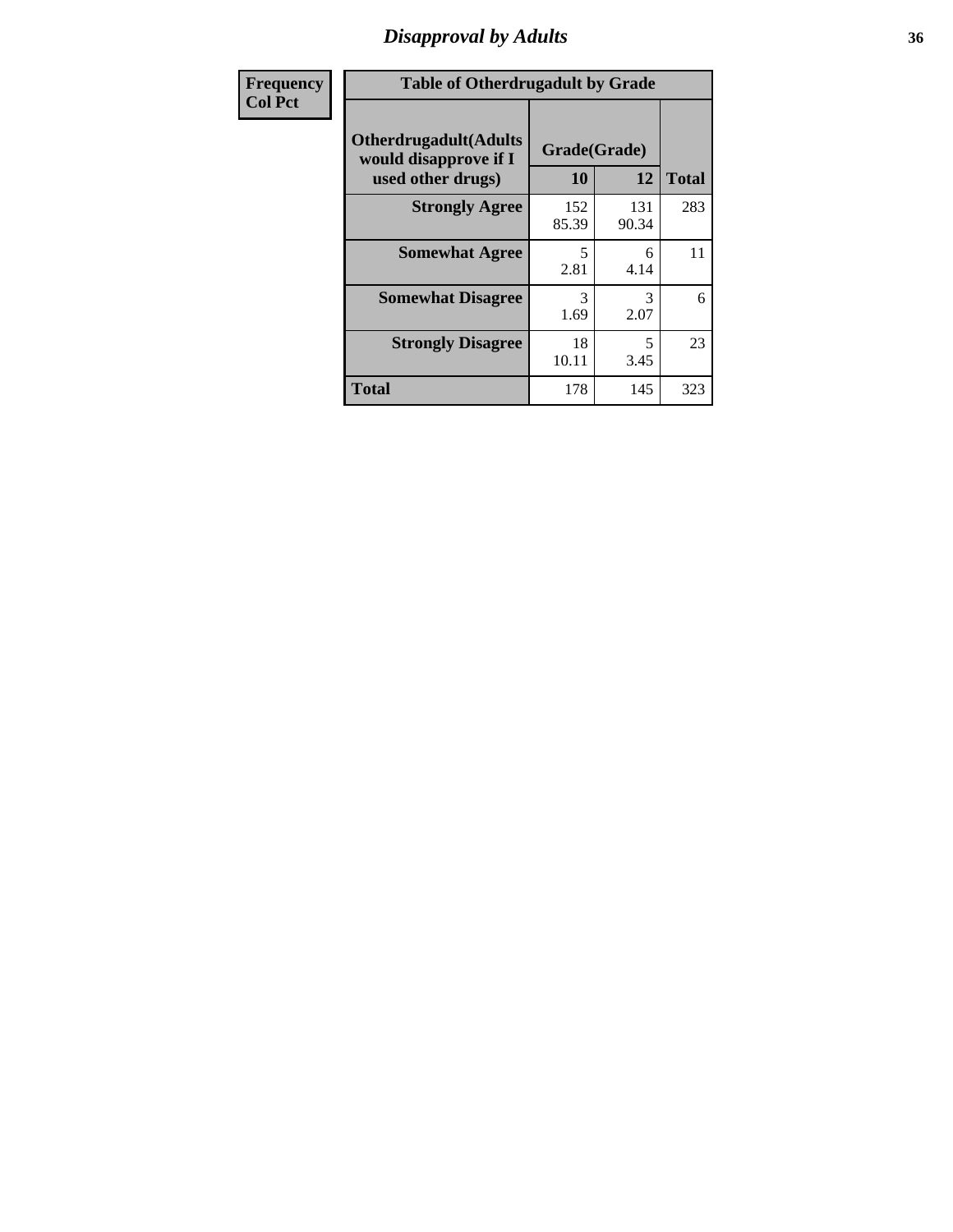# Disapproval by Adults

| Frequency Col Pct | Table of Otherdrugadult by Grade | | |
|---|---|---|---|
| Otherdrugadult(Adults would disapprove if I used other drugs) | Grade(Grade) | | |
| | 10 | 12 | Total |
| **Strongly Agree** | 152<br>85.39 | 131<br>90.34 | 283 |
| **Somewhat Agree** | 5<br>2.81 | 6<br>4.14 | 11 |
| **Somewhat Disagree** | 3<br>1.69 | 3<br>2.07 | 6 |
| **Strongly Disagree** | 18<br>10.11 | 5<br>3.45 | 23 |
| **Total** | 178 | 145 | 323 |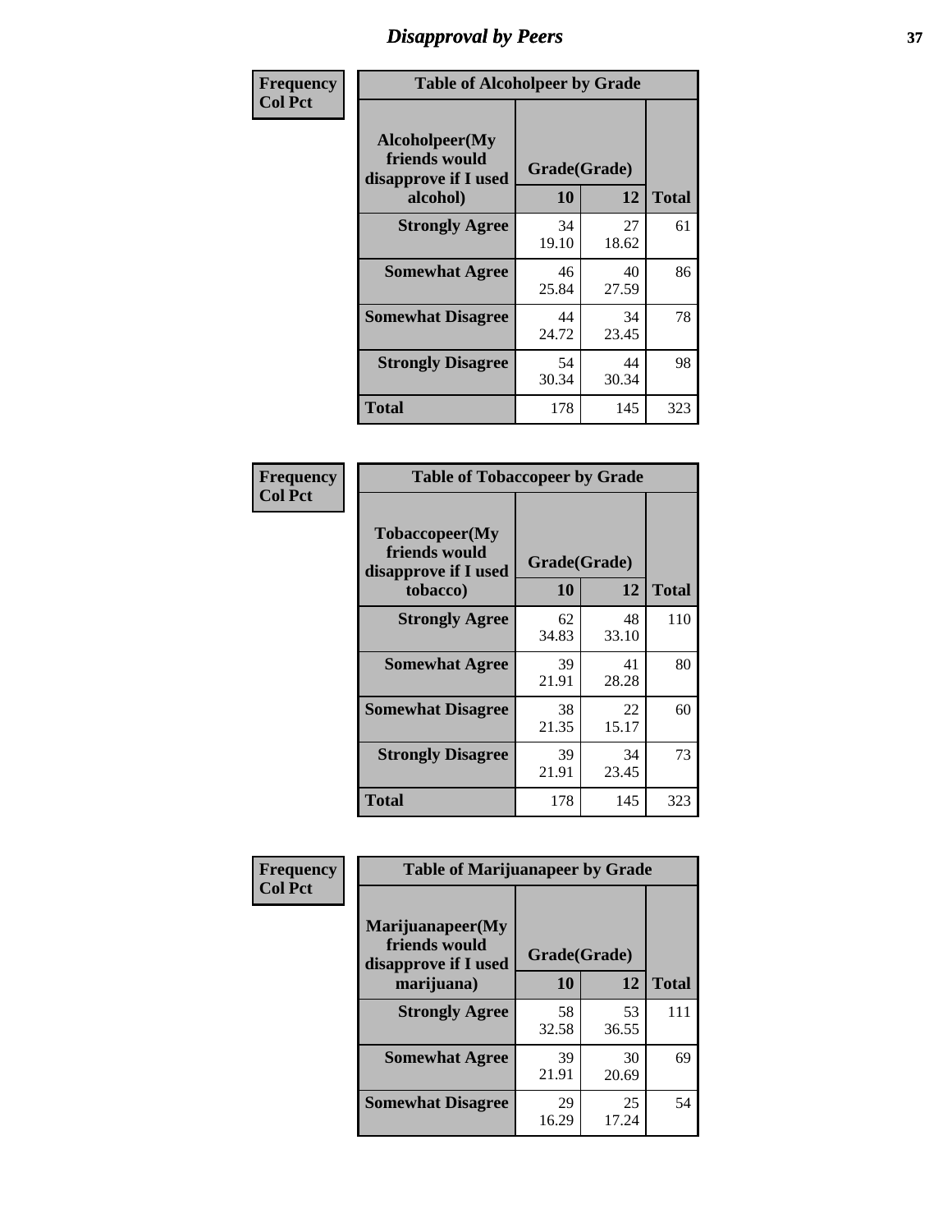# Disapproval by Peers

Frequency
Col Pct

| Table of Alcoholpeer by Grade | | | |
|---|---|---|---|
| Alcoholpeer(My friends would disapprove if I used alcohol) | Grade(Grade) | | |
| | 10 | 12 | Total |
| Strongly Agree | 34<br>19.10 | 27<br>18.62 | 61 |
| Somewhat Agree | 46<br>25.84 | 40<br>27.59 | 86 |
| Somewhat Disagree | 44<br>24.72 | 34<br>23.45 | 78 |
| Strongly Disagree | 54<br>30.34 | 44<br>30.34 | 98 |
| Total | 178 | 145 | 323 |

Frequency
Col Pct

| Table of Tobaccopeer by Grade | | | |
|---|---|---|---|
| Tobaccopeer(My friends would disapprove if I used tobacco) | Grade(Grade) | | |
| | 10 | 12 | Total |
| Strongly Agree | 62<br>34.83 | 48<br>33.10 | 110 |
| Somewhat Agree | 39<br>21.91 | 41<br>28.28 | 80 |
| Somewhat Disagree | 38<br>21.35 | 22<br>15.17 | 60 |
| Strongly Disagree | 39<br>21.91 | 34<br>23.45 | 73 |
| Total | 178 | 145 | 323 |

Frequency
Col Pct

| Table of Marijuanapeer by Grade | | | |
|---|---|---|---|
| Marijuanapeer(My friends would disapprove if I used marijuana) | Grade(Grade) | | |
| | 10 | 12 | Total |
| Strongly Agree | 58<br>32.58 | 53<br>36.55 | 111 |
| Somewhat Agree | 39<br>21.91 | 30<br>20.69 | 69 |
| Somewhat Disagree | 29<br>16.29 | 25<br>17.24 | 54 |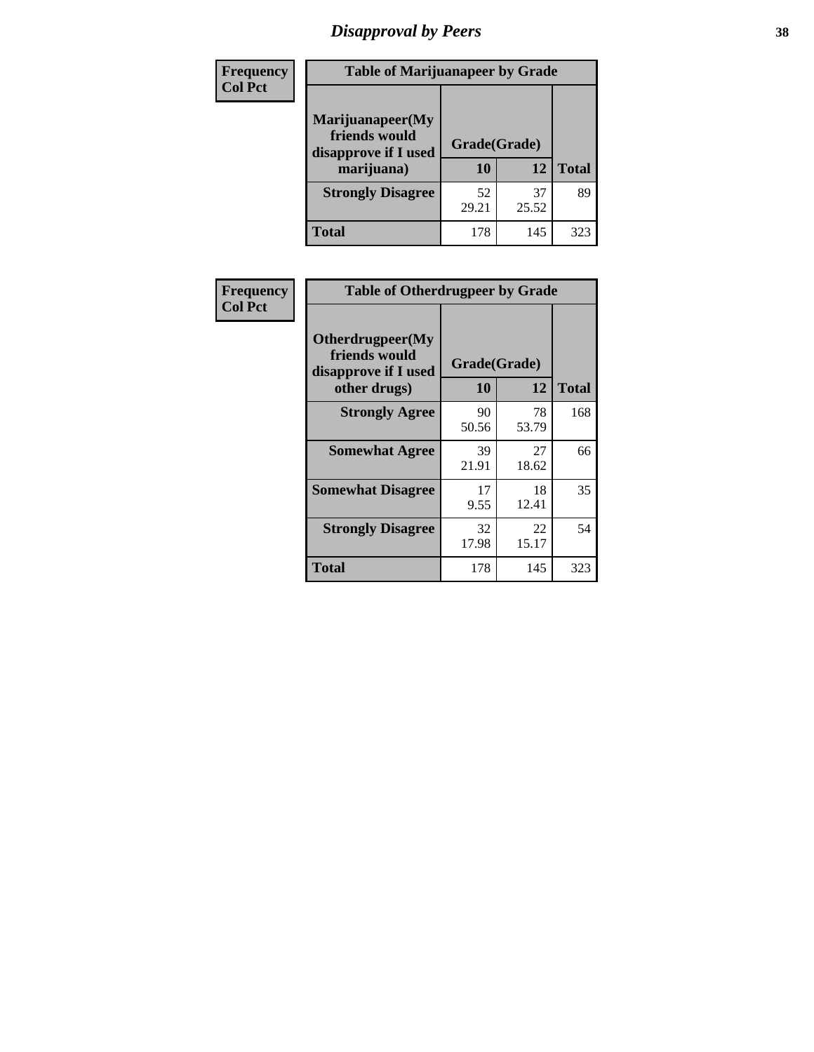# Disapproval by Peers

| Frequency<br>Col Pct | Table of Marijuanapeer by Grade | | |
|---|---|---|---|
| Marijuanapeer(My friends would disapprove if I used marijuana) | Grade(Grade) | | |
| | 10 | 12 | Total |
| Strongly Disagree | 52<br>29.21 | 37<br>25.52 | 89 |
| Total | 178 | 145 | 323 |

| Frequency<br>Col Pct | Table of Otherdrugpeer by Grade | | |
|---|---|---|---|
| Otherdrugpeer(My friends would disapprove if I used other drugs) | Grade(Grade) | | |
| | 10 | 12 | Total |
| Strongly Agree | 90<br>50.56 | 78<br>53.79 | 168 |
| Somewhat Agree | 39<br>21.91 | 27<br>18.62 | 66 |
| Somewhat Disagree | 17<br>9.55 | 18<br>12.41 | 35 |
| Strongly Disagree | 32<br>17.98 | 22<br>15.17 | 54 |
| Total | 178 | 145 | 323 |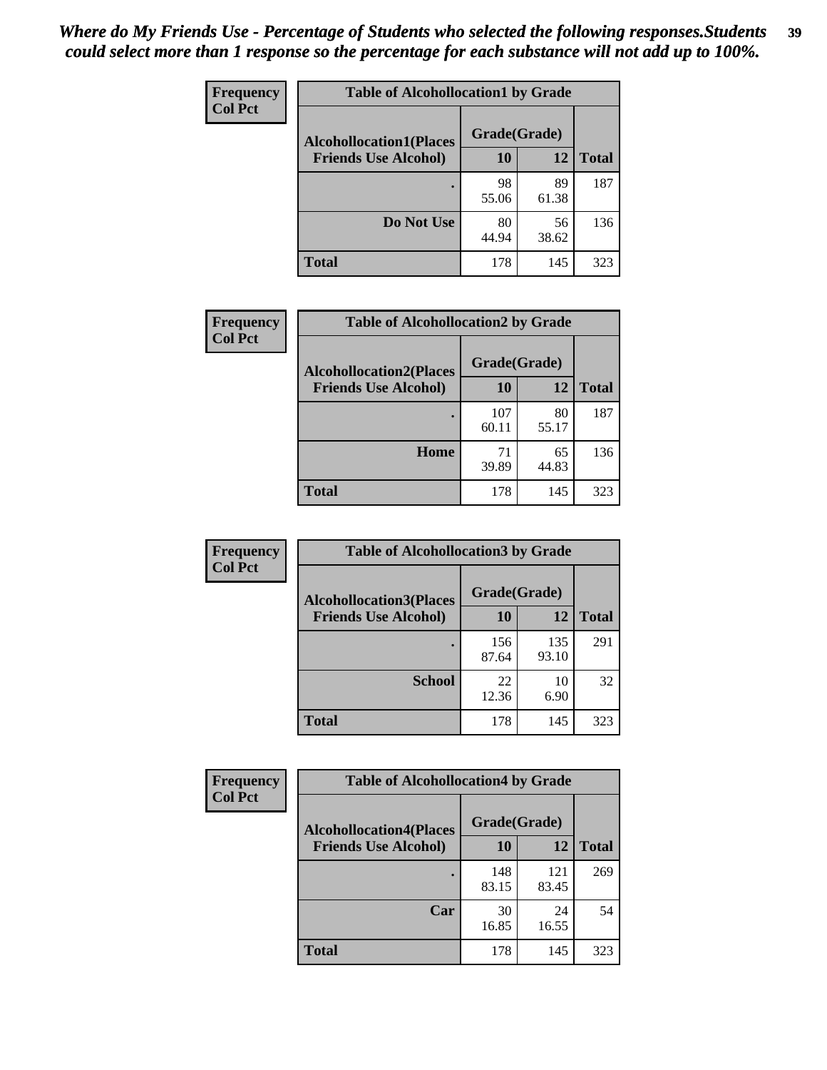*Where do My Friends Use - Percentage of Students who selected the following responses.Students could select more than 1 response so the percentage for each substance will not add up to 100%.*

**Frequency**
**Col Pct**

| Table of Alcohollocation1 by Grade | | | |
|---|---|---|---|
| **Alcohollocation1(Places Friends Use Alcohol)** | **Grade(Grade)** | | **Total** |
| | **10** | **12** | |
| **.** | 98<br>55.06 | 89<br>61.38 | 187 |
| **Do Not Use** | 80<br>44.94 | 56<br>38.62 | 136 |
| **Total** | 178 | 145 | 323 |

**Frequency**
**Col Pct**

| Table of Alcohollocation2 by Grade | | | |
|---|---|---|---|
| **Alcohollocation2(Places Friends Use Alcohol)** | **Grade(Grade)** | | **Total** |
| | **10** | **12** | |
| **.** | 107<br>60.11 | 80<br>55.17 | 187 |
| **Home** | 71<br>39.89 | 65<br>44.83 | 136 |
| **Total** | 178 | 145 | 323 |

**Frequency**
**Col Pct**

| Table of Alcohollocation3 by Grade | | | |
|---|---|---|---|
| **Alcohollocation3(Places Friends Use Alcohol)** | **Grade(Grade)** | | **Total** |
| | **10** | **12** | |
| **.** | 156<br>87.64 | 135<br>93.10 | 291 |
| **School** | 22<br>12.36 | 10<br>6.90 | 32 |
| **Total** | 178 | 145 | 323 |

**Frequency**
**Col Pct**

| Table of Alcohollocation4 by Grade | | | |
|---|---|---|---|
| **Alcohollocation4(Places Friends Use Alcohol)** | **Grade(Grade)** | | **Total** |
| | **10** | **12** | |
| **.** | 148<br>83.15 | 121<br>83.45 | 269 |
| **Car** | 30<br>16.85 | 24<br>16.55 | 54 |
| **Total** | 178 | 145 | 323 |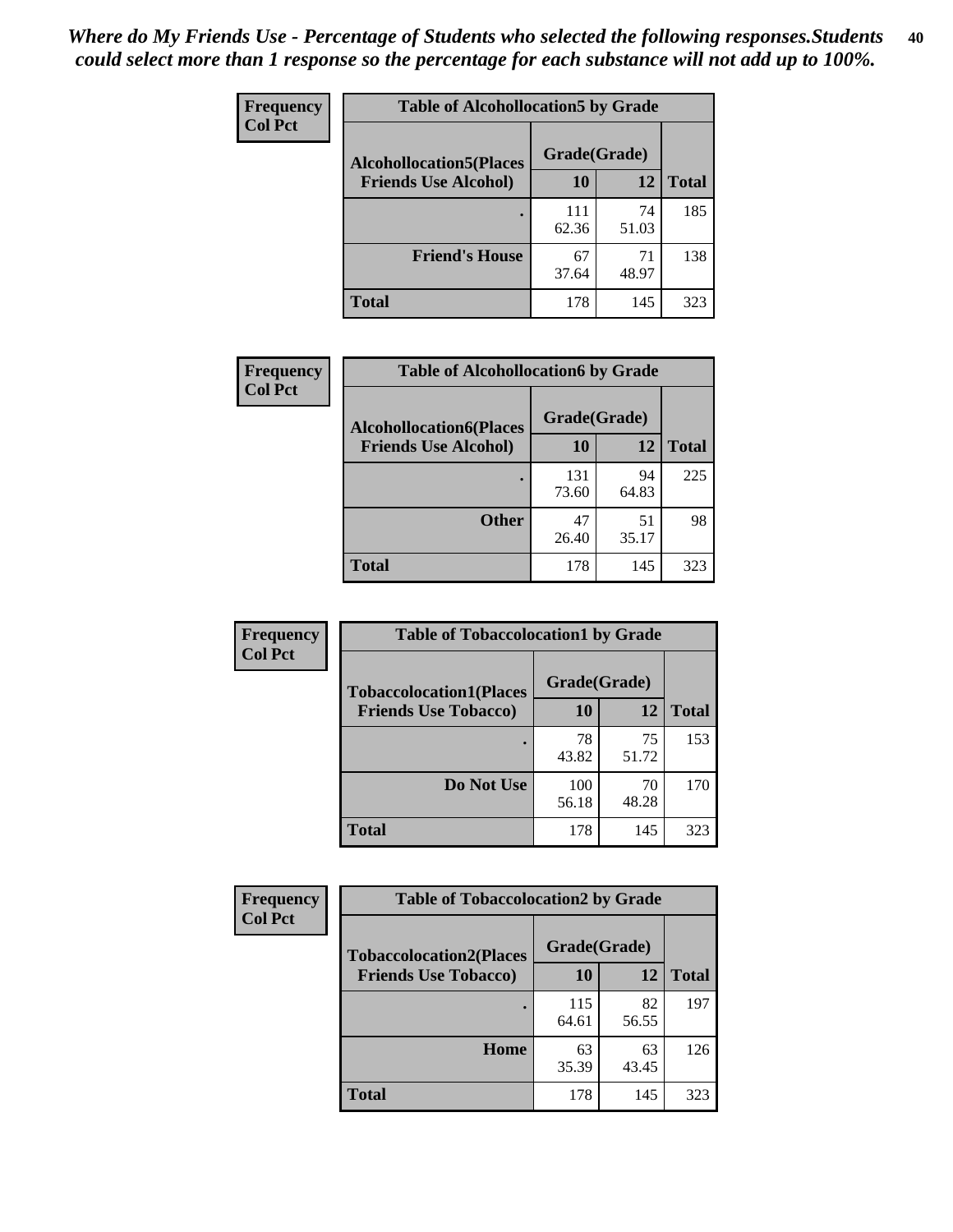*Where do My Friends Use - Percentage of Students who selected the following responses.Students could select more than 1 response so the percentage for each substance will not add up to 100%.*

**Frequency**
**Col Pct**

| Table of Alcohollocation5 by Grade | | | |
|---|---|---|---|
| **Alcohollocation5(Places Friends Use Alcohol)** | **Grade(Grade)** | | |
| | **10** | **12** | **Total** |
| **.** | 111<br>62.36 | 74<br>51.03 | 185 |
| **Friend's House** | 67<br>37.64 | 71<br>48.97 | 138 |
| **Total** | 178 | 145 | 323 |

**Frequency**
**Col Pct**

| Table of Alcohollocation6 by Grade | | | |
|---|---|---|---|
| **Alcohollocation6(Places Friends Use Alcohol)** | **Grade(Grade)** | | |
| | **10** | **12** | **Total** |
| **.** | 131<br>73.60 | 94<br>64.83 | 225 |
| **Other** | 47<br>26.40 | 51<br>35.17 | 98 |
| **Total** | 178 | 145 | 323 |

**Frequency**
**Col Pct**

| Table of Tobaccolocation1 by Grade | | | |
|---|---|---|---|
| **Tobaccolocation1(Places Friends Use Tobacco)** | **Grade(Grade)** | | |
| | **10** | **12** | **Total** |
| **.** | 78<br>43.82 | 75<br>51.72 | 153 |
| **Do Not Use** | 100<br>56.18 | 70<br>48.28 | 170 |
| **Total** | 178 | 145 | 323 |

**Frequency**
**Col Pct**

| Table of Tobaccolocation2 by Grade | | | |
|---|---|---|---|
| **Tobaccolocation2(Places Friends Use Tobacco)** | **Grade(Grade)** | | |
| | **10** | **12** | **Total** |
| **.** | 115<br>64.61 | 82<br>56.55 | 197 |
| **Home** | 63<br>35.39 | 63<br>43.45 | 126 |
| **Total** | 178 | 145 | 323 |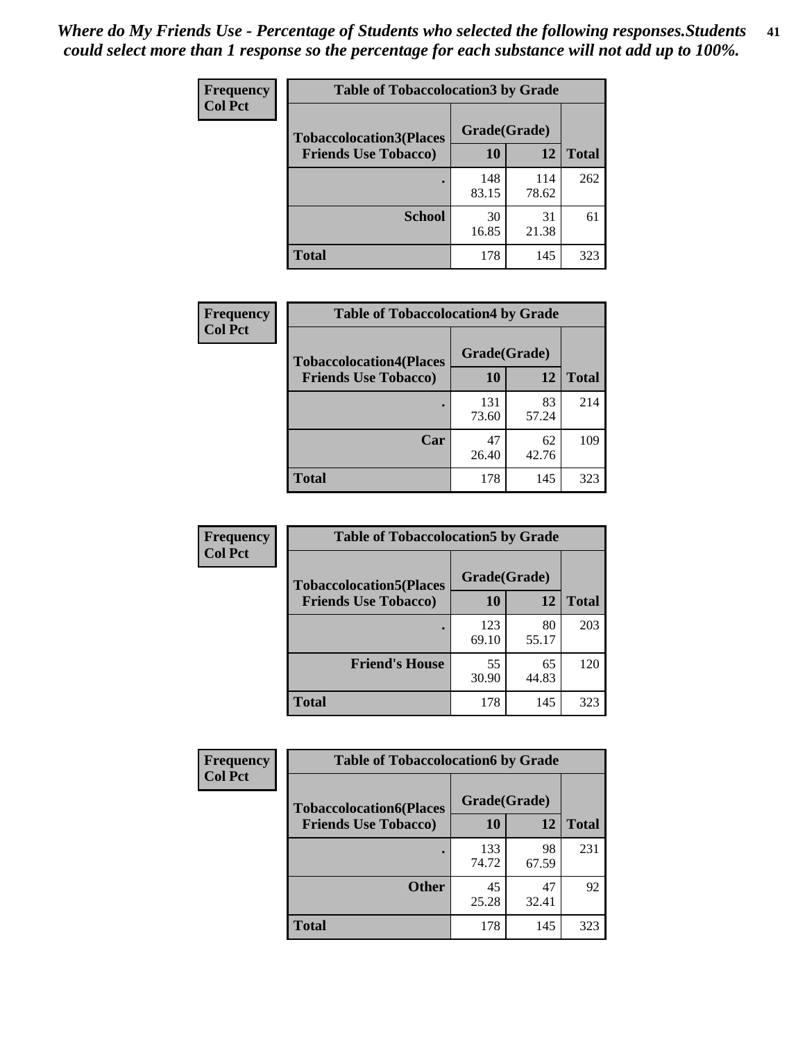*Where do My Friends Use - Percentage of Students who selected the following responses.Students could select more than 1 response so the percentage for each substance will not add up to 100%.*

**Frequency**
**Col Pct**

| Table of Tobaccolocation3 by Grade | | | |
|---|---|---|---|
| **Tobaccolocation3(Places Friends Use Tobacco)** | **Grade(Grade)** | | **Total** |
| | **10** | **12** | |
| **.** | 148<br>83.15 | 114<br>78.62 | 262 |
| **School** | 30<br>16.85 | 31<br>21.38 | 61 |
| **Total** | 178 | 145 | 323 |

**Frequency**
**Col Pct**

| Table of Tobaccolocation4 by Grade | | | |
|---|---|---|---|
| **Tobaccolocation4(Places Friends Use Tobacco)** | **Grade(Grade)** | | **Total** |
| | **10** | **12** | |
| **.** | 131<br>73.60 | 83<br>57.24 | 214 |
| **Car** | 47<br>26.40 | 62<br>42.76 | 109 |
| **Total** | 178 | 145 | 323 |

**Frequency**
**Col Pct**

| Table of Tobaccolocation5 by Grade | | | |
|---|---|---|---|
| **Tobaccolocation5(Places Friends Use Tobacco)** | **Grade(Grade)** | | **Total** |
| | **10** | **12** | |
| **.** | 123<br>69.10 | 80<br>55.17 | 203 |
| **Friend's House** | 55<br>30.90 | 65<br>44.83 | 120 |
| **Total** | 178 | 145 | 323 |

**Frequency**
**Col Pct**

| Table of Tobaccolocation6 by Grade | | | |
|---|---|---|---|
| **Tobaccolocation6(Places Friends Use Tobacco)** | **Grade(Grade)** | | **Total** |
| | **10** | **12** | |
| **.** | 133<br>74.72 | 98<br>67.59 | 231 |
| **Other** | 45<br>25.28 | 47<br>32.41 | 92 |
| **Total** | 178 | 145 | 323 |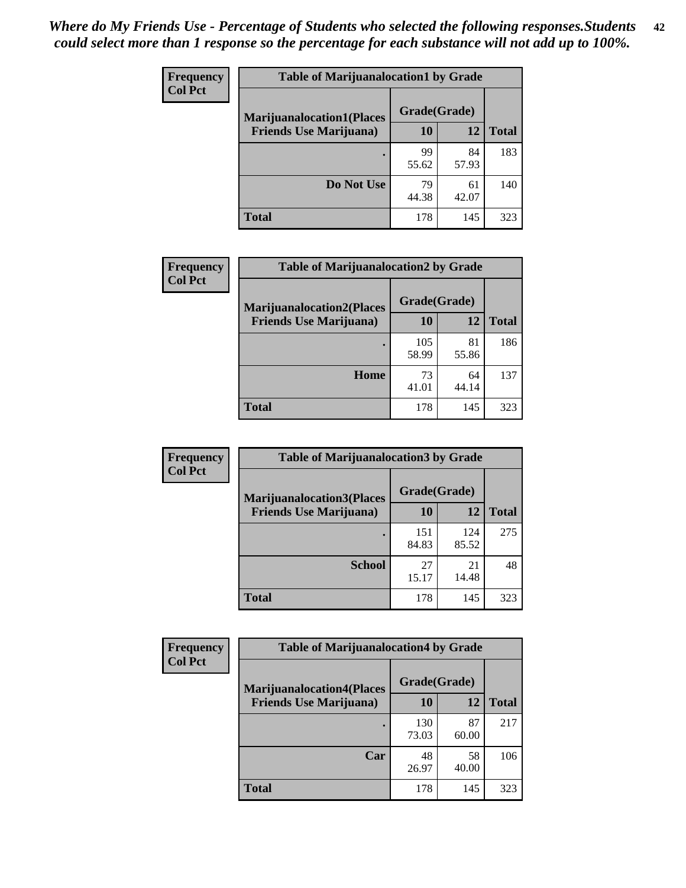*Where do My Friends Use - Percentage of Students who selected the following responses.Students could select more than 1 response so the percentage for each substance will not add up to 100%.*

**Frequency**
**Col Pct**

| Table of Marijuanalocation1 by Grade | | | |
|---|---|---|---|
| **Marijuanalocation1(Places Friends Use Marijuana)** | **Grade(Grade)** | | |
| | **10** | **12** | **Total** |
| **.** | 99<br>55.62 | 84<br>57.93 | 183 |
| **Do Not Use** | 79<br>44.38 | 61<br>42.07 | 140 |
| **Total** | 178 | 145 | 323 |

**Frequency**
**Col Pct**

| Table of Marijuanalocation2 by Grade | | | |
|---|---|---|---|
| **Marijuanalocation2(Places Friends Use Marijuana)** | **Grade(Grade)** | | |
| | **10** | **12** | **Total** |
| **.** | 105<br>58.99 | 81<br>55.86 | 186 |
| **Home** | 73<br>41.01 | 64<br>44.14 | 137 |
| **Total** | 178 | 145 | 323 |

**Frequency**
**Col Pct**

| Table of Marijuanalocation3 by Grade | | | |
|---|---|---|---|
| **Marijuanalocation3(Places Friends Use Marijuana)** | **Grade(Grade)** | | |
| | **10** | **12** | **Total** |
| **.** | 151<br>84.83 | 124<br>85.52 | 275 |
| **School** | 27<br>15.17 | 21<br>14.48 | 48 |
| **Total** | 178 | 145 | 323 |

**Frequency**
**Col Pct**

| Table of Marijuanalocation4 by Grade | | | |
|---|---|---|---|
| **Marijuanalocation4(Places Friends Use Marijuana)** | **Grade(Grade)** | | |
| | **10** | **12** | **Total** |
| **.** | 130<br>73.03 | 87<br>60.00 | 217 |
| **Car** | 48<br>26.97 | 58<br>40.00 | 106 |
| **Total** | 178 | 145 | 323 |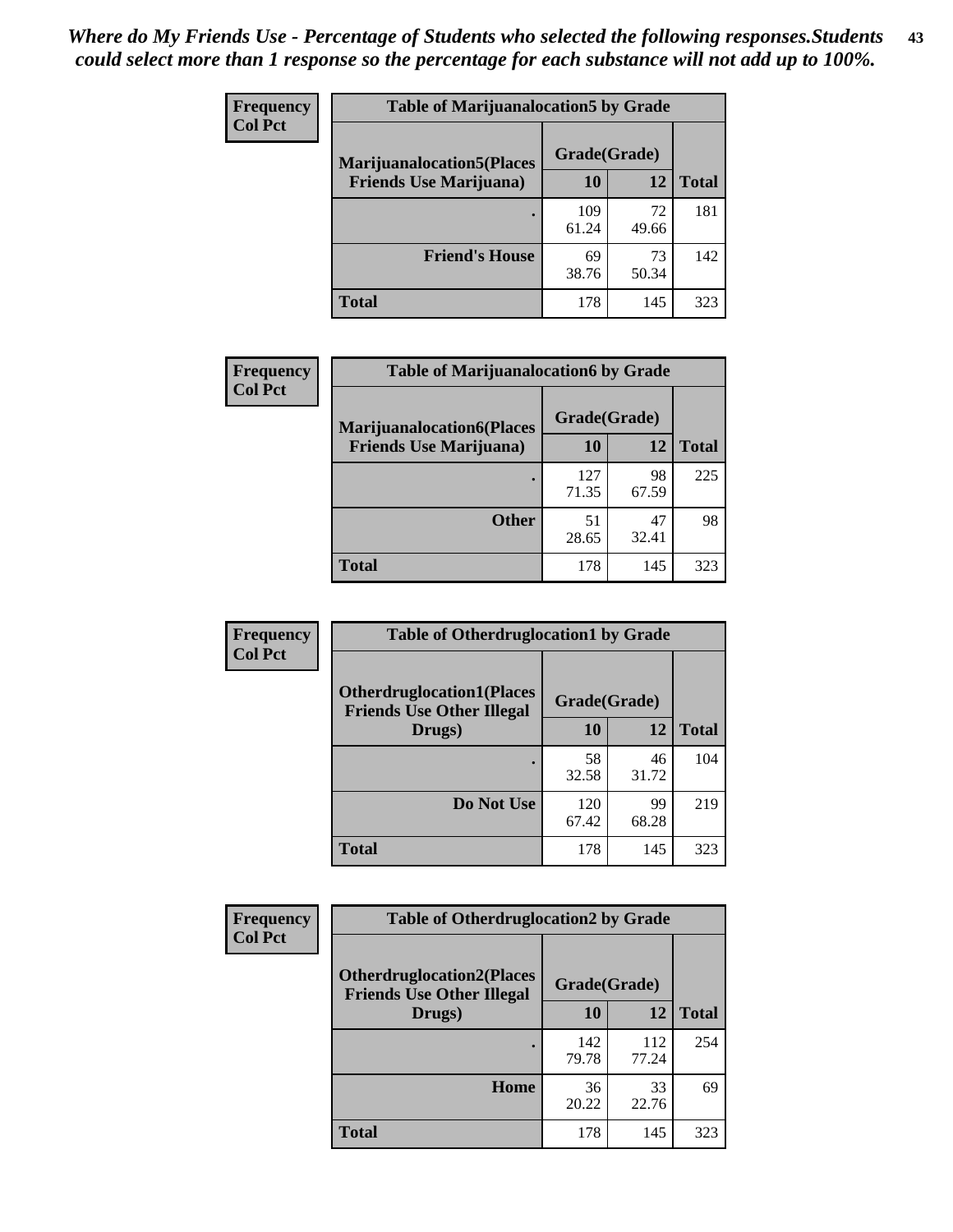*Where do My Friends Use - Percentage of Students who selected the following responses.Students could select more than 1 response so the percentage for each substance will not add up to 100%.*

**Frequency**
**Col Pct**

| Table of Marijuanalocation5 by Grade | | | |
|---|---|---|---|
| **Marijuanalocation5(Places Friends Use Marijuana)** | **Grade(Grade)** | | **Total** |
| | **10** | **12** | |
| **.** | 109<br>61.24 | 72<br>49.66 | 181 |
| **Friend's House** | 69<br>38.76 | 73<br>50.34 | 142 |
| **Total** | 178 | 145 | 323 |

**Frequency**
**Col Pct**

| Table of Marijuanalocation6 by Grade | | | |
|---|---|---|---|
| **Marijuanalocation6(Places Friends Use Marijuana)** | **Grade(Grade)** | | **Total** |
| | **10** | **12** | |
| **.** | 127<br>71.35 | 98<br>67.59 | 225 |
| **Other** | 51<br>28.65 | 47<br>32.41 | 98 |
| **Total** | 178 | 145 | 323 |

**Frequency**
**Col Pct**

| Table of Otherdruglocation1 by Grade | | | |
|---|---|---|---|
| **Otherdruglocation1(Places Friends Use Other Illegal Drugs)** | **Grade(Grade)** | | **Total** |
| | **10** | **12** | |
| **.** | 58<br>32.58 | 46<br>31.72 | 104 |
| **Do Not Use** | 120<br>67.42 | 99<br>68.28 | 219 |
| **Total** | 178 | 145 | 323 |

**Frequency**
**Col Pct**

| Table of Otherdruglocation2 by Grade | | | |
|---|---|---|---|
| **Otherdruglocation2(Places Friends Use Other Illegal Drugs)** | **Grade(Grade)** | | **Total** |
| | **10** | **12** | |
| **.** | 142<br>79.78 | 112<br>77.24 | 254 |
| **Home** | 36<br>20.22 | 33<br>22.76 | 69 |
| **Total** | 178 | 145 | 323 |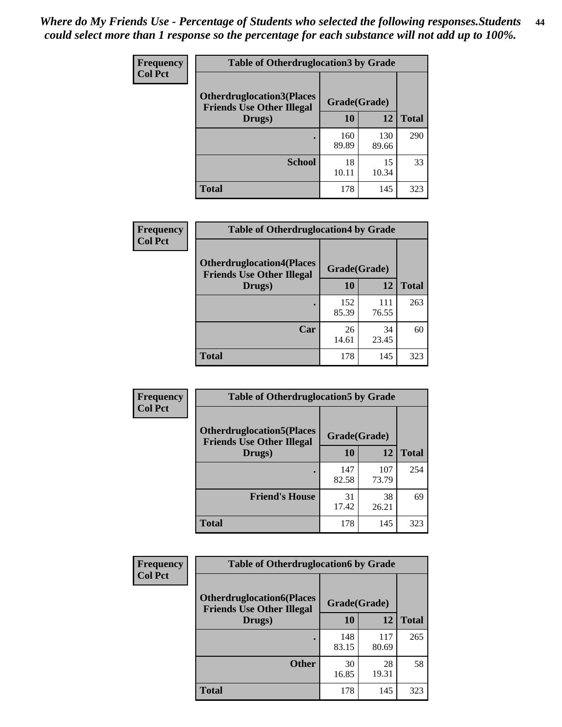*Where do My Friends Use - Percentage of Students who selected the following responses.Students could select more than 1 response so the percentage for each substance will not add up to 100%.*

**Frequency Col Pct**

| Table of Otherdruglocation3 by Grade | | | |
|---|---|---|---|
| Otherdruglocation3(Places Friends Use Other Illegal Drugs) | Grade(Grade) | | |
| | 10 | 12 | Total |
| . | 160<br>89.89 | 130<br>89.66 | 290 |
| School | 18<br>10.11 | 15<br>10.34 | 33 |
| Total | 178 | 145 | 323 |

**Frequency Col Pct**

| Table of Otherdruglocation4 by Grade | | | |
|---|---|---|---|
| Otherdruglocation4(Places Friends Use Other Illegal Drugs) | Grade(Grade) | | |
| | 10 | 12 | Total |
| . | 152<br>85.39 | 111<br>76.55 | 263 |
| Car | 26<br>14.61 | 34<br>23.45 | 60 |
| Total | 178 | 145 | 323 |

**Frequency Col Pct**

| Table of Otherdruglocation5 by Grade | | | |
|---|---|---|---|
| Otherdruglocation5(Places Friends Use Other Illegal Drugs) | Grade(Grade) | | |
| | 10 | 12 | Total |
| . | 147<br>82.58 | 107<br>73.79 | 254 |
| Friend's House | 31<br>17.42 | 38<br>26.21 | 69 |
| Total | 178 | 145 | 323 |

**Frequency Col Pct**

| Table of Otherdruglocation6 by Grade | | | |
|---|---|---|---|
| Otherdruglocation6(Places Friends Use Other Illegal Drugs) | Grade(Grade) | | |
| | 10 | 12 | Total |
| . | 148<br>83.15 | 117<br>80.69 | 265 |
| Other | 30<br>16.85 | 28<br>19.31 | 58 |
| Total | 178 | 145 | 323 |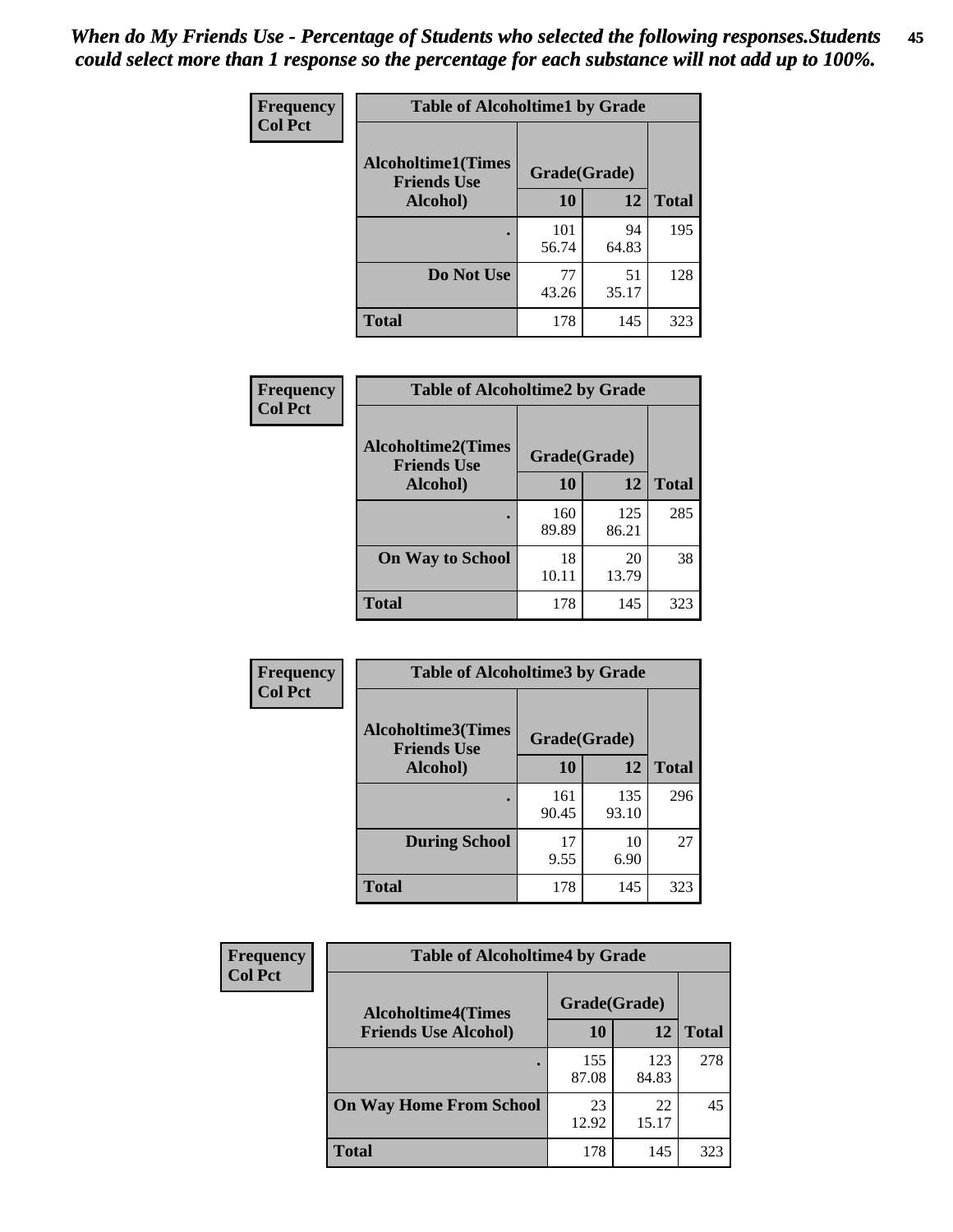*When do My Friends Use - Percentage of Students who selected the following responses.Students could select more than 1 response so the percentage for each substance will not add up to 100%.*

**Frequency**
**Col Pct**

| Table of Alcoholtime1 by Grade | | | |
|---|---|---|---|
| **Alcoholtime1(Times Friends Use Alcohol)** | **Grade(Grade)** | | |
| | **10** | **12** | **Total** |
| **.** | 101<br>56.74 | 94<br>64.83 | 195 |
| **Do Not Use** | 77<br>43.26 | 51<br>35.17 | 128 |
| **Total** | 178 | 145 | 323 |

**Frequency**
**Col Pct**

| Table of Alcoholtime2 by Grade | | | |
|---|---|---|---|
| **Alcoholtime2(Times Friends Use Alcohol)** | **Grade(Grade)** | | |
| | **10** | **12** | **Total** |
| **.** | 160<br>89.89 | 125<br>86.21 | 285 |
| **On Way to School** | 18<br>10.11 | 20<br>13.79 | 38 |
| **Total** | 178 | 145 | 323 |

**Frequency**
**Col Pct**

| Table of Alcoholtime3 by Grade | | | |
|---|---|---|---|
| **Alcoholtime3(Times Friends Use Alcohol)** | **Grade(Grade)** | | |
| | **10** | **12** | **Total** |
| **.** | 161<br>90.45 | 135<br>93.10 | 296 |
| **During School** | 17<br>9.55 | 10<br>6.90 | 27 |
| **Total** | 178 | 145 | 323 |

**Frequency**
**Col Pct**

| Table of Alcoholtime4 by Grade | | | |
|---|---|---|---|
| **Alcoholtime4(Times Friends Use Alcohol)** | **Grade(Grade)** | | |
| | **10** | **12** | **Total** |
| **.** | 155<br>87.08 | 123<br>84.83 | 278 |
| **On Way Home From School** | 23<br>12.92 | 22<br>15.17 | 45 |
| **Total** | 178 | 145 | 323 |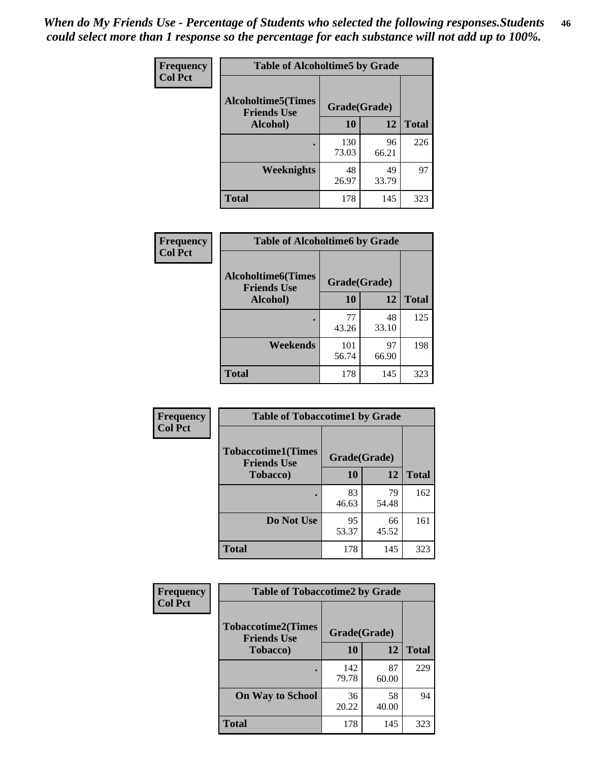*When do My Friends Use - Percentage of Students who selected the following responses.Students could select more than 1 response so the percentage for each substance will not add up to 100%.*

**Frequency**
**Col Pct**

**Table of Alcoholtime5 by Grade**

| Alcoholtime5(Times Friends Use Alcohol) | Grade(Grade) | | Total |
|---|---|---|---|
| | 10 | 12 | |
| . | 130<br>73.03 | 96<br>66.21 | 226 |
| Weeknights | 48<br>26.97 | 49<br>33.79 | 97 |
| Total | 178 | 145 | 323 |

**Frequency**
**Col Pct**

**Table of Alcoholtime6 by Grade**

| Alcoholtime6(Times Friends Use Alcohol) | Grade(Grade) | | Total |
|---|---|---|---|
| | 10 | 12 | |
| . | 77<br>43.26 | 48<br>33.10 | 125 |
| Weekends | 101<br>56.74 | 97<br>66.90 | 198 |
| Total | 178 | 145 | 323 |

**Frequency**
**Col Pct**

**Table of Tobaccotime1 by Grade**

| Tobaccotime1(Times Friends Use Tobacco) | Grade(Grade) | | Total |
|---|---|---|---|
| | 10 | 12 | |
| . | 83<br>46.63 | 79<br>54.48 | 162 |
| Do Not Use | 95<br>53.37 | 66<br>45.52 | 161 |
| Total | 178 | 145 | 323 |

**Frequency**
**Col Pct**

**Table of Tobaccotime2 by Grade**

| Tobaccotime2(Times Friends Use Tobacco) | Grade(Grade) | | Total |
|---|---|---|---|
| | 10 | 12 | |
| . | 142<br>79.78 | 87<br>60.00 | 229 |
| On Way to School | 36<br>20.22 | 58<br>40.00 | 94 |
| Total | 178 | 145 | 323 |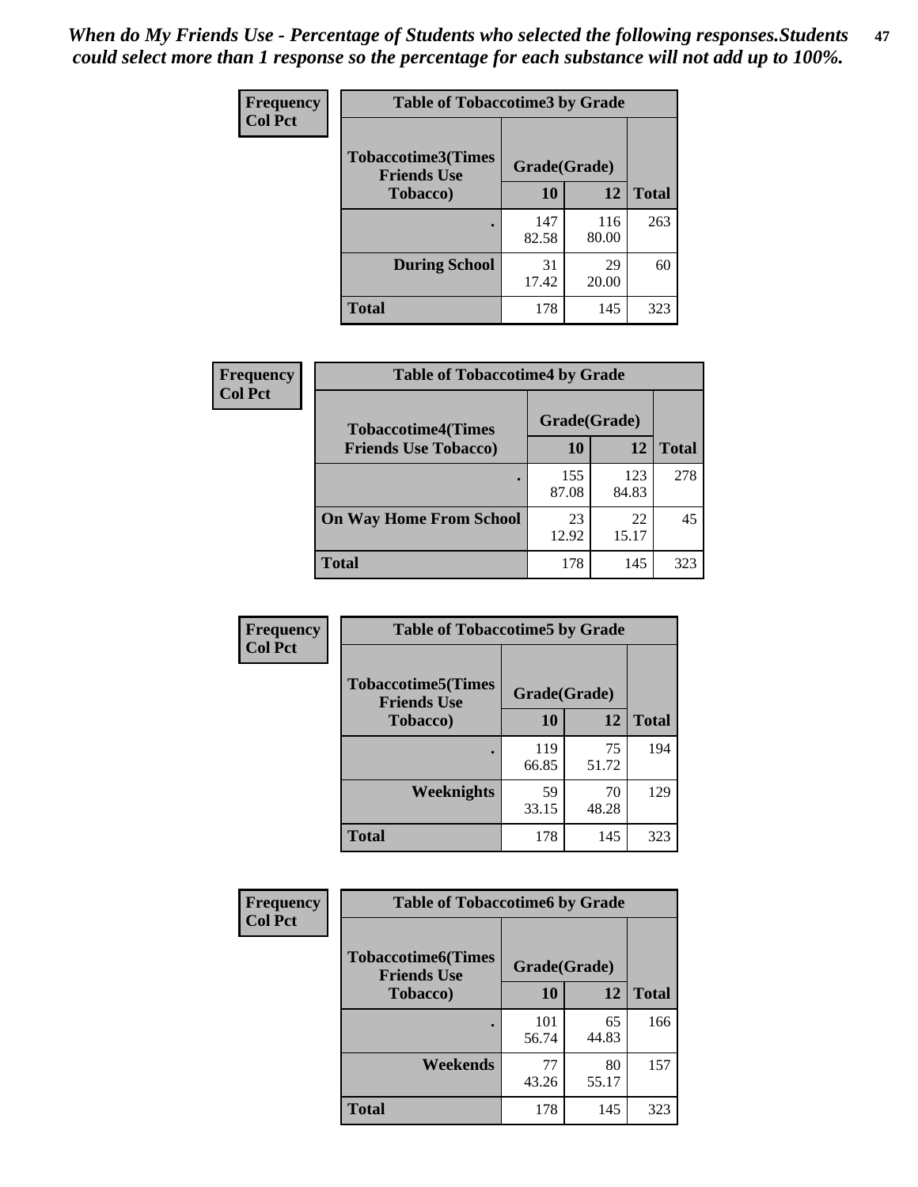*When do My Friends Use - Percentage of Students who selected the following responses.Students could select more than 1 response so the percentage for each substance will not add up to 100%.*

**Frequency / Col Pct**

**Table of Tobaccotime3 by Grade**

| Tobaccotime3(Times Friends Use Tobacco) | Grade(Grade) | | Total |
|---|---|---|---|
| | 10 | 12 | |
| . | 147<br>82.58 | 116<br>80.00 | 263 |
| During School | 31<br>17.42 | 29<br>20.00 | 60 |
| Total | 178 | 145 | 323 |

**Frequency / Col Pct**

**Table of Tobaccotime4 by Grade**

| Tobaccotime4(Times Friends Use Tobacco) | Grade(Grade) | | Total |
|---|---|---|---|
| | 10 | 12 | |
| . | 155<br>87.08 | 123<br>84.83 | 278 |
| On Way Home From School | 23<br>12.92 | 22<br>15.17 | 45 |
| Total | 178 | 145 | 323 |

**Frequency / Col Pct**

**Table of Tobaccotime5 by Grade**

| Tobaccotime5(Times Friends Use Tobacco) | Grade(Grade) | | Total |
|---|---|---|---|
| | 10 | 12 | |
| . | 119<br>66.85 | 75<br>51.72 | 194 |
| Weeknights | 59<br>33.15 | 70<br>48.28 | 129 |
| Total | 178 | 145 | 323 |

**Frequency / Col Pct**

**Table of Tobaccotime6 by Grade**

| Tobaccotime6(Times Friends Use Tobacco) | Grade(Grade) | | Total |
|---|---|---|---|
| | 10 | 12 | |
| . | 101<br>56.74 | 65<br>44.83 | 166 |
| Weekends | 77<br>43.26 | 80<br>55.17 | 157 |
| Total | 178 | 145 | 323 |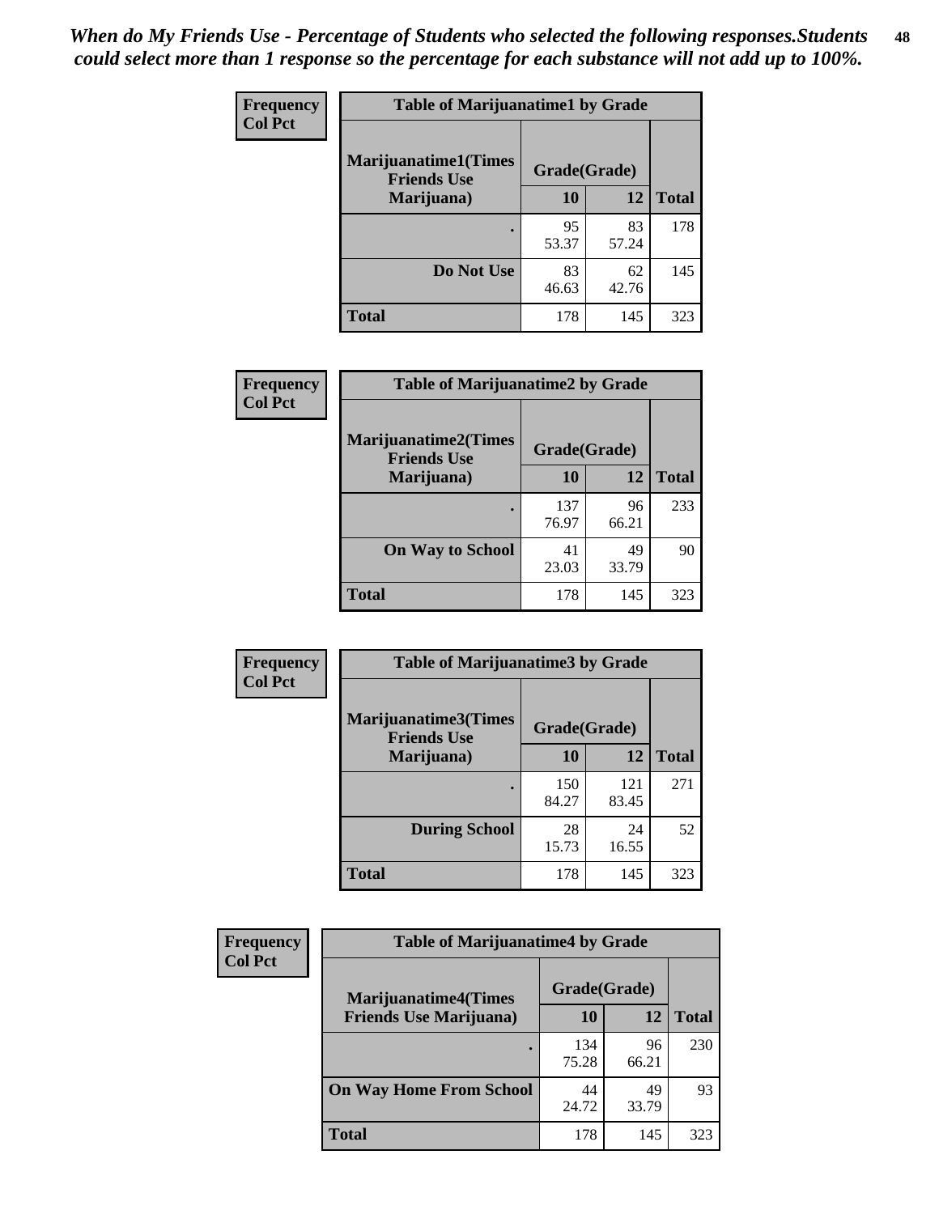*When do My Friends Use - Percentage of Students who selected the following responses.Students could select more than 1 response so the percentage for each substance will not add up to 100%.*

**Frequency**
**Col Pct**

| Table of Marijuanatime1 by Grade | | | |
|---|---|---|---|
| **Marijuanatime1(Times Friends Use Marijuana)** | **Grade(Grade)** | | |
| | **10** | **12** | **Total** |
| . | 95<br>53.37 | 83<br>57.24 | 178 |
| **Do Not Use** | 83<br>46.63 | 62<br>42.76 | 145 |
| **Total** | 178 | 145 | 323 |

**Frequency**
**Col Pct**

| Table of Marijuanatime2 by Grade | | | |
|---|---|---|---|
| **Marijuanatime2(Times Friends Use Marijuana)** | **Grade(Grade)** | | |
| | **10** | **12** | **Total** |
| . | 137<br>76.97 | 96<br>66.21 | 233 |
| **On Way to School** | 41<br>23.03 | 49<br>33.79 | 90 |
| **Total** | 178 | 145 | 323 |

**Frequency**
**Col Pct**

| Table of Marijuanatime3 by Grade | | | |
|---|---|---|---|
| **Marijuanatime3(Times Friends Use Marijuana)** | **Grade(Grade)** | | |
| | **10** | **12** | **Total** |
| . | 150<br>84.27 | 121<br>83.45 | 271 |
| **During School** | 28<br>15.73 | 24<br>16.55 | 52 |
| **Total** | 178 | 145 | 323 |

**Frequency**
**Col Pct**

| Table of Marijuanatime4 by Grade | | | |
|---|---|---|---|
| **Marijuanatime4(Times Friends Use Marijuana)** | **Grade(Grade)** | | |
| | **10** | **12** | **Total** |
| . | 134<br>75.28 | 96<br>66.21 | 230 |
| **On Way Home From School** | 44<br>24.72 | 49<br>33.79 | 93 |
| **Total** | 178 | 145 | 323 |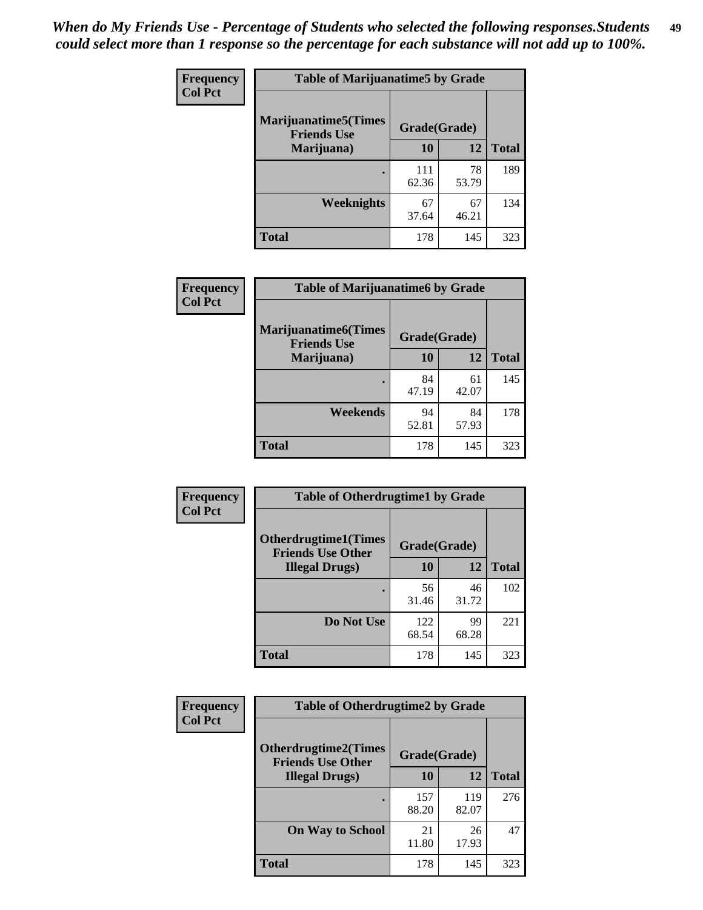*When do My Friends Use - Percentage of Students who selected the following responses.Students could select more than 1 response so the percentage for each substance will not add up to 100%.*

**Frequency**
**Col Pct**

| Table of Marijuanatime5 by Grade | | | |
|---|---|---|---|
| **Marijuanatime5(Times Friends Use Marijuana)** | **Grade(Grade)** | | **Total** |
| | **10** | **12** | |
| **.** | 111<br>62.36 | 78<br>53.79 | 189 |
| **Weeknights** | 67<br>37.64 | 67<br>46.21 | 134 |
| **Total** | 178 | 145 | 323 |

**Frequency**
**Col Pct**

| Table of Marijuanatime6 by Grade | | | |
|---|---|---|---|
| **Marijuanatime6(Times Friends Use Marijuana)** | **Grade(Grade)** | | **Total** |
| | **10** | **12** | |
| **.** | 84<br>47.19 | 61<br>42.07 | 145 |
| **Weekends** | 94<br>52.81 | 84<br>57.93 | 178 |
| **Total** | 178 | 145 | 323 |

**Frequency**
**Col Pct**

| Table of Otherdrugtime1 by Grade | | | |
|---|---|---|---|
| **Otherdrugtime1(Times Friends Use Other Illegal Drugs)** | **Grade(Grade)** | | **Total** |
| | **10** | **12** | |
| **.** | 56<br>31.46 | 46<br>31.72 | 102 |
| **Do Not Use** | 122<br>68.54 | 99<br>68.28 | 221 |
| **Total** | 178 | 145 | 323 |

**Frequency**
**Col Pct**

| Table of Otherdrugtime2 by Grade | | | |
|---|---|---|---|
| **Otherdrugtime2(Times Friends Use Other Illegal Drugs)** | **Grade(Grade)** | | **Total** |
| | **10** | **12** | |
| **.** | 157<br>88.20 | 119<br>82.07 | 276 |
| **On Way to School** | 21<br>11.80 | 26<br>17.93 | 47 |
| **Total** | 178 | 145 | 323 |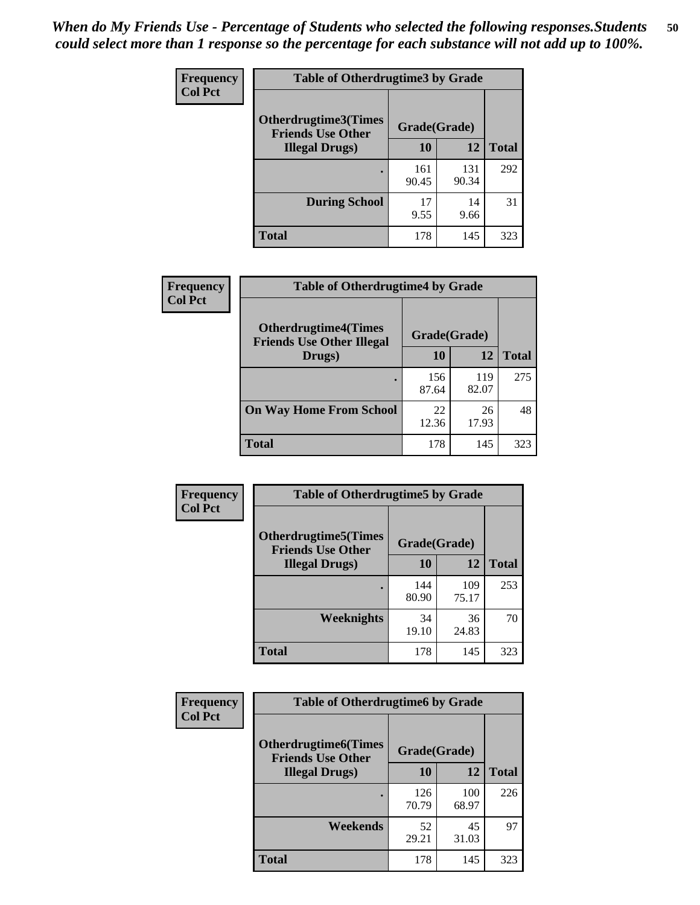*When do My Friends Use - Percentage of Students who selected the following responses.Students could select more than 1 response so the percentage for each substance will not add up to 100%.*

**Frequency**
**Col Pct**

| Table of Otherdrugtime3 by Grade | | | |
|---|---|---|---|
| **Otherdrugtime3(Times Friends Use Other Illegal Drugs)** | **Grade(Grade)** | | **Total** |
| | **10** | **12** | |
| **.** | 161<br>90.45 | 131<br>90.34 | 292 |
| **During School** | 17<br>9.55 | 14<br>9.66 | 31 |
| **Total** | 178 | 145 | 323 |

**Frequency**
**Col Pct**

| Table of Otherdrugtime4 by Grade | | | |
|---|---|---|---|
| **Otherdrugtime4(Times Friends Use Other Illegal Drugs)** | **Grade(Grade)** | | **Total** |
| | **10** | **12** | |
| **.** | 156<br>87.64 | 119<br>82.07 | 275 |
| **On Way Home From School** | 22<br>12.36 | 26<br>17.93 | 48 |
| **Total** | 178 | 145 | 323 |

**Frequency**
**Col Pct**

| Table of Otherdrugtime5 by Grade | | | |
|---|---|---|---|
| **Otherdrugtime5(Times Friends Use Other Illegal Drugs)** | **Grade(Grade)** | | **Total** |
| | **10** | **12** | |
| **.** | 144<br>80.90 | 109<br>75.17 | 253 |
| **Weeknights** | 34<br>19.10 | 36<br>24.83 | 70 |
| **Total** | 178 | 145 | 323 |

**Frequency**
**Col Pct**

| Table of Otherdrugtime6 by Grade | | | |
|---|---|---|---|
| **Otherdrugtime6(Times Friends Use Other Illegal Drugs)** | **Grade(Grade)** | | **Total** |
| | **10** | **12** | |
| **.** | 126<br>70.79 | 100<br>68.97 | 226 |
| **Weekends** | 52<br>29.21 | 45<br>31.03 | 97 |
| **Total** | 178 | 145 | 323 |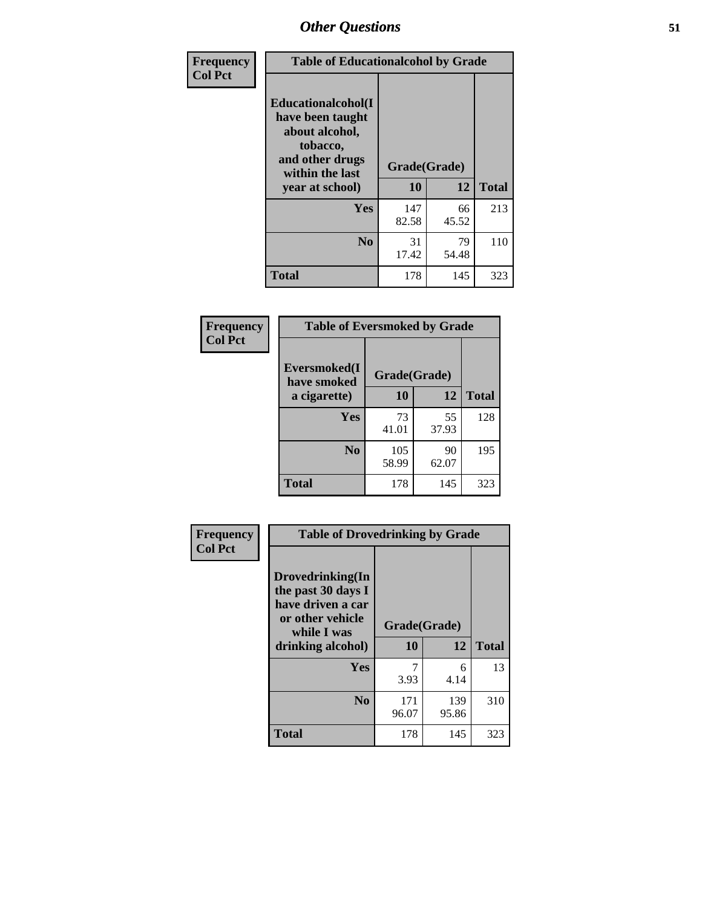| Frequency<br>Col Pct |
|---|

**Table of Educationalcohol by Grade**

| Educationalcohol(I have been taught about alcohol, tobacco, and other drugs within the last year at school) | Grade(Grade) 10 | 12 | Total |
|---|---|---|---|
| Yes | 147<br>82.58 | 66<br>45.52 | 213 |
| No | 31<br>17.42 | 79<br>54.48 | 110 |
| Total | 178 | 145 | 323 |

| Frequency<br>Col Pct |
|---|

**Table of Eversmoked by Grade**

| Eversmoked(I have smoked a cigarette) | Grade(Grade) 10 | 12 | Total |
|---|---|---|---|
| Yes | 73<br>41.01 | 55<br>37.93 | 128 |
| No | 105<br>58.99 | 90<br>62.07 | 195 |
| Total | 178 | 145 | 323 |

| Frequency<br>Col Pct |
|---|

**Table of Drovedrinking by Grade**

| Drovedrinking(In the past 30 days I have driven a car or other vehicle while I was drinking alcohol) | Grade(Grade) 10 | 12 | Total |
|---|---|---|---|
| Yes | 7<br>3.93 | 6<br>4.14 | 13 |
| No | 171<br>96.07 | 139<br>95.86 | 310 |
| Total | 178 | 145 | 323 |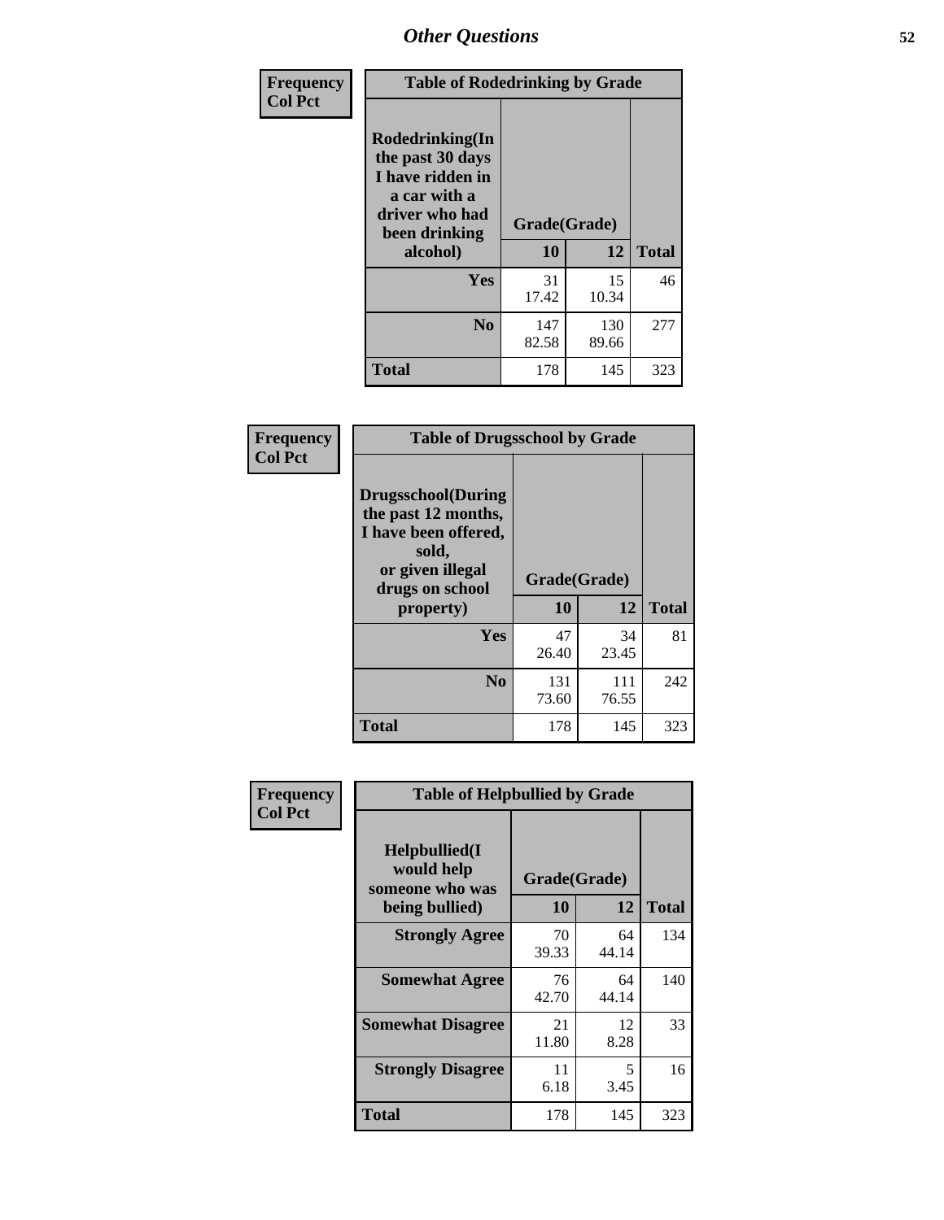# Other Questions

**Frequency**
**Col Pct**

| Table of Rodedrinking by Grade | | | |
|---|---|---|---|
| **Rodedrinking(In the past 30 days I have ridden in a car with a driver who had been drinking alcohol)** | **Grade(Grade)** | | |
| | **10** | **12** | **Total** |
| **Yes** | 31<br>17.42 | 15<br>10.34 | 46 |
| **No** | 147<br>82.58 | 130<br>89.66 | 277 |
| **Total** | 178 | 145 | 323 |

**Frequency**
**Col Pct**

| Table of Drugsschool by Grade | | | |
|---|---|---|---|
| **Drugsschool(During the past 12 months, I have been offered, sold, or given illegal drugs on school property)** | **Grade(Grade)** | | |
| | **10** | **12** | **Total** |
| **Yes** | 47<br>26.40 | 34<br>23.45 | 81 |
| **No** | 131<br>73.60 | 111<br>76.55 | 242 |
| **Total** | 178 | 145 | 323 |

**Frequency**
**Col Pct**

| Table of Helpbullied by Grade | | | |
|---|---|---|---|
| **Helpbullied(I would help someone who was being bullied)** | **Grade(Grade)** | | |
| | **10** | **12** | **Total** |
| **Strongly Agree** | 70<br>39.33 | 64<br>44.14 | 134 |
| **Somewhat Agree** | 76<br>42.70 | 64<br>44.14 | 140 |
| **Somewhat Disagree** | 21<br>11.80 | 12<br>8.28 | 33 |
| **Strongly Disagree** | 11<br>6.18 | 5<br>3.45 | 16 |
| **Total** | 178 | 145 | 323 |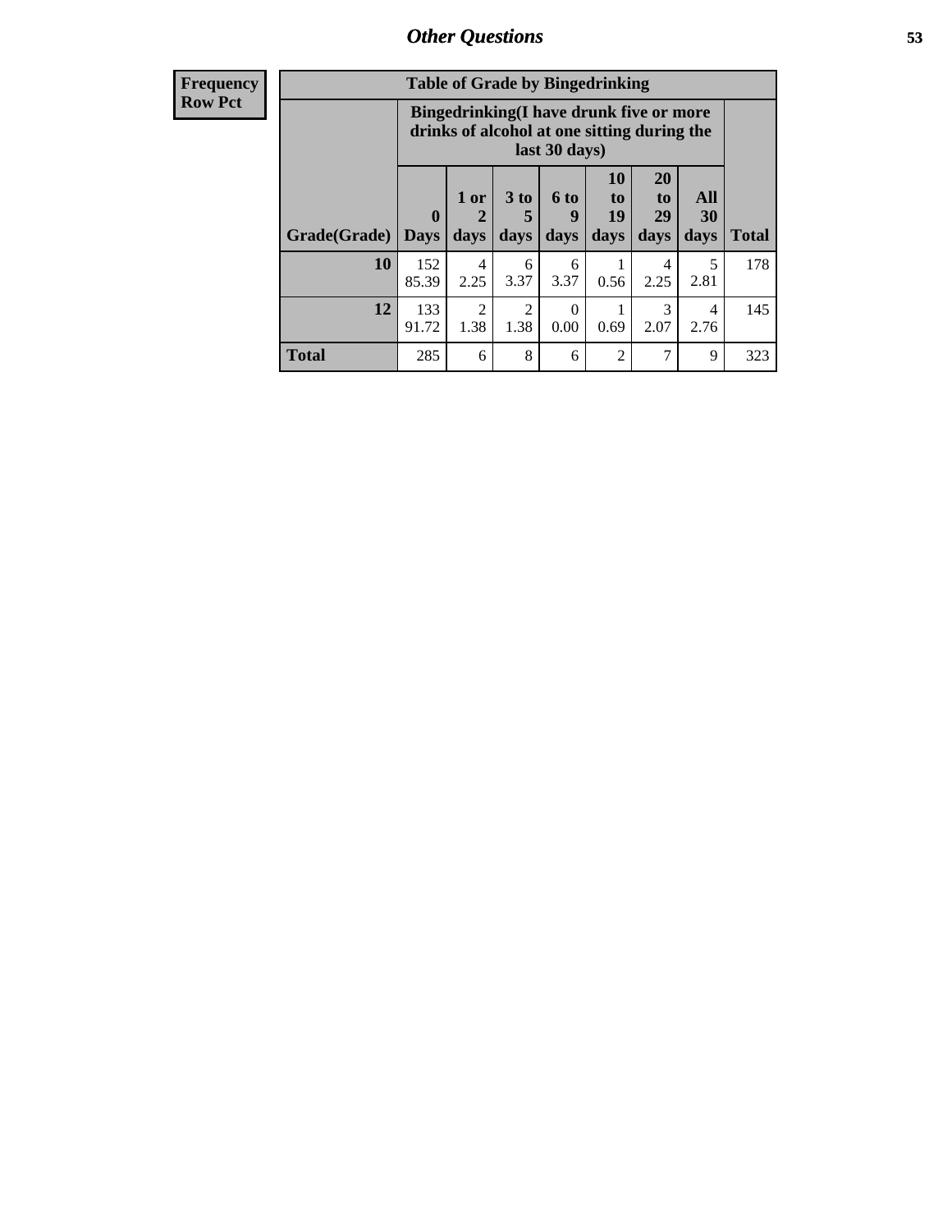## Other Questions

**Frequency**
**Row Pct**

| Table of Grade by Bingedrinking | | | | | | | | |
|---|---|---|---|---|---|---|---|---|
| | Bingedrinking(I have drunk five or more drinks of alcohol at one sitting during the last 30 days) | | | | | | | |
| Grade(Grade) | 0 Days | 1 or 2 days | 3 to 5 days | 6 to 9 days | 10 to 19 days | 20 to 29 days | All 30 days | Total |
| 10 | 152<br>85.39 | 4<br>2.25 | 6<br>3.37 | 6<br>3.37 | 1<br>0.56 | 4<br>2.25 | 5<br>2.81 | 178 |
| 12 | 133<br>91.72 | 2<br>1.38 | 2<br>1.38 | 0<br>0.00 | 1<br>0.69 | 3<br>2.07 | 4<br>2.76 | 145 |
| Total | 285 | 6 | 8 | 6 | 2 | 7 | 9 | 323 |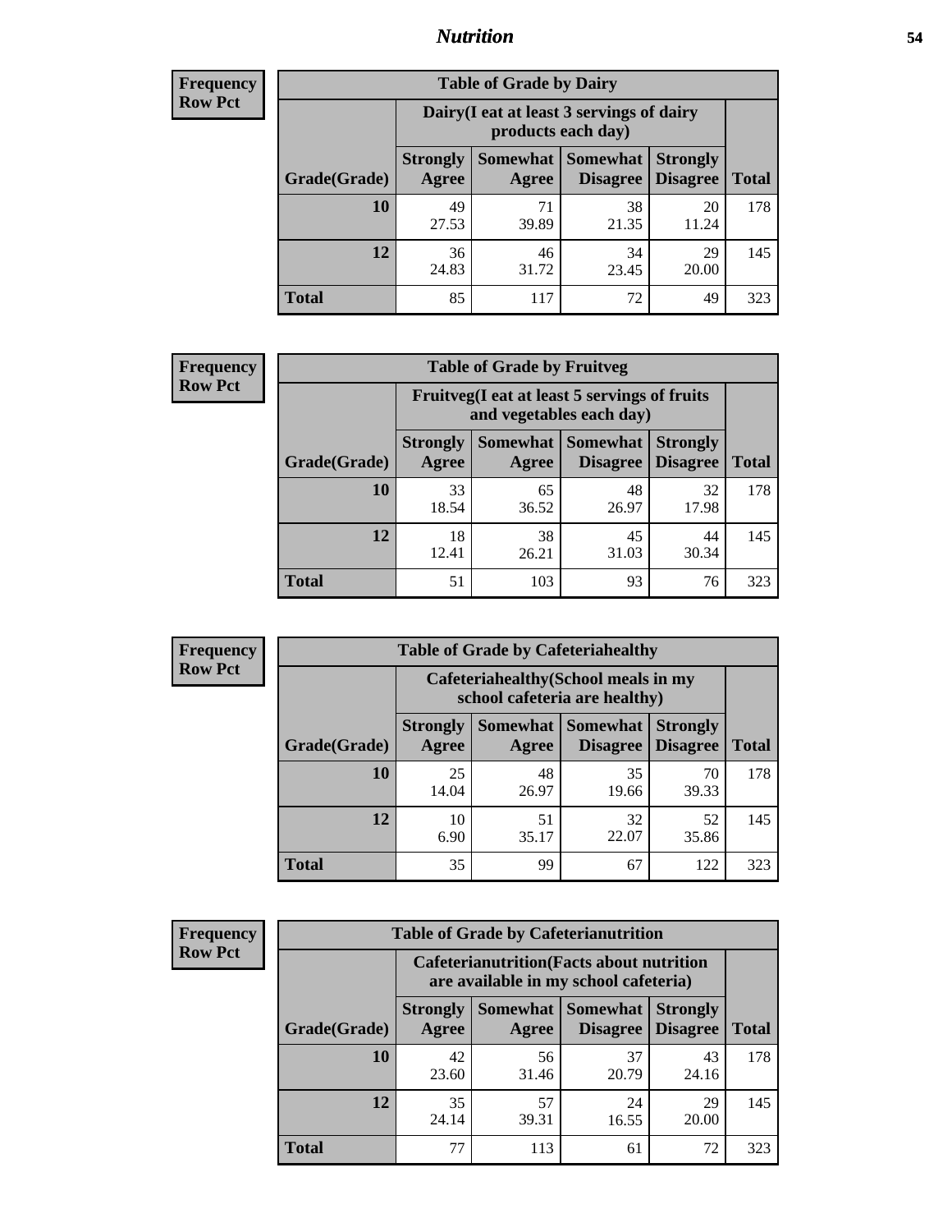## Nutrition

**Frequency**
**Row Pct**

| Table of Grade by Dairy | | | | | |
|---|---|---|---|---|---|
| | Dairy(I eat at least 3 servings of dairy products each day) | | | | |
| Grade(Grade) | Strongly Agree | Somewhat Agree | Somewhat Disagree | Strongly Disagree | Total |
| 10 | 49<br>27.53 | 71<br>39.89 | 38<br>21.35 | 20<br>11.24 | 178 |
| 12 | 36<br>24.83 | 46<br>31.72 | 34<br>23.45 | 29<br>20.00 | 145 |
| Total | 85 | 117 | 72 | 49 | 323 |

**Frequency**
**Row Pct**

| Table of Grade by Fruitveg | | | | | |
|---|---|---|---|---|---|
| | Fruitveg(I eat at least 5 servings of fruits and vegetables each day) | | | | |
| Grade(Grade) | Strongly Agree | Somewhat Agree | Somewhat Disagree | Strongly Disagree | Total |
| 10 | 33<br>18.54 | 65<br>36.52 | 48<br>26.97 | 32<br>17.98 | 178 |
| 12 | 18<br>12.41 | 38<br>26.21 | 45<br>31.03 | 44<br>30.34 | 145 |
| Total | 51 | 103 | 93 | 76 | 323 |

**Frequency**
**Row Pct**

| Table of Grade by Cafeteriahealthy | | | | | |
|---|---|---|---|---|---|
| | Cafeteriahealthy(School meals in my school cafeteria are healthy) | | | | |
| Grade(Grade) | Strongly Agree | Somewhat Agree | Somewhat Disagree | Strongly Disagree | Total |
| 10 | 25<br>14.04 | 48<br>26.97 | 35<br>19.66 | 70<br>39.33 | 178 |
| 12 | 10<br>6.90 | 51<br>35.17 | 32<br>22.07 | 52<br>35.86 | 145 |
| Total | 35 | 99 | 67 | 122 | 323 |

**Frequency**
**Row Pct**

| Table of Grade by Cafeterianutrition | | | | | |
|---|---|---|---|---|---|
| | Cafeterianutrition(Facts about nutrition are available in my school cafeteria) | | | | |
| Grade(Grade) | Strongly Agree | Somewhat Agree | Somewhat Disagree | Strongly Disagree | Total |
| 10 | 42<br>23.60 | 56<br>31.46 | 37<br>20.79 | 43<br>24.16 | 178 |
| 12 | 35<br>24.14 | 57<br>39.31 | 24<br>16.55 | 29<br>20.00 | 145 |
| Total | 77 | 113 | 61 | 72 | 323 |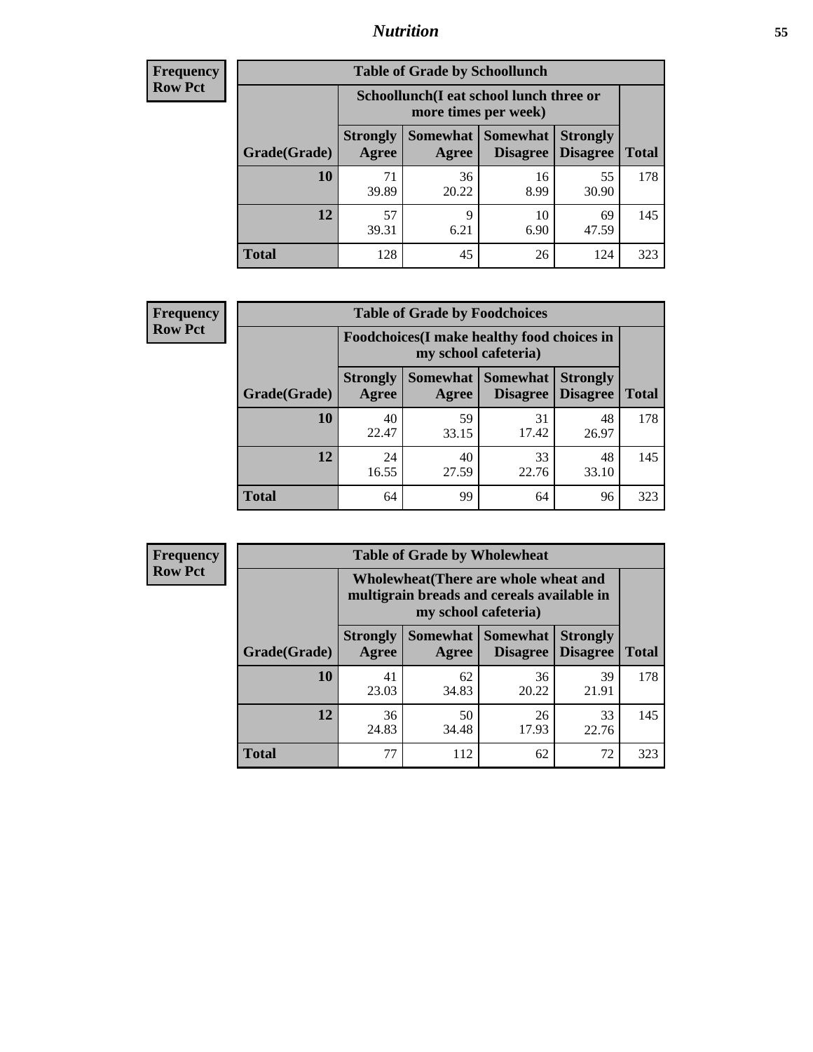# Nutrition

**Frequency**
**Row Pct**

| Table of Grade by Schoollunch | | | | | |
|---|---|---|---|---|---|
| | Schoollunch(I eat school lunch three or more times per week) | | | | |
| Grade(Grade) | Strongly Agree | Somewhat Agree | Somewhat Disagree | Strongly Disagree | Total |
| 10 | 71<br>39.89 | 36<br>20.22 | 16<br>8.99 | 55<br>30.90 | 178 |
| 12 | 57<br>39.31 | 9<br>6.21 | 10<br>6.90 | 69<br>47.59 | 145 |
| Total | 128 | 45 | 26 | 124 | 323 |

**Frequency**
**Row Pct**

| Table of Grade by Foodchoices | | | | | |
|---|---|---|---|---|---|
| | Foodchoices(I make healthy food choices in my school cafeteria) | | | | |
| Grade(Grade) | Strongly Agree | Somewhat Agree | Somewhat Disagree | Strongly Disagree | Total |
| 10 | 40<br>22.47 | 59<br>33.15 | 31<br>17.42 | 48<br>26.97 | 178 |
| 12 | 24<br>16.55 | 40<br>27.59 | 33<br>22.76 | 48<br>33.10 | 145 |
| Total | 64 | 99 | 64 | 96 | 323 |

**Frequency**
**Row Pct**

| Table of Grade by Wholewheat | | | | | |
|---|---|---|---|---|---|
| | Wholewheat(There are whole wheat and multigrain breads and cereals available in my school cafeteria) | | | | |
| Grade(Grade) | Strongly Agree | Somewhat Agree | Somewhat Disagree | Strongly Disagree | Total |
| 10 | 41<br>23.03 | 62<br>34.83 | 36<br>20.22 | 39<br>21.91 | 178 |
| 12 | 36<br>24.83 | 50<br>34.48 | 26<br>17.93 | 33<br>22.76 | 145 |
| Total | 77 | 112 | 62 | 72 | 323 |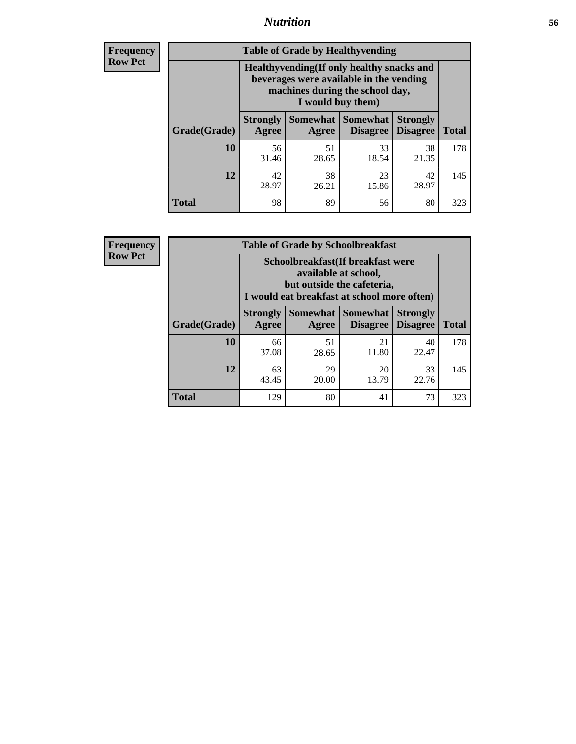# Nutrition

**Frequency**
**Row Pct**

| Table of Grade by Healthyvending | | | | | |
|---|---|---|---|---|---|
| | Healthyvending(If only healthy snacks and beverages were available in the vending machines during the school day, I would buy them) | | | | |
| Grade(Grade) | Strongly Agree | Somewhat Agree | Somewhat Disagree | Strongly Disagree | Total |
| **10** | 56<br>31.46 | 51<br>28.65 | 33<br>18.54 | 38<br>21.35 | 178 |
| **12** | 42<br>28.97 | 38<br>26.21 | 23<br>15.86 | 42<br>28.97 | 145 |
| **Total** | 98 | 89 | 56 | 80 | 323 |

**Frequency**
**Row Pct**

| Table of Grade by Schoolbreakfast | | | | | |
|---|---|---|---|---|---|
| | Schoolbreakfast(If breakfast were available at school, but outside the cafeteria, I would eat breakfast at school more often) | | | | |
| Grade(Grade) | Strongly Agree | Somewhat Agree | Somewhat Disagree | Strongly Disagree | Total |
| **10** | 66<br>37.08 | 51<br>28.65 | 21<br>11.80 | 40<br>22.47 | 178 |
| **12** | 63<br>43.45 | 29<br>20.00 | 20<br>13.79 | 33<br>22.76 | 145 |
| **Total** | 129 | 80 | 41 | 73 | 323 |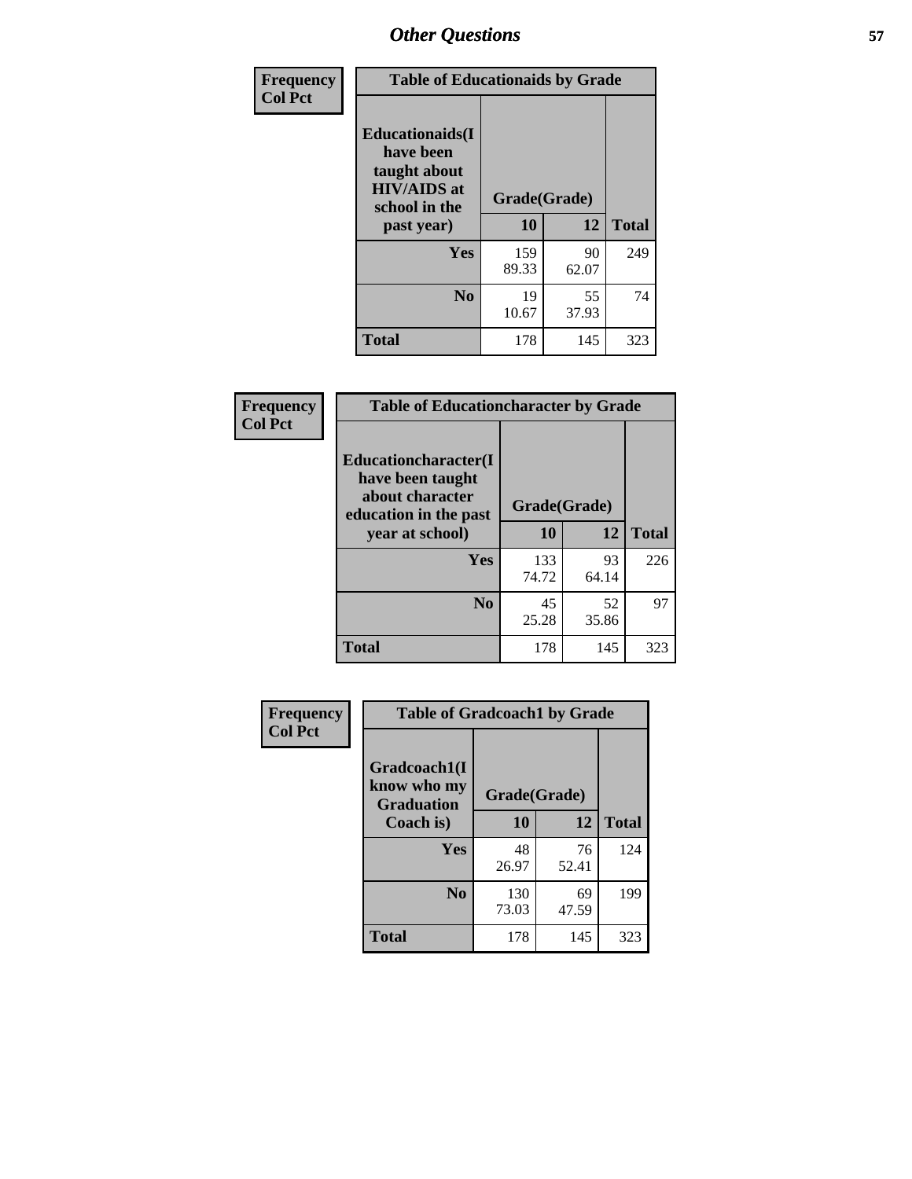## Other Questions

**Frequency**
**Col Pct**

| Table of Educationaids by Grade | | | |
|---|---|---|---|
| **Educationaids(I have been taught about HIV/AIDS at school in the past year)** | **Grade(Grade)** | | |
| | **10** | **12** | **Total** |
| **Yes** | 159<br>89.33 | 90<br>62.07 | 249 |
| **No** | 19<br>10.67 | 55<br>37.93 | 74 |
| **Total** | 178 | 145 | 323 |

**Frequency**
**Col Pct**

| Table of Educationcharacter by Grade | | | |
|---|---|---|---|
| **Educationcharacter(I have been taught about character education in the past year at school)** | **Grade(Grade)** | | |
| | **10** | **12** | **Total** |
| **Yes** | 133<br>74.72 | 93<br>64.14 | 226 |
| **No** | 45<br>25.28 | 52<br>35.86 | 97 |
| **Total** | 178 | 145 | 323 |

**Frequency**
**Col Pct**

| Table of Gradcoach1 by Grade | | | |
|---|---|---|---|
| **Gradcoach1(I know who my Graduation Coach is)** | **Grade(Grade)** | | |
| | **10** | **12** | **Total** |
| **Yes** | 48<br>26.97 | 76<br>52.41 | 124 |
| **No** | 130<br>73.03 | 69<br>47.59 | 199 |
| **Total** | 178 | 145 | 323 |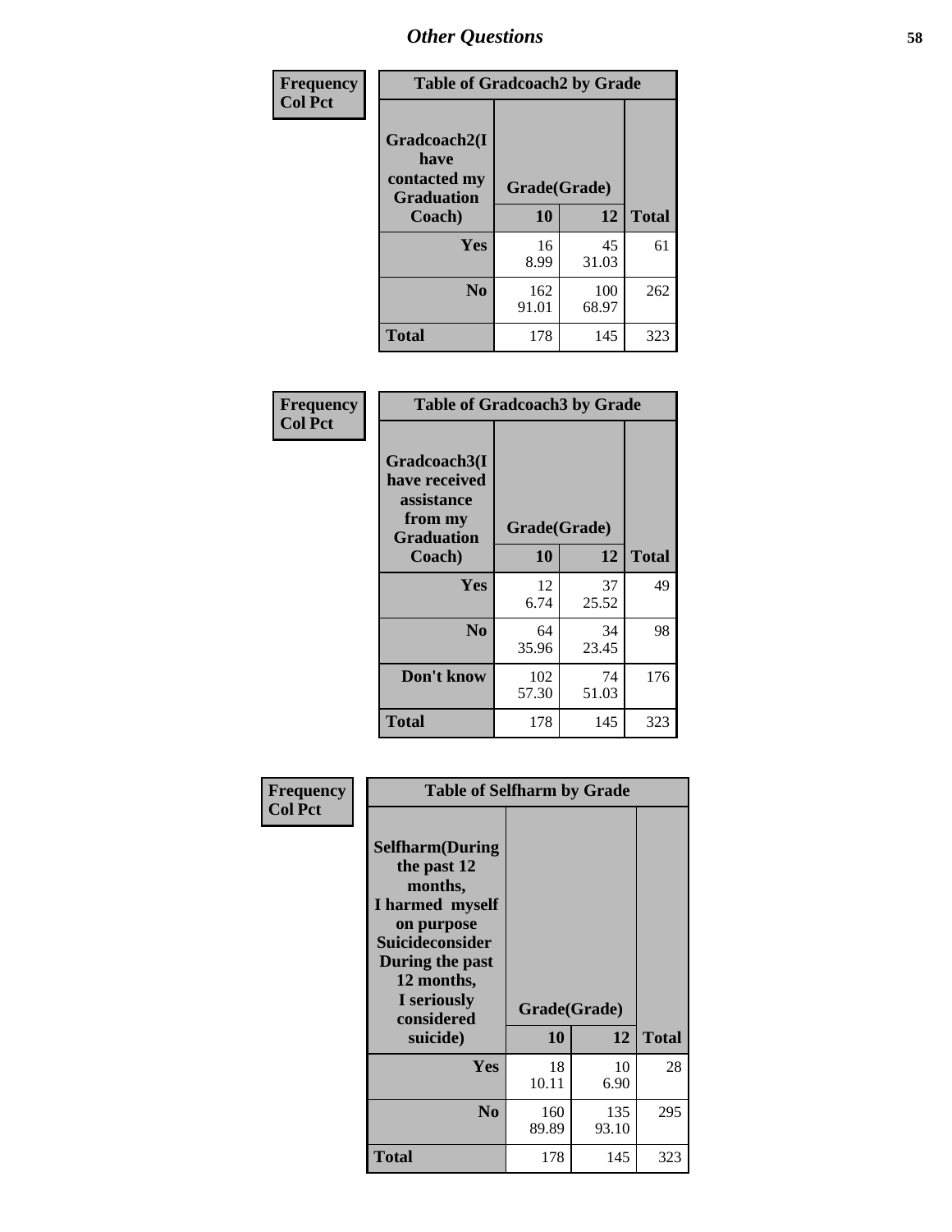# Other Questions

**Frequency**
**Col Pct**

| Table of Gradcoach2 by Grade | | | |
|---|---|---|---|
| Gradcoach2(I have contacted my Graduation Coach) | Grade(Grade) | | |
| | 10 | 12 | Total |
| Yes | 16<br>8.99 | 45<br>31.03 | 61 |
| No | 162<br>91.01 | 100<br>68.97 | 262 |
| Total | 178 | 145 | 323 |

**Frequency**
**Col Pct**

| Table of Gradcoach3 by Grade | | | |
|---|---|---|---|
| Gradcoach3(I have received assistance from my Graduation Coach) | Grade(Grade) | | |
| | 10 | 12 | Total |
| Yes | 12<br>6.74 | 37<br>25.52 | 49 |
| No | 64<br>35.96 | 34<br>23.45 | 98 |
| Don't know | 102<br>57.30 | 74<br>51.03 | 176 |
| Total | 178 | 145 | 323 |

**Frequency**
**Col Pct**

| Table of Selfharm by Grade | | | |
|---|---|---|---|
| Selfharm(During the past 12 months, I harmed myself on purpose Suicideconsider During the past 12 months, I seriously considered suicide) | Grade(Grade) | | |
| | 10 | 12 | Total |
| Yes | 18<br>10.11 | 10<br>6.90 | 28 |
| No | 160<br>89.89 | 135<br>93.10 | 295 |
| Total | 178 | 145 | 323 |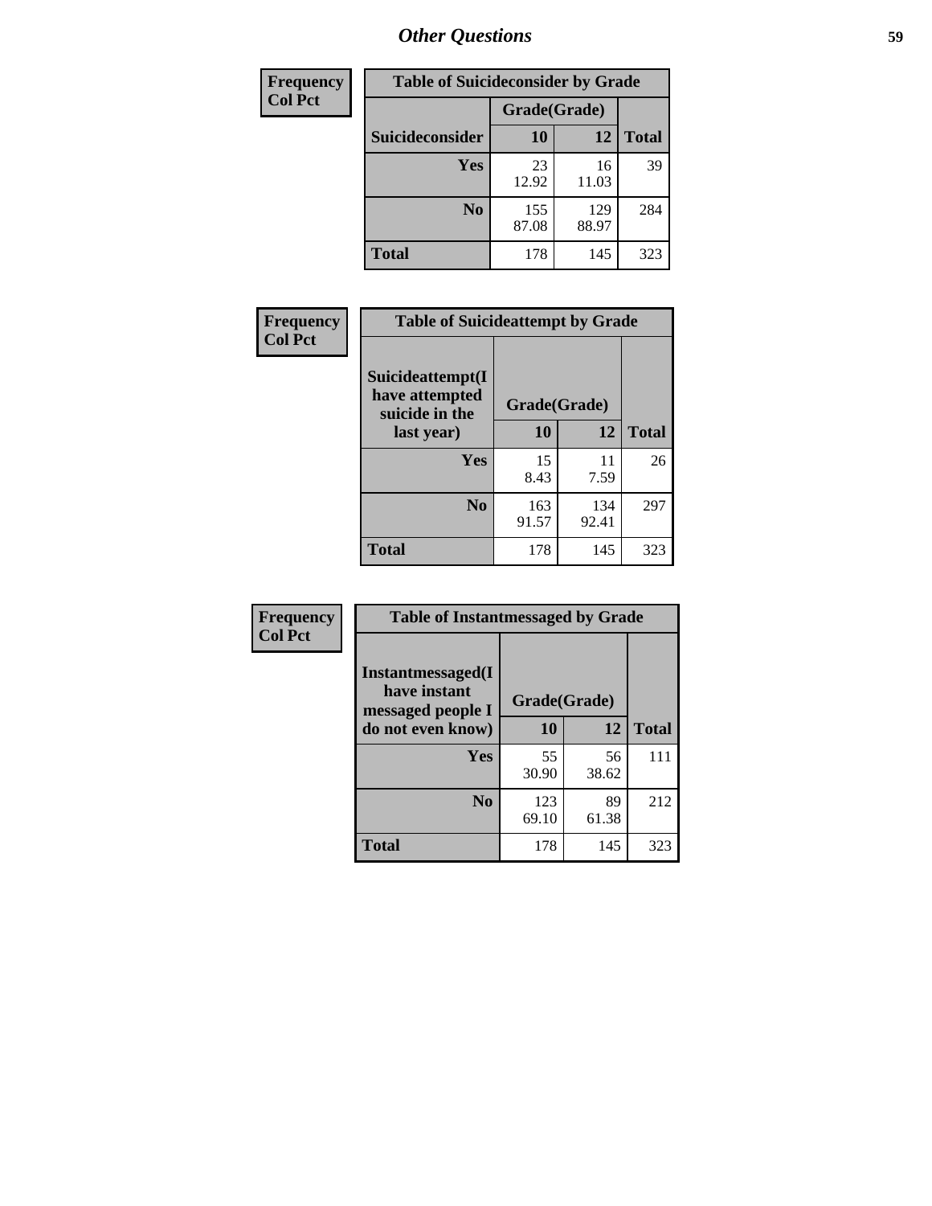## Other Questions

| Frequency<br>Col Pct | Table of Suicideconsider by Grade | | |
|---|---|---|---|
| | Grade(Grade) | | |
| Suicideconsider | 10 | 12 | Total |
| Yes | 23<br>12.92 | 16<br>11.03 | 39 |
| No | 155<br>87.08 | 129<br>88.97 | 284 |
| Total | 178 | 145 | 323 |

| Frequency<br>Col Pct | Table of Suicideattempt by Grade | | |
|---|---|---|---|
| Suicideattempt(I have attempted suicide in the last year) | Grade(Grade) | | |
| | 10 | 12 | Total |
| Yes | 15<br>8.43 | 11<br>7.59 | 26 |
| No | 163<br>91.57 | 134<br>92.41 | 297 |
| Total | 178 | 145 | 323 |

| Frequency<br>Col Pct | Table of Instantmessaged by Grade | | |
|---|---|---|---|
| Instantmessaged(I have instant messaged people I do not even know) | Grade(Grade) | | |
| | 10 | 12 | Total |
| Yes | 55<br>30.90 | 56<br>38.62 | 111 |
| No | 123<br>69.10 | 89<br>61.38 | 212 |
| Total | 178 | 145 | 323 |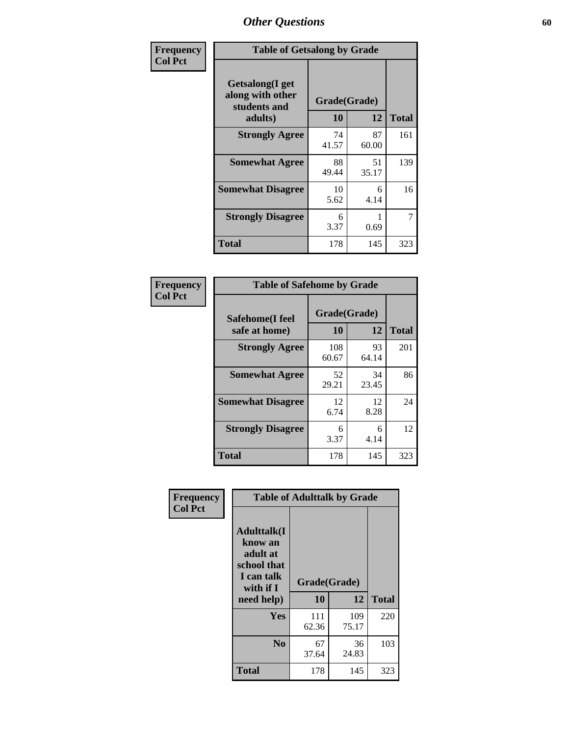# Other Questions

| Frequency<br>Col Pct | Table of Getsalong by Grade | | |
|---|---|---|---|
| Getsalong(I get along with other students and adults) | Grade(Grade) | | |
| | 10 | 12 | Total |
| Strongly Agree | 74<br>41.57 | 87<br>60.00 | 161 |
| Somewhat Agree | 88<br>49.44 | 51<br>35.17 | 139 |
| Somewhat Disagree | 10<br>5.62 | 6<br>4.14 | 16 |
| Strongly Disagree | 6<br>3.37 | 1<br>0.69 | 7 |
| Total | 178 | 145 | 323 |

| Frequency<br>Col Pct | Table of Safehome by Grade | | |
|---|---|---|---|
| Safehome(I feel safe at home) | Grade(Grade) | | |
| | 10 | 12 | Total |
| Strongly Agree | 108<br>60.67 | 93<br>64.14 | 201 |
| Somewhat Agree | 52<br>29.21 | 34<br>23.45 | 86 |
| Somewhat Disagree | 12<br>6.74 | 12<br>8.28 | 24 |
| Strongly Disagree | 6<br>3.37 | 6<br>4.14 | 12 |
| Total | 178 | 145 | 323 |

| Frequency<br>Col Pct | Table of Adulttalk by Grade | | |
|---|---|---|---|
| Adulttalk(I know an adult at school that I can talk with if I need help) | Grade(Grade) | | |
| | 10 | 12 | Total |
| Yes | 111<br>62.36 | 109<br>75.17 | 220 |
| No | 67<br>37.64 | 36<br>24.83 | 103 |
| Total | 178 | 145 | 323 |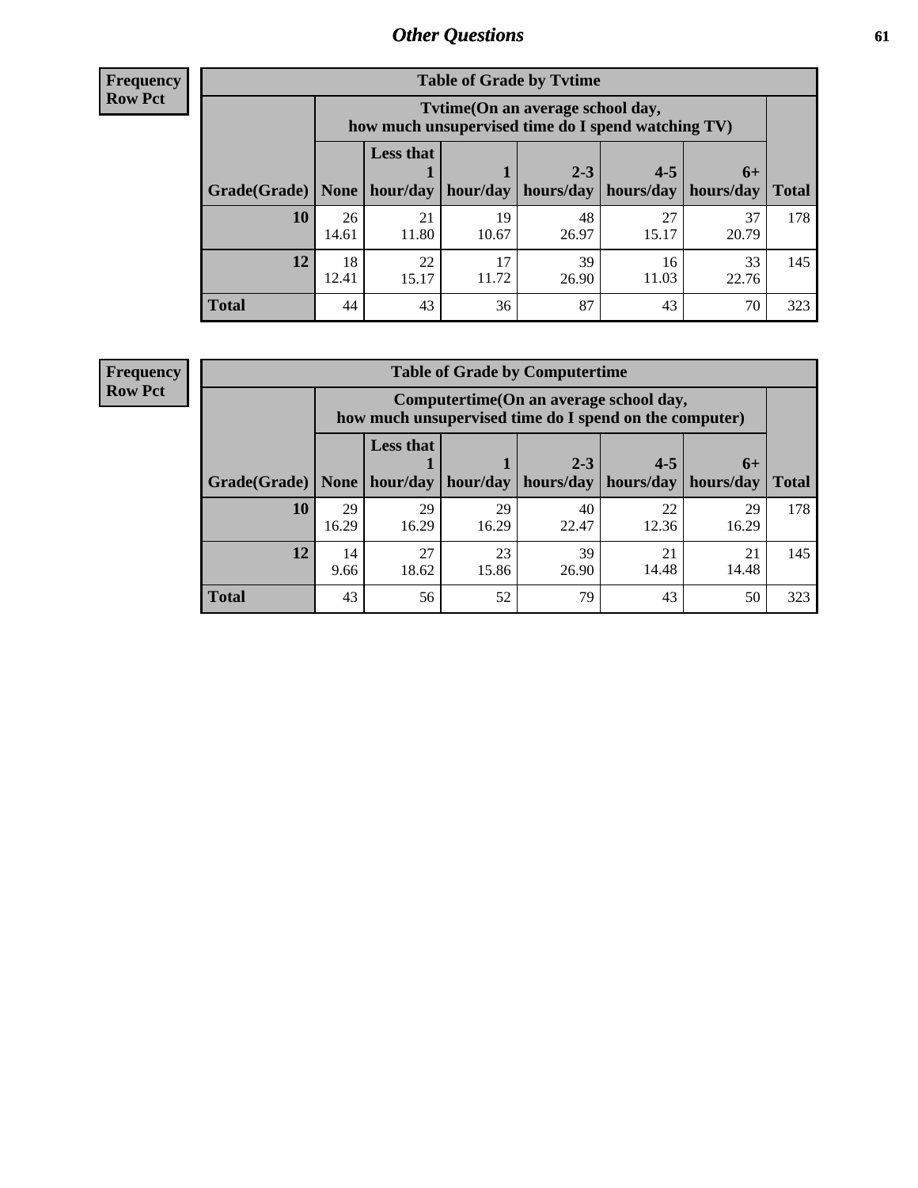## Other Questions

**Frequency**
**Row Pct**

**Table of Grade by Tvtime**

| Grade(Grade) | Tvtime(On an average school day, how much unsupervised time do I spend watching TV) | | | | | | Total |
|---|---|---|---|---|---|---|---|
| | None | Less that 1 hour/day | 1 hour/day | 2-3 hours/day | 4-5 hours/day | 6+ hours/day | |
| **10** | 26<br>14.61 | 21<br>11.80 | 19<br>10.67 | 48<br>26.97 | 27<br>15.17 | 37<br>20.79 | 178 |
| **12** | 18<br>12.41 | 22<br>15.17 | 17<br>11.72 | 39<br>26.90 | 16<br>11.03 | 33<br>22.76 | 145 |
| **Total** | 44 | 43 | 36 | 87 | 43 | 70 | 323 |

**Frequency**
**Row Pct**

**Table of Grade by Computertime**

| Grade(Grade) | Computertime(On an average school day, how much unsupervised time do I spend on the computer) | | | | | | Total |
|---|---|---|---|---|---|---|---|
| | None | Less that 1 hour/day | 1 hour/day | 2-3 hours/day | 4-5 hours/day | 6+ hours/day | |
| **10** | 29<br>16.29 | 29<br>16.29 | 29<br>16.29 | 40<br>22.47 | 22<br>12.36 | 29<br>16.29 | 178 |
| **12** | 14<br>9.66 | 27<br>18.62 | 23<br>15.86 | 39<br>26.90 | 21<br>14.48 | 21<br>14.48 | 145 |
| **Total** | 43 | 56 | 52 | 79 | 43 | 50 | 323 |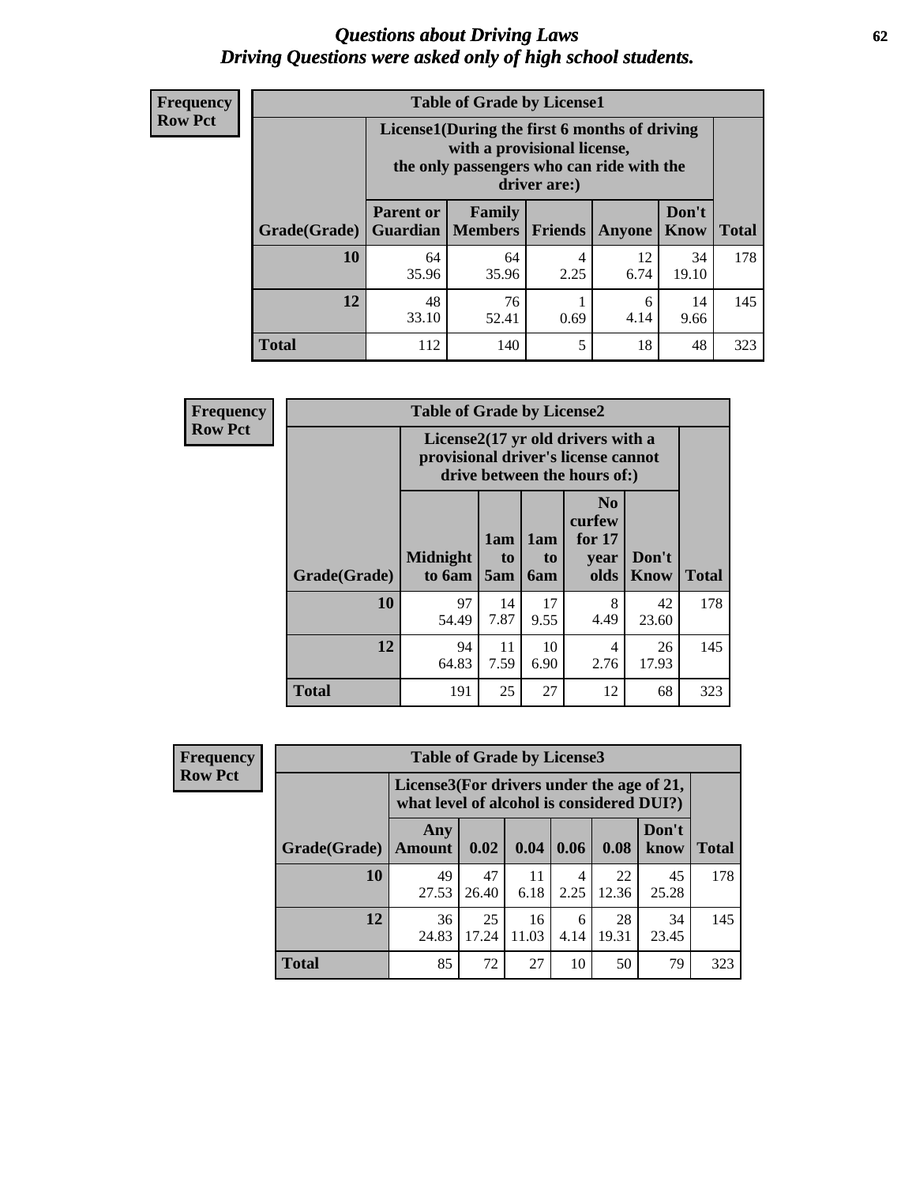# *Questions about Driving Laws*
# *Driving Questions were asked only of high school students.*

**Frequency**
**Row Pct**

**Table of Grade by License1**

| Grade(Grade) | License1(During the first 6 months of driving with a provisional license, the only passengers who can ride with the driver are:) | | | | | Total |
|---|---|---|---|---|---|---|
| | Parent or Guardian | Family Members | Friends | Anyone | Don't Know | |
| 10 | 64<br>35.96 | 64<br>35.96 | 4<br>2.25 | 12<br>6.74 | 34<br>19.10 | 178 |
| 12 | 48<br>33.10 | 76<br>52.41 | 1<br>0.69 | 6<br>4.14 | 14<br>9.66 | 145 |
| Total | 112 | 140 | 5 | 18 | 48 | 323 |

**Frequency**
**Row Pct**

**Table of Grade by License2**

| Grade(Grade) | License2(17 yr old drivers with a provisional driver's license cannot drive between the hours of:) | | | | | Total |
|---|---|---|---|---|---|---|
| | Midnight to 6am | 1am to 5am | 1am to 6am | No curfew for 17 year olds | Don't Know | |
| 10 | 97<br>54.49 | 14<br>7.87 | 17<br>9.55 | 8<br>4.49 | 42<br>23.60 | 178 |
| 12 | 94<br>64.83 | 11<br>7.59 | 10<br>6.90 | 4<br>2.76 | 26<br>17.93 | 145 |
| Total | 191 | 25 | 27 | 12 | 68 | 323 |

**Frequency**
**Row Pct**

**Table of Grade by License3**

| Grade(Grade) | License3(For drivers under the age of 21, what level of alcohol is considered DUI?) | | | | | | Total |
|---|---|---|---|---|---|---|---|
| | Any Amount | 0.02 | 0.04 | 0.06 | 0.08 | Don't know | |
| 10 | 49<br>27.53 | 47<br>26.40 | 11<br>6.18 | 4<br>2.25 | 22<br>12.36 | 45<br>25.28 | 178 |
| 12 | 36<br>24.83 | 25<br>17.24 | 16<br>11.03 | 6<br>4.14 | 28<br>19.31 | 34<br>23.45 | 145 |
| Total | 85 | 72 | 27 | 10 | 50 | 79 | 323 |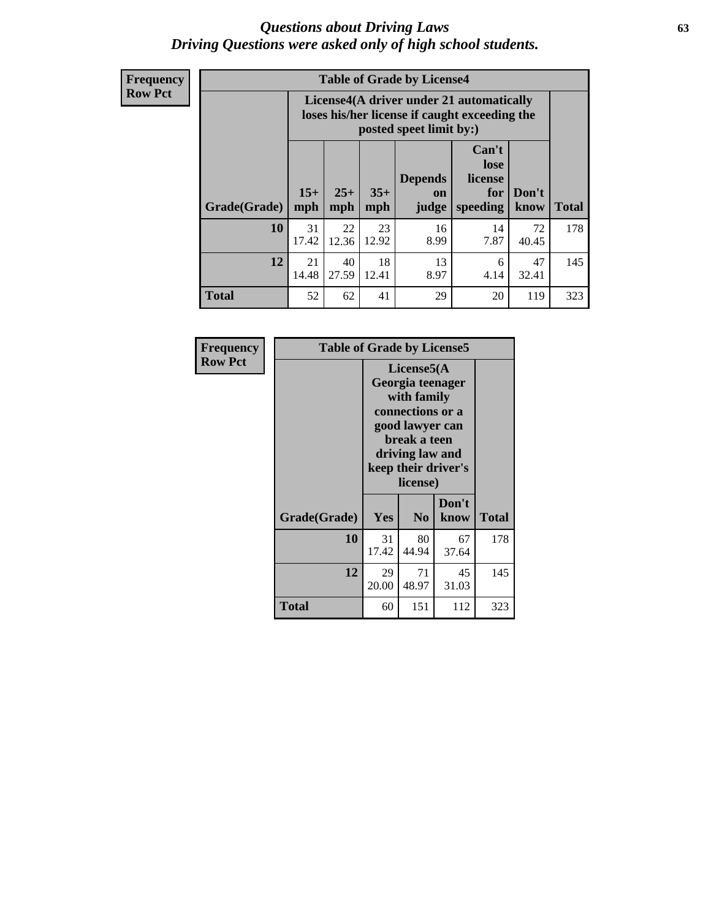# *Questions about Driving Laws*
## *Driving Questions were asked only of high school students.*

**Frequency**
**Row Pct**

**Table of Grade by License4**

| Grade(Grade) | License4(A driver under 21 automatically loses his/her license if caught exceeding the posted speet limit by:) | | | | | | Total |
|---|---|---|---|---|---|---|---|
| | 15+ mph | 25+ mph | 35+ mph | Depends on judge | Can't lose license for speeding | Don't know | |
| **10** | 31<br>17.42 | 22<br>12.36 | 23<br>12.92 | 16<br>8.99 | 14<br>7.87 | 72<br>40.45 | 178 |
| **12** | 21<br>14.48 | 40<br>27.59 | 18<br>12.41 | 13<br>8.97 | 6<br>4.14 | 47<br>32.41 | 145 |
| **Total** | 52 | 62 | 41 | 29 | 20 | 119 | 323 |

**Frequency**
**Row Pct**

**Table of Grade by License5**

| Grade(Grade) | License5(A Georgia teenager with family connections or a good lawyer can break a teen driving law and keep their driver's license) | | | Total |
|---|---|---|---|---|
| | Yes | No | Don't know | |
| **10** | 31<br>17.42 | 80<br>44.94 | 67<br>37.64 | 178 |
| **12** | 29<br>20.00 | 71<br>48.97 | 45<br>31.03 | 145 |
| **Total** | 60 | 151 | 112 | 323 |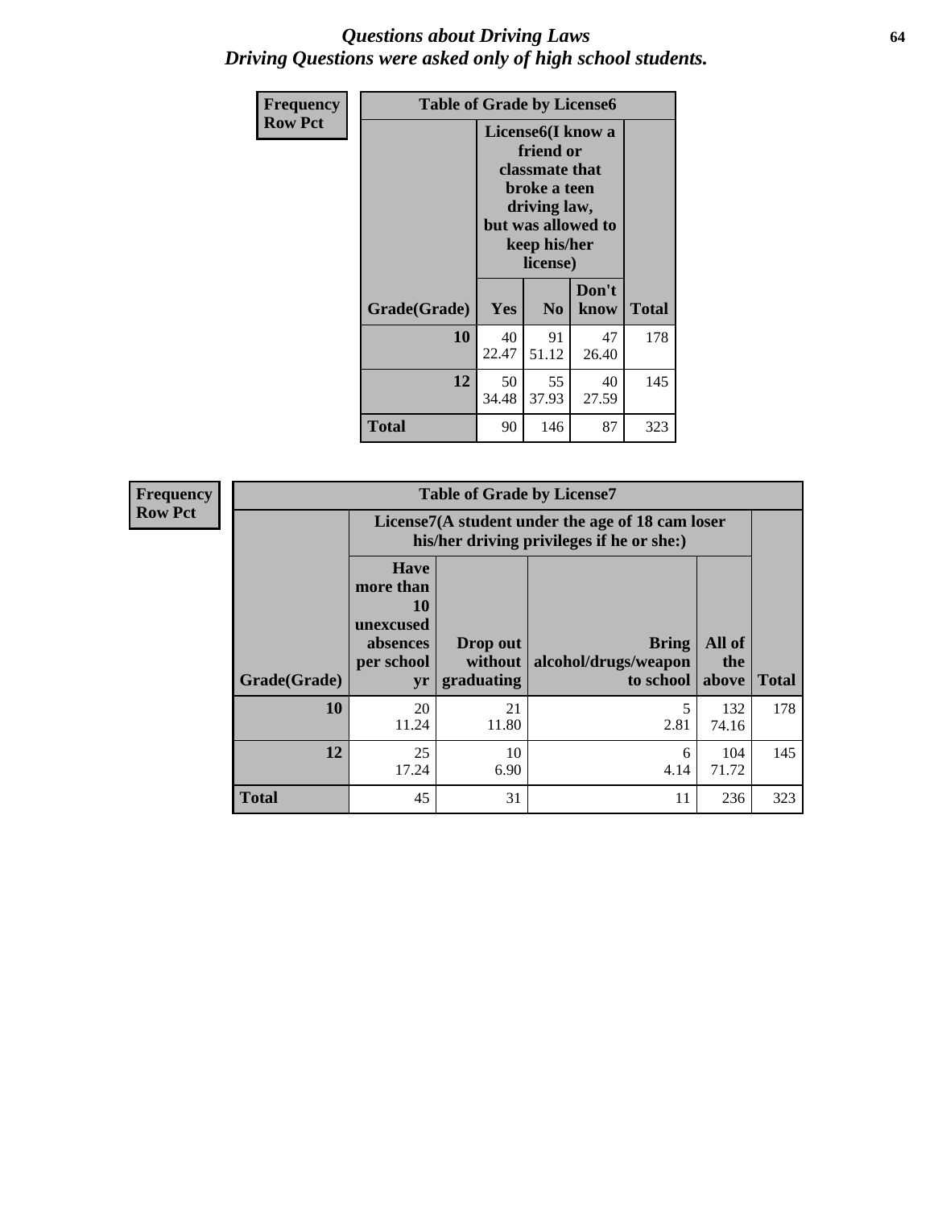# *Questions about Driving Laws*
## *Driving Questions were asked only of high school students.*

**Frequency**
**Row Pct**

| Table of Grade by License6 | | | | |
|---|---|---|---|---|
| | License6(I know a friend or classmate that broke a teen driving law, but was allowed to keep his/her license) | | | |
| Grade(Grade) | Yes | No | Don't know | Total |
| 10 | 40<br>22.47 | 91<br>51.12 | 47<br>26.40 | 178 |
| 12 | 50<br>34.48 | 55<br>37.93 | 40<br>27.59 | 145 |
| Total | 90 | 146 | 87 | 323 |

**Frequency**
**Row Pct**

| Table of Grade by License7 | | | | | |
|---|---|---|---|---|---|
| | License7(A student under the age of 18 cam loser his/her driving privileges if he or she:) | | | | |
| Grade(Grade) | Have more than 10 unexcused absences per school yr | Drop out without graduating | Bring alcohol/drugs/weapon to school | All of the above | Total |
| 10 | 20<br>11.24 | 21<br>11.80 | 5<br>2.81 | 132<br>74.16 | 178 |
| 12 | 25<br>17.24 | 10<br>6.90 | 6<br>4.14 | 104<br>71.72 | 145 |
| Total | 45 | 31 | 11 | 236 | 323 |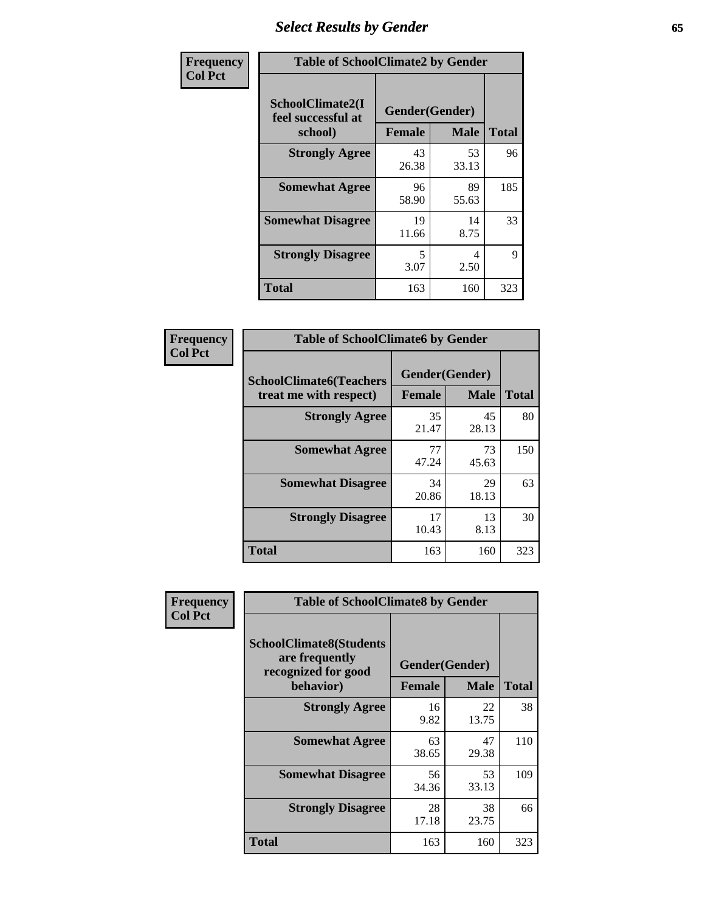# Select Results by Gender

**Frequency / Col Pct**

| Table of SchoolClimate2 by Gender | | | |
|---|---|---|---|
| SchoolClimate2(I feel successful at school) | Gender(Gender) | | |
| | Female | Male | Total |
| Strongly Agree | 43<br>26.38 | 53<br>33.13 | 96 |
| Somewhat Agree | 96<br>58.90 | 89<br>55.63 | 185 |
| Somewhat Disagree | 19<br>11.66 | 14<br>8.75 | 33 |
| Strongly Disagree | 5<br>3.07 | 4<br>2.50 | 9 |
| Total | 163 | 160 | 323 |

**Frequency / Col Pct**

| Table of SchoolClimate6 by Gender | | | |
|---|---|---|---|
| SchoolClimate6(Teachers treat me with respect) | Gender(Gender) | | |
| | Female | Male | Total |
| Strongly Agree | 35<br>21.47 | 45<br>28.13 | 80 |
| Somewhat Agree | 77<br>47.24 | 73<br>45.63 | 150 |
| Somewhat Disagree | 34<br>20.86 | 29<br>18.13 | 63 |
| Strongly Disagree | 17<br>10.43 | 13<br>8.13 | 30 |
| Total | 163 | 160 | 323 |

**Frequency / Col Pct**

| Table of SchoolClimate8 by Gender | | | |
|---|---|---|---|
| SchoolClimate8(Students are frequently recognized for good behavior) | Gender(Gender) | | |
| | Female | Male | Total |
| Strongly Agree | 16<br>9.82 | 22<br>13.75 | 38 |
| Somewhat Agree | 63<br>38.65 | 47<br>29.38 | 110 |
| Somewhat Disagree | 56<br>34.36 | 53<br>33.13 | 109 |
| Strongly Disagree | 28<br>17.18 | 38<br>23.75 | 66 |
| Total | 163 | 160 | 323 |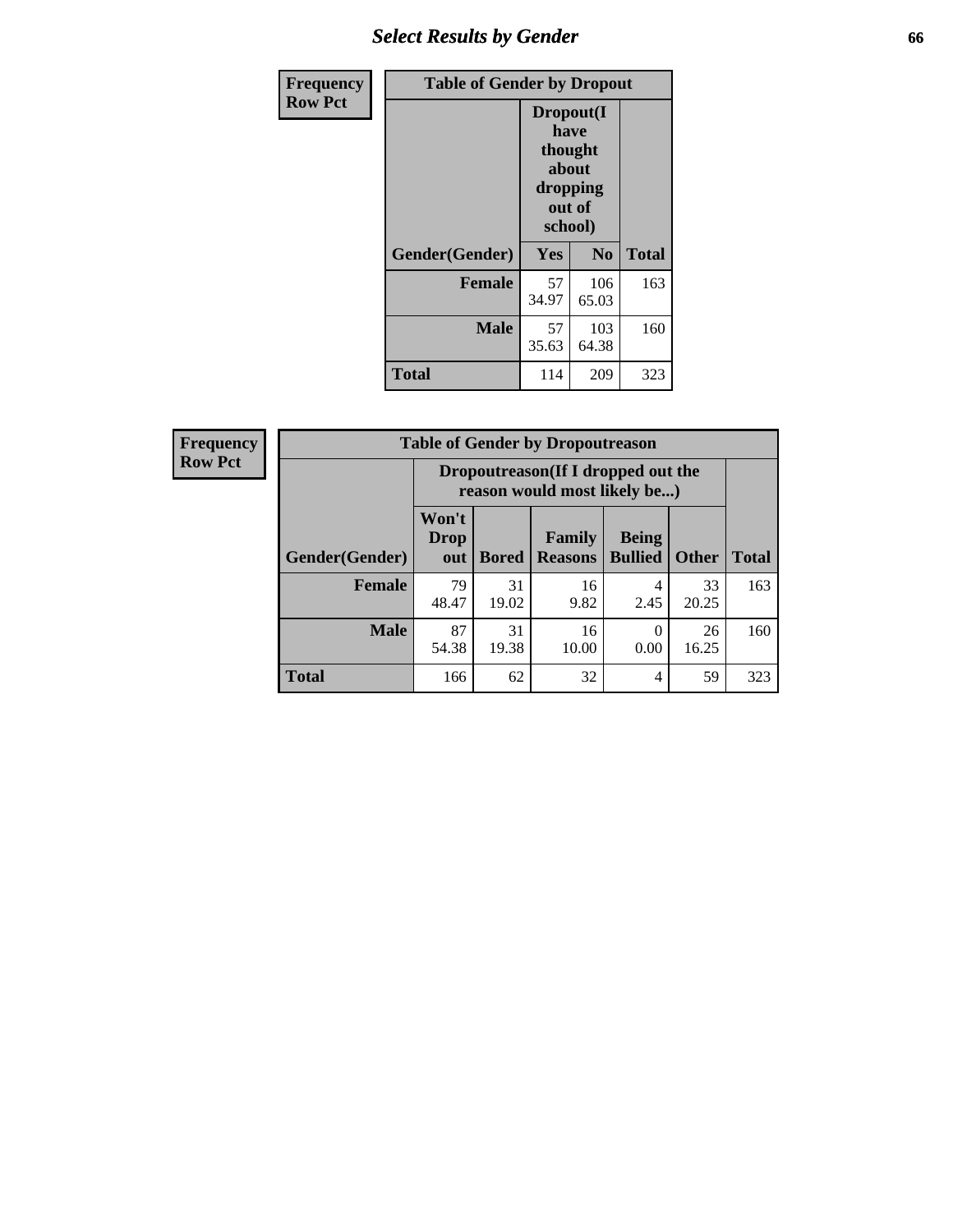| Frequency Row Pct | Table of Gender by Dropout | | |
|---|---|---|---|
| | Dropout(I have thought about dropping out of school) | | |
| Gender(Gender) | Yes | No | Total |
| Female | 57<br>34.97 | 106<br>65.03 | 163 |
| Male | 57<br>35.63 | 103<br>64.38 | 160 |
| Total | 114 | 209 | 323 |

| Frequency Row Pct | Table of Gender by Dropoutreason | | | | | |
|---|---|---|---|---|---|---|
| | Dropoutreason(If I dropped out the reason would most likely be...) | | | | | |
| Gender(Gender) | Won't Drop out | Bored | Family Reasons | Being Bullied | Other | Total |
| Female | 79<br>48.47 | 31<br>19.02 | 16<br>9.82 | 4<br>2.45 | 33<br>20.25 | 163 |
| Male | 87<br>54.38 | 31<br>19.38 | 16<br>10.00 | 0<br>0.00 | 26<br>16.25 | 160 |
| Total | 166 | 62 | 32 | 4 | 59 | 323 |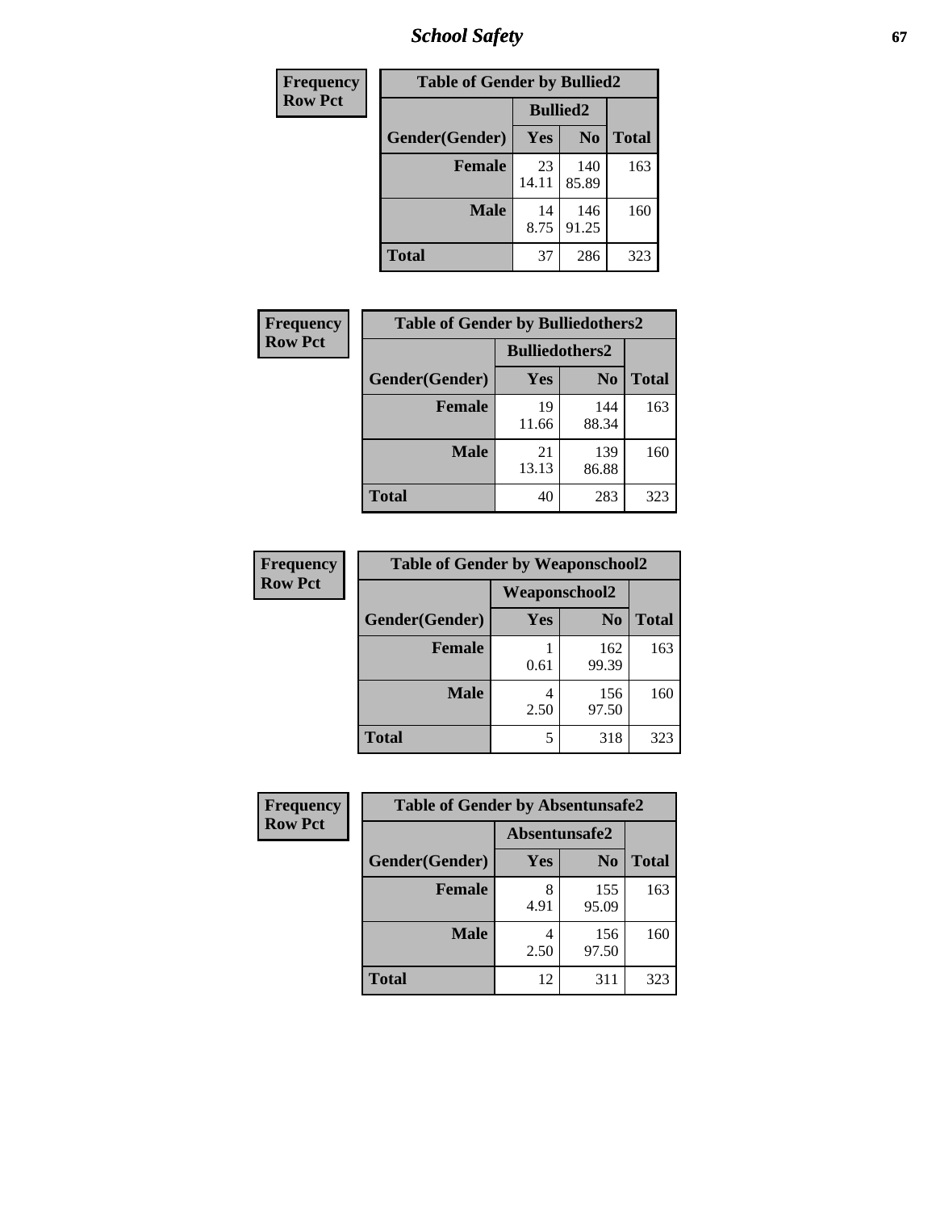| Frequency Row Pct |
|---|

**Table of Gender by Bullied2**

| Gender(Gender) | Bullied2 Yes | Bullied2 No | Total |
|---|---|---|---|
| Female | 23<br>14.11 | 140<br>85.89 | 163 |
| Male | 14<br>8.75 | 146<br>91.25 | 160 |
| Total | 37 | 286 | 323 |

| Frequency Row Pct |
|---|

**Table of Gender by Bulliedothers2**

| Gender(Gender) | Bulliedothers2 Yes | Bulliedothers2 No | Total |
|---|---|---|---|
| Female | 19<br>11.66 | 144<br>88.34 | 163 |
| Male | 21<br>13.13 | 139<br>86.88 | 160 |
| Total | 40 | 283 | 323 |

| Frequency Row Pct |
|---|

**Table of Gender by Weaponschool2**

| Gender(Gender) | Weaponschool2 Yes | Weaponschool2 No | Total |
|---|---|---|---|
| Female | 1<br>0.61 | 162<br>99.39 | 163 |
| Male | 4<br>2.50 | 156<br>97.50 | 160 |
| Total | 5 | 318 | 323 |

| Frequency Row Pct |
|---|

**Table of Gender by Absentunsafe2**

| Gender(Gender) | Absentunsafe2 Yes | Absentunsafe2 No | Total |
|---|---|---|---|
| Female | 8<br>4.91 | 155<br>95.09 | 163 |
| Male | 4<br>2.50 | 156<br>97.50 | 160 |
| Total | 12 | 311 | 323 |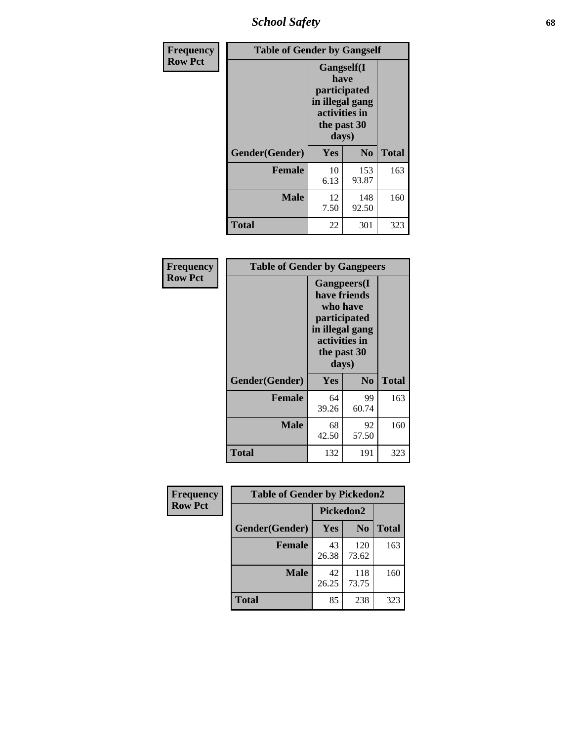| Frequency<br>Row Pct |
|---|

**Table of Gender by Gangself**

| | Gangself(I have participated in illegal gang activities in the past 30 days) | | |
|---|---|---|---|
| Gender(Gender) | Yes | No | Total |
| Female | 10<br>6.13 | 153<br>93.87 | 163 |
| Male | 12<br>7.50 | 148<br>92.50 | 160 |
| Total | 22 | 301 | 323 |

| Frequency<br>Row Pct |
|---|

**Table of Gender by Gangpeers**

| | Gangpeers(I have friends who have participated in illegal gang activities in the past 30 days) | | |
|---|---|---|---|
| Gender(Gender) | Yes | No | Total |
| Female | 64<br>39.26 | 99<br>60.74 | 163 |
| Male | 68<br>42.50 | 92<br>57.50 | 160 |
| Total | 132 | 191 | 323 |

| Frequency<br>Row Pct |
|---|

**Table of Gender by Pickedon2**

| | Pickedon2 | | |
|---|---|---|---|
| Gender(Gender) | Yes | No | Total |
| Female | 43<br>26.38 | 120<br>73.62 | 163 |
| Male | 42<br>26.25 | 118<br>73.75 | 160 |
| Total | 85 | 238 | 323 |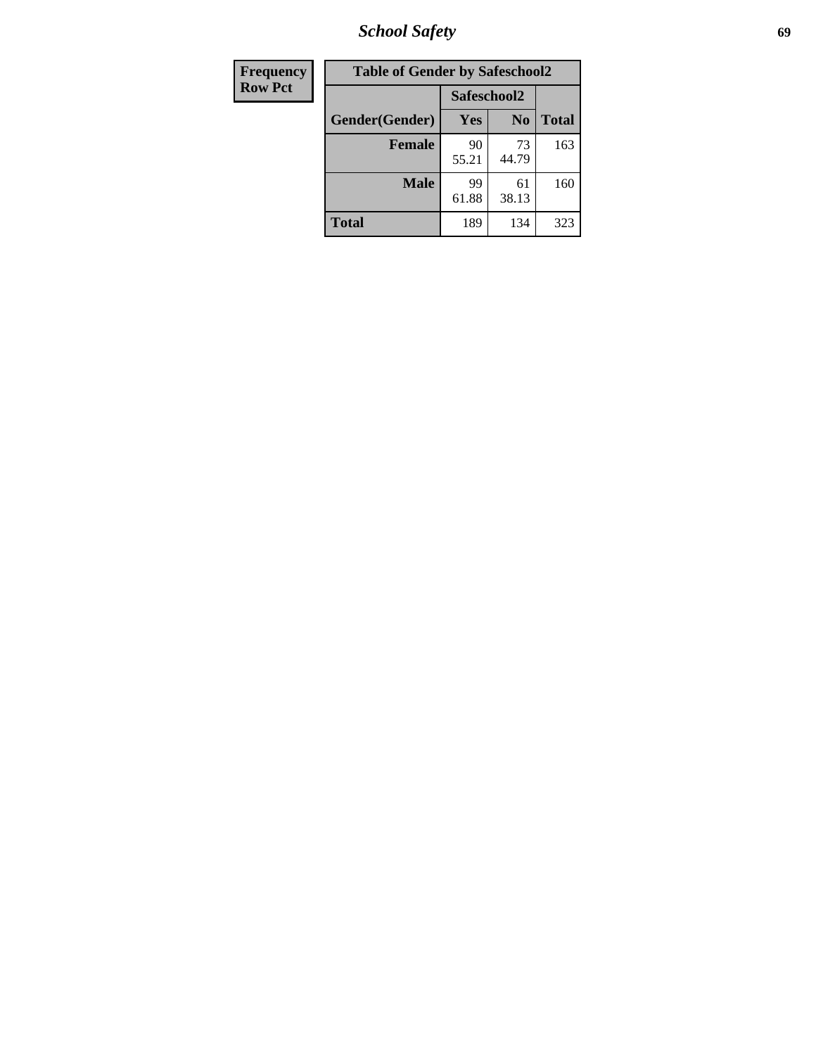| Frequency Row Pct | Table of Gender by Safeschool2 | | | |
|---|---|---|---|---|
| | | Safeschool2 | | |
| | Gender(Gender) | Yes | No | Total |
| | Female | 90<br>55.21 | 73<br>44.79 | 163 |
| | Male | 99<br>61.88 | 61<br>38.13 | 160 |
| | Total | 189 | 134 | 323 |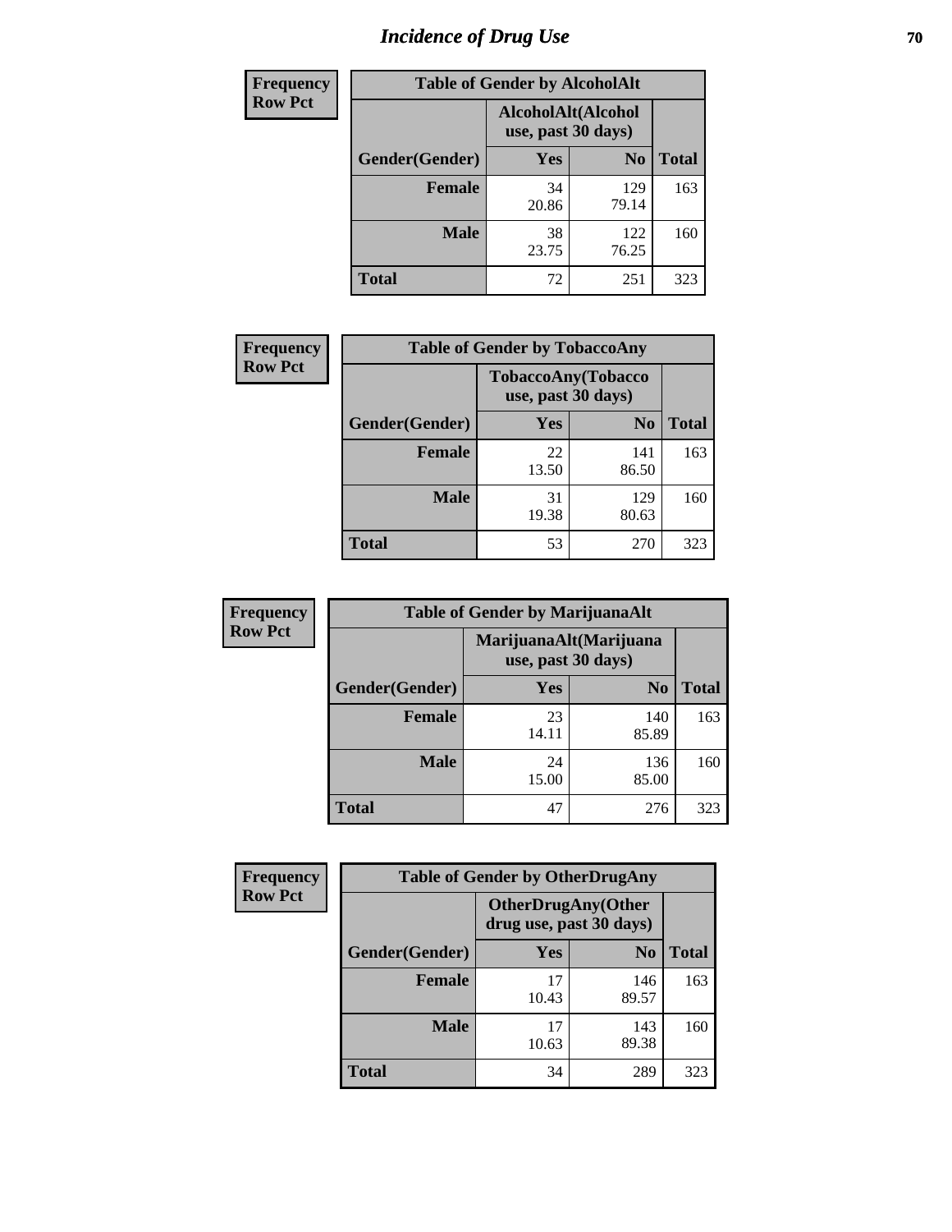# Incidence of Drug Use

| Frequency Row Pct | Table of Gender by AlcoholAlt | | |
|---|---|---|---|
| | AlcoholAlt(Alcohol use, past 30 days) | | |
| Gender(Gender) | Yes | No | Total |
| Female | 34<br>20.86 | 129<br>79.14 | 163 |
| Male | 38<br>23.75 | 122<br>76.25 | 160 |
| Total | 72 | 251 | 323 |

| Frequency Row Pct | Table of Gender by TobaccoAny | | |
|---|---|---|---|
| | TobaccoAny(Tobacco use, past 30 days) | | |
| Gender(Gender) | Yes | No | Total |
| Female | 22<br>13.50 | 141<br>86.50 | 163 |
| Male | 31<br>19.38 | 129<br>80.63 | 160 |
| Total | 53 | 270 | 323 |

| Frequency Row Pct | Table of Gender by MarijuanaAlt | | |
|---|---|---|---|
| | MarijuanaAlt(Marijuana use, past 30 days) | | |
| Gender(Gender) | Yes | No | Total |
| Female | 23<br>14.11 | 140<br>85.89 | 163 |
| Male | 24<br>15.00 | 136<br>85.00 | 160 |
| Total | 47 | 276 | 323 |

| Frequency Row Pct | Table of Gender by OtherDrugAny | | |
|---|---|---|---|
| | OtherDrugAny(Other drug use, past 30 days) | | |
| Gender(Gender) | Yes | No | Total |
| Female | 17<br>10.43 | 146<br>89.57 | 163 |
| Male | 17<br>10.63 | 143<br>89.38 | 160 |
| Total | 34 | 289 | 323 |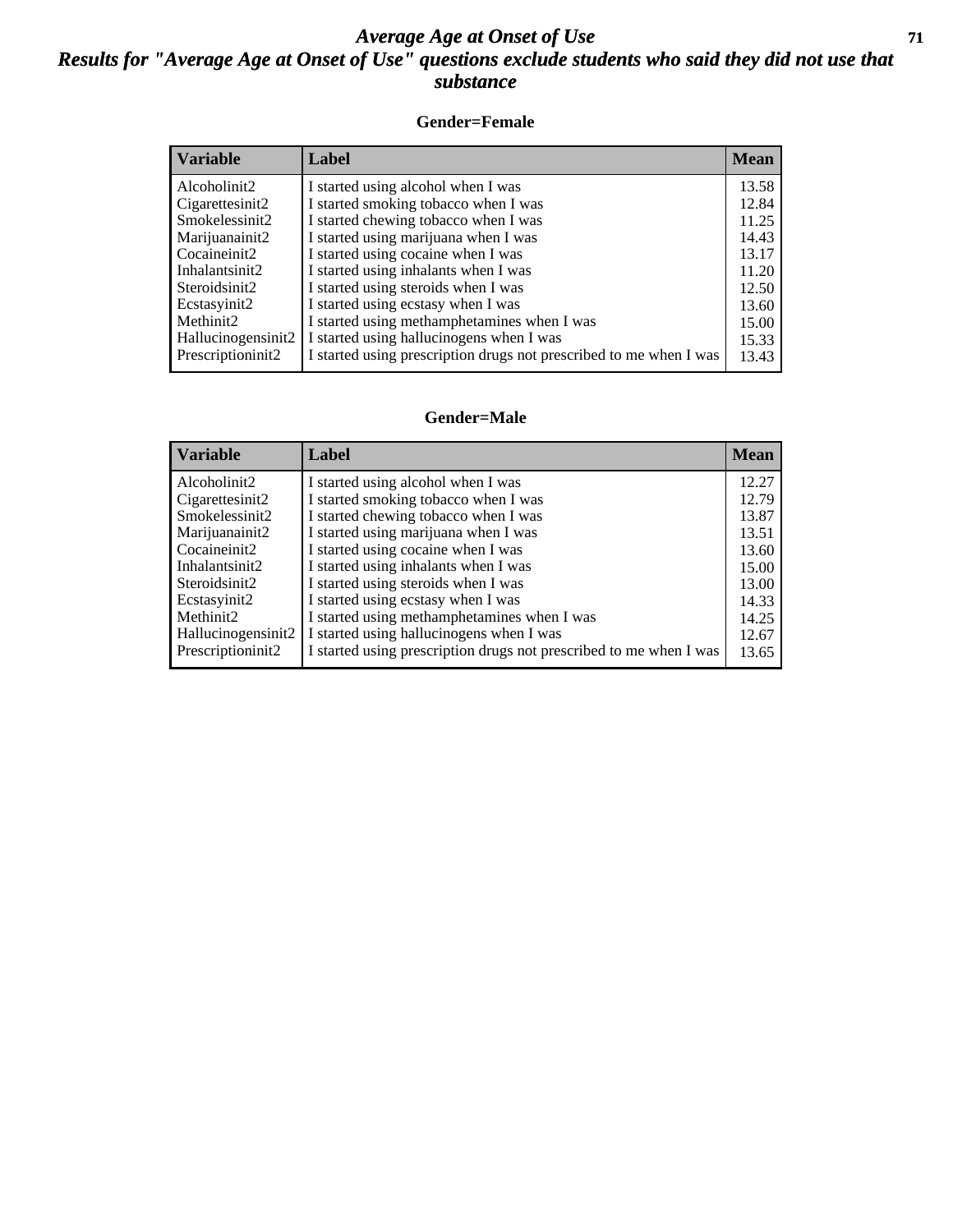# *Average Age at Onset of Use*

## *Results for "Average Age at Onset of Use" questions exclude students who said they did not use that substance*

### Gender=Female

| Variable | Label | Mean |
|---|---|---|
| Alcoholinit2 | I started using alcohol when I was | 13.58 |
| Cigarettesinit2 | I started smoking tobacco when I was | 12.84 |
| Smokelessinit2 | I started chewing tobacco when I was | 11.25 |
| Marijuanainit2 | I started using marijuana when I was | 14.43 |
| Cocaineinit2 | I started using cocaine when I was | 13.17 |
| Inhalantsinit2 | I started using inhalants when I was | 11.20 |
| Steroidsinit2 | I started using steroids when I was | 12.50 |
| Ecstasyinit2 | I started using ecstasy when I was | 13.60 |
| Methinit2 | I started using methamphetamines when I was | 15.00 |
| Hallucinogensinit2 | I started using hallucinogens when I was | 15.33 |
| Prescriptioninit2 | I started using prescription drugs not prescribed to me when I was | 13.43 |

### Gender=Male

| Variable | Label | Mean |
|---|---|---|
| Alcoholinit2 | I started using alcohol when I was | 12.27 |
| Cigarettesinit2 | I started smoking tobacco when I was | 12.79 |
| Smokelessinit2 | I started chewing tobacco when I was | 13.87 |
| Marijuanainit2 | I started using marijuana when I was | 13.51 |
| Cocaineinit2 | I started using cocaine when I was | 13.60 |
| Inhalantsinit2 | I started using inhalants when I was | 15.00 |
| Steroidsinit2 | I started using steroids when I was | 13.00 |
| Ecstasyinit2 | I started using ecstasy when I was | 14.33 |
| Methinit2 | I started using methamphetamines when I was | 14.25 |
| Hallucinogensinit2 | I started using hallucinogens when I was | 12.67 |
| Prescriptioninit2 | I started using prescription drugs not prescribed to me when I was | 13.65 |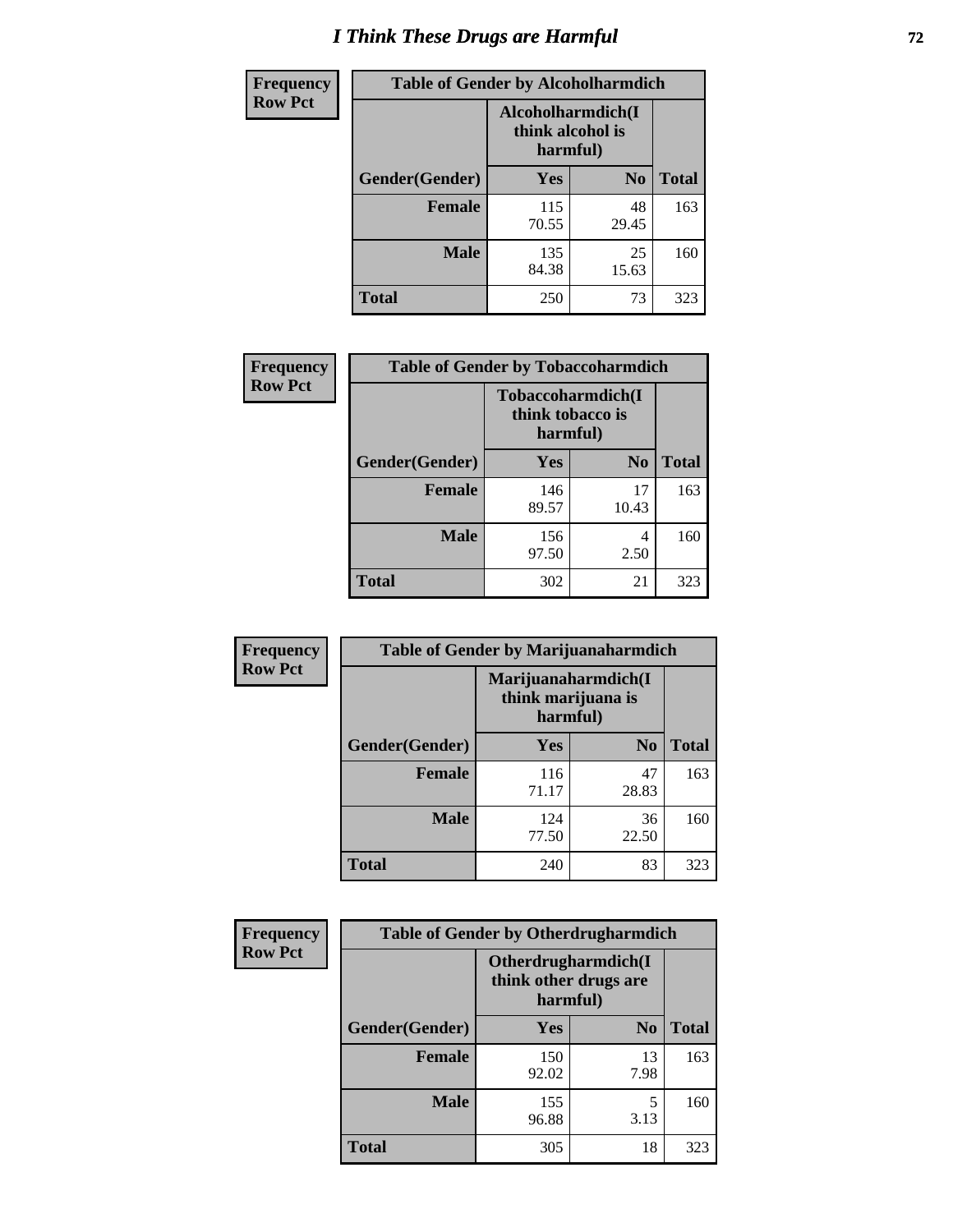# I Think These Drugs are Harmful

| Frequency Row Pct | Table of Gender by Alcoholharmdich | | |
|---|---|---|---|
| | Alcoholharmdich(I think alcohol is harmful) | | |
| Gender(Gender) | Yes | No | Total |
| Female | 115<br>70.55 | 48<br>29.45 | 163 |
| Male | 135<br>84.38 | 25<br>15.63 | 160 |
| Total | 250 | 73 | 323 |

| Frequency Row Pct | Table of Gender by Tobaccoharmdich | | |
|---|---|---|---|
| | Tobaccoharmdich(I think tobacco is harmful) | | |
| Gender(Gender) | Yes | No | Total |
| Female | 146<br>89.57 | 17<br>10.43 | 163 |
| Male | 156<br>97.50 | 4<br>2.50 | 160 |
| Total | 302 | 21 | 323 |

| Frequency Row Pct | Table of Gender by Marijuanaharmdich | | |
|---|---|---|---|
| | Marijuanaharmdich(I think marijuana is harmful) | | |
| Gender(Gender) | Yes | No | Total |
| Female | 116<br>71.17 | 47<br>28.83 | 163 |
| Male | 124<br>77.50 | 36<br>22.50 | 160 |
| Total | 240 | 83 | 323 |

| Frequency Row Pct | Table of Gender by Otherdrugharmdich | | |
|---|---|---|---|
| | Otherdrugharmdich(I think other drugs are harmful) | | |
| Gender(Gender) | Yes | No | Total |
| Female | 150<br>92.02 | 13<br>7.98 | 163 |
| Male | 155<br>96.88 | 5<br>3.13 | 160 |
| Total | 305 | 18 | 323 |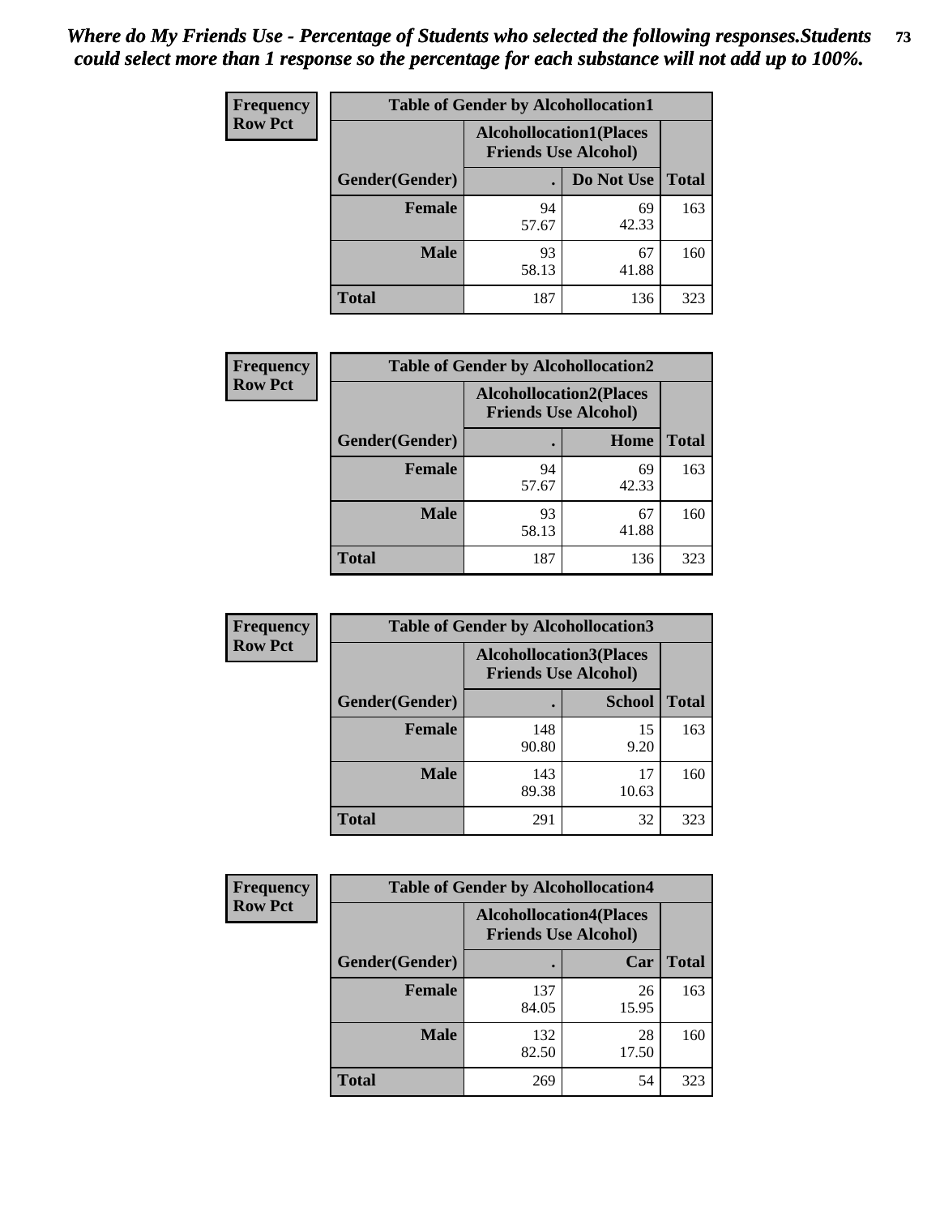*Where do My Friends Use - Percentage of Students who selected the following responses.Students could select more than 1 response so the percentage for each substance will not add up to 100%.*

| Frequency Row Pct | Table of Gender by Alcohollocation1 | | |
|---|---|---|---|
| | Alcohollocation1(Places Friends Use Alcohol) | | |
| Gender(Gender) | . | Do Not Use | Total |
| Female | 94<br>57.67 | 69<br>42.33 | 163 |
| Male | 93<br>58.13 | 67<br>41.88 | 160 |
| Total | 187 | 136 | 323 |

| Frequency Row Pct | Table of Gender by Alcohollocation2 | | |
|---|---|---|---|
| | Alcohollocation2(Places Friends Use Alcohol) | | |
| Gender(Gender) | . | Home | Total |
| Female | 94<br>57.67 | 69<br>42.33 | 163 |
| Male | 93<br>58.13 | 67<br>41.88 | 160 |
| Total | 187 | 136 | 323 |

| Frequency Row Pct | Table of Gender by Alcohollocation3 | | |
|---|---|---|---|
| | Alcohollocation3(Places Friends Use Alcohol) | | |
| Gender(Gender) | . | School | Total |
| Female | 148<br>90.80 | 15<br>9.20 | 163 |
| Male | 143<br>89.38 | 17<br>10.63 | 160 |
| Total | 291 | 32 | 323 |

| Frequency Row Pct | Table of Gender by Alcohollocation4 | | |
|---|---|---|---|
| | Alcohollocation4(Places Friends Use Alcohol) | | |
| Gender(Gender) | . | Car | Total |
| Female | 137<br>84.05 | 26<br>15.95 | 163 |
| Male | 132<br>82.50 | 28<br>17.50 | 160 |
| Total | 269 | 54 | 323 |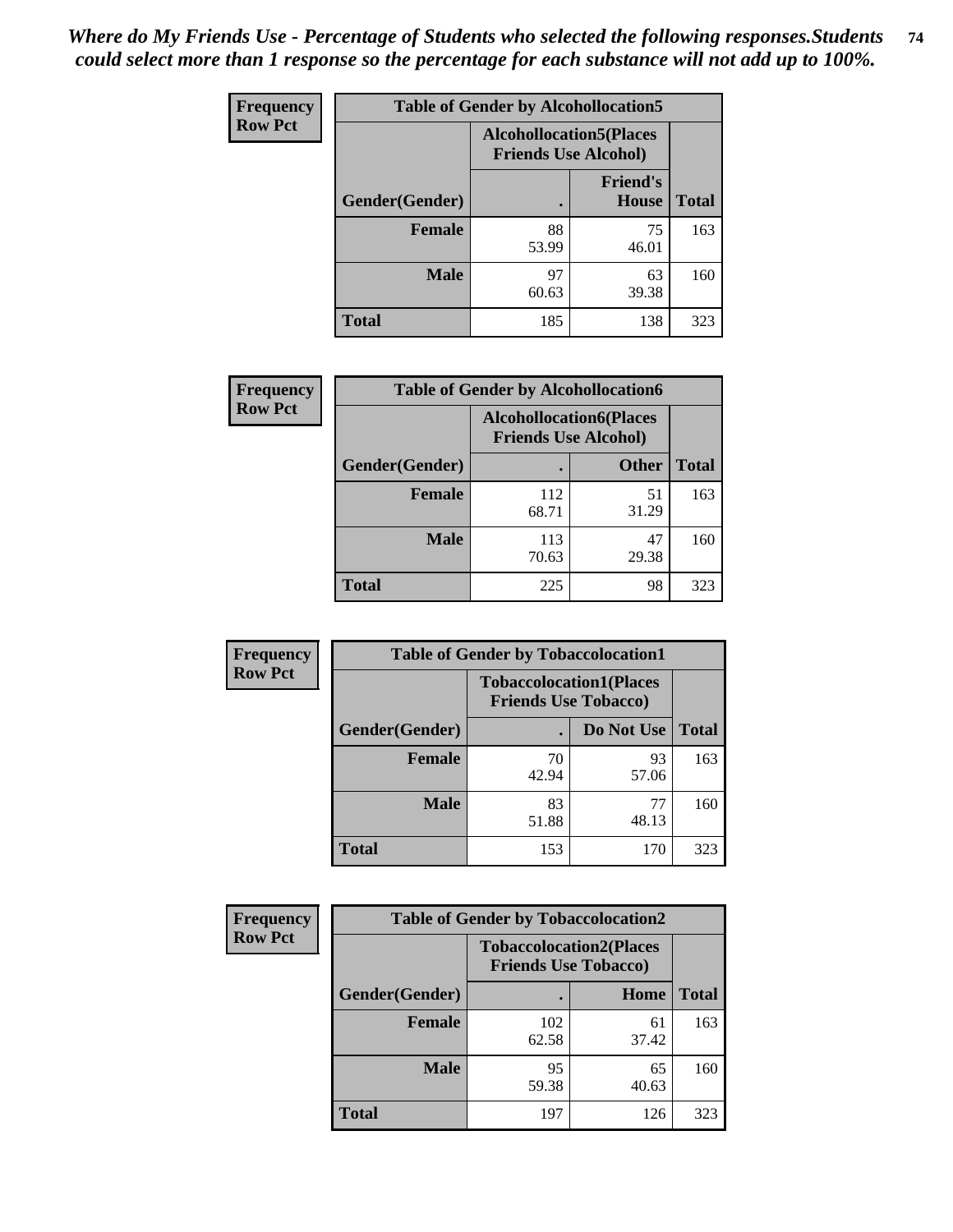*Where do My Friends Use - Percentage of Students who selected the following responses.Students could select more than 1 response so the percentage for each substance will not add up to 100%.*

| Frequency Row Pct | Table of Gender by Alcohollocation5 | | |
|---|---|---|---|
| | Alcohollocation5(Places Friends Use Alcohol) | | |
| Gender(Gender) | . | Friend's House | Total |
| Female | 88<br>53.99 | 75<br>46.01 | 163 |
| Male | 97<br>60.63 | 63<br>39.38 | 160 |
| Total | 185 | 138 | 323 |

| Frequency Row Pct | Table of Gender by Alcohollocation6 | | |
|---|---|---|---|
| | Alcohollocation6(Places Friends Use Alcohol) | | |
| Gender(Gender) | . | Other | Total |
| Female | 112<br>68.71 | 51<br>31.29 | 163 |
| Male | 113<br>70.63 | 47<br>29.38 | 160 |
| Total | 225 | 98 | 323 |

| Frequency Row Pct | Table of Gender by Tobaccolocation1 | | |
|---|---|---|---|
| | Tobaccolocation1(Places Friends Use Tobacco) | | |
| Gender(Gender) | . | Do Not Use | Total |
| Female | 70<br>42.94 | 93<br>57.06 | 163 |
| Male | 83<br>51.88 | 77<br>48.13 | 160 |
| Total | 153 | 170 | 323 |

| Frequency Row Pct | Table of Gender by Tobaccolocation2 | | |
|---|---|---|---|
| | Tobaccolocation2(Places Friends Use Tobacco) | | |
| Gender(Gender) | . | Home | Total |
| Female | 102<br>62.58 | 61<br>37.42 | 163 |
| Male | 95<br>59.38 | 65<br>40.63 | 160 |
| Total | 197 | 126 | 323 |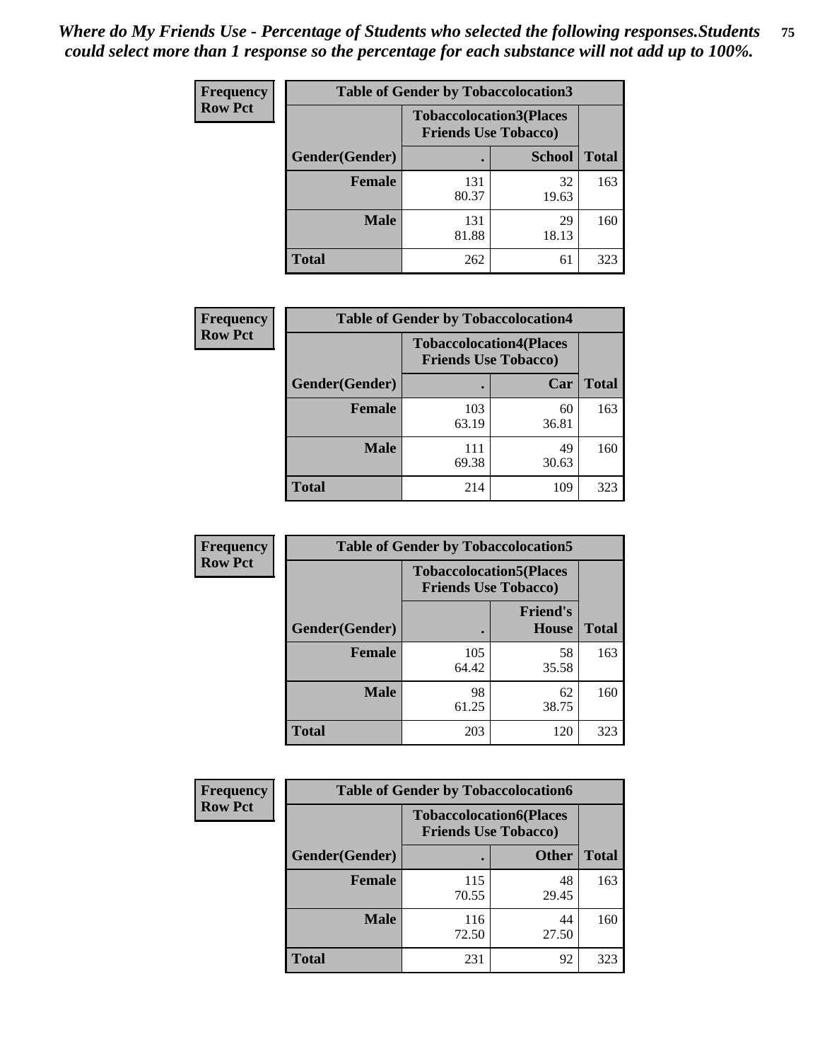*Where do My Friends Use - Percentage of Students who selected the following responses.Students could select more than 1 response so the percentage for each substance will not add up to 100%.*

**Frequency**
**Row Pct**

| Table of Gender by Tobaccolocation3 | | | |
|---|---|---|---|
| | Tobaccolocation3(Places Friends Use Tobacco) | | |
| Gender(Gender) | . | School | Total |
| Female | 131<br>80.37 | 32<br>19.63 | 163 |
| Male | 131<br>81.88 | 29<br>18.13 | 160 |
| Total | 262 | 61 | 323 |

**Frequency**
**Row Pct**

| Table of Gender by Tobaccolocation4 | | | |
|---|---|---|---|
| | Tobaccolocation4(Places Friends Use Tobacco) | | |
| Gender(Gender) | . | Car | Total |
| Female | 103<br>63.19 | 60<br>36.81 | 163 |
| Male | 111<br>69.38 | 49<br>30.63 | 160 |
| Total | 214 | 109 | 323 |

**Frequency**
**Row Pct**

| Table of Gender by Tobaccolocation5 | | | |
|---|---|---|---|
| | Tobaccolocation5(Places Friends Use Tobacco) | | |
| Gender(Gender) | . | Friend's House | Total |
| Female | 105<br>64.42 | 58<br>35.58 | 163 |
| Male | 98<br>61.25 | 62<br>38.75 | 160 |
| Total | 203 | 120 | 323 |

**Frequency**
**Row Pct**

| Table of Gender by Tobaccolocation6 | | | |
|---|---|---|---|
| | Tobaccolocation6(Places Friends Use Tobacco) | | |
| Gender(Gender) | . | Other | Total |
| Female | 115<br>70.55 | 48<br>29.45 | 163 |
| Male | 116<br>72.50 | 44<br>27.50 | 160 |
| Total | 231 | 92 | 323 |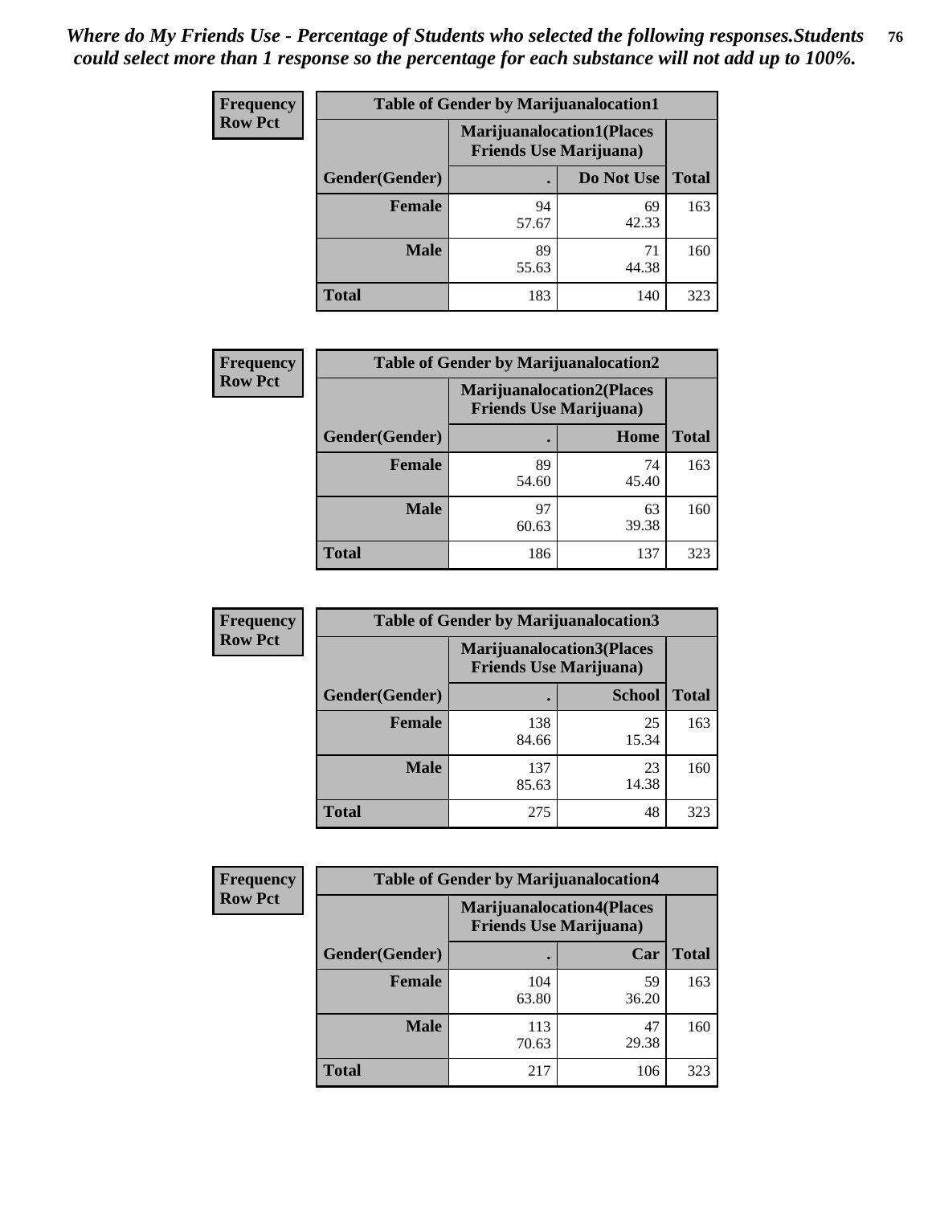*Where do My Friends Use - Percentage of Students who selected the following responses.Students could select more than 1 response so the percentage for each substance will not add up to 100%.*

**Frequency**
**Row Pct**

| Table of Gender by Marijuanalocation1 | | | |
|---|---|---|---|
| | Marijuanalocation1(Places Friends Use Marijuana) | | |
| Gender(Gender) | . | Do Not Use | Total |
| Female | 94<br>57.67 | 69<br>42.33 | 163 |
| Male | 89<br>55.63 | 71<br>44.38 | 160 |
| Total | 183 | 140 | 323 |

**Frequency**
**Row Pct**

| Table of Gender by Marijuanalocation2 | | | |
|---|---|---|---|
| | Marijuanalocation2(Places Friends Use Marijuana) | | |
| Gender(Gender) | . | Home | Total |
| Female | 89<br>54.60 | 74<br>45.40 | 163 |
| Male | 97<br>60.63 | 63<br>39.38 | 160 |
| Total | 186 | 137 | 323 |

**Frequency**
**Row Pct**

| Table of Gender by Marijuanalocation3 | | | |
|---|---|---|---|
| | Marijuanalocation3(Places Friends Use Marijuana) | | |
| Gender(Gender) | . | School | Total |
| Female | 138<br>84.66 | 25<br>15.34 | 163 |
| Male | 137<br>85.63 | 23<br>14.38 | 160 |
| Total | 275 | 48 | 323 |

**Frequency**
**Row Pct**

| Table of Gender by Marijuanalocation4 | | | |
|---|---|---|---|
| | Marijuanalocation4(Places Friends Use Marijuana) | | |
| Gender(Gender) | . | Car | Total |
| Female | 104<br>63.80 | 59<br>36.20 | 163 |
| Male | 113<br>70.63 | 47<br>29.38 | 160 |
| Total | 217 | 106 | 323 |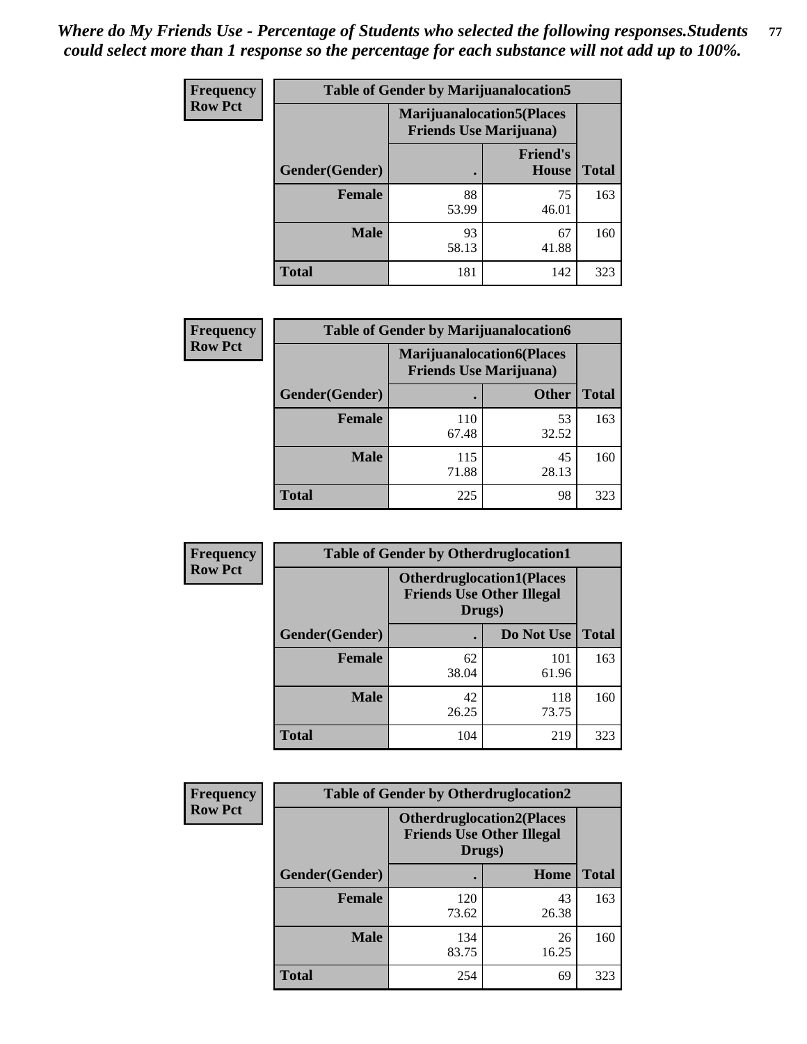*Where do My Friends Use - Percentage of Students who selected the following responses.Students could select more than 1 response so the percentage for each substance will not add up to 100%.*

**Frequency**
**Row Pct**

| Table of Gender by Marijuanalocation5 | | | |
|---|---|---|---|
| | Marijuanalocation5(Places Friends Use Marijuana) | | |
| Gender(Gender) | . | Friend's House | Total |
| **Female** | 88<br>53.99 | 75<br>46.01 | 163 |
| **Male** | 93<br>58.13 | 67<br>41.88 | 160 |
| **Total** | 181 | 142 | 323 |

**Frequency**
**Row Pct**

| Table of Gender by Marijuanalocation6 | | | |
|---|---|---|---|
| | Marijuanalocation6(Places Friends Use Marijuana) | | |
| Gender(Gender) | . | Other | Total |
| **Female** | 110<br>67.48 | 53<br>32.52 | 163 |
| **Male** | 115<br>71.88 | 45<br>28.13 | 160 |
| **Total** | 225 | 98 | 323 |

**Frequency**
**Row Pct**

| Table of Gender by Otherdruglocation1 | | | |
|---|---|---|---|
| | Otherdruglocation1(Places Friends Use Other Illegal Drugs) | | |
| Gender(Gender) | . | Do Not Use | Total |
| **Female** | 62<br>38.04 | 101<br>61.96 | 163 |
| **Male** | 42<br>26.25 | 118<br>73.75 | 160 |
| **Total** | 104 | 219 | 323 |

**Frequency**
**Row Pct**

| Table of Gender by Otherdruglocation2 | | | |
|---|---|---|---|
| | Otherdruglocation2(Places Friends Use Other Illegal Drugs) | | |
| Gender(Gender) | . | Home | Total |
| **Female** | 120<br>73.62 | 43<br>26.38 | 163 |
| **Male** | 134<br>83.75 | 26<br>16.25 | 160 |
| **Total** | 254 | 69 | 323 |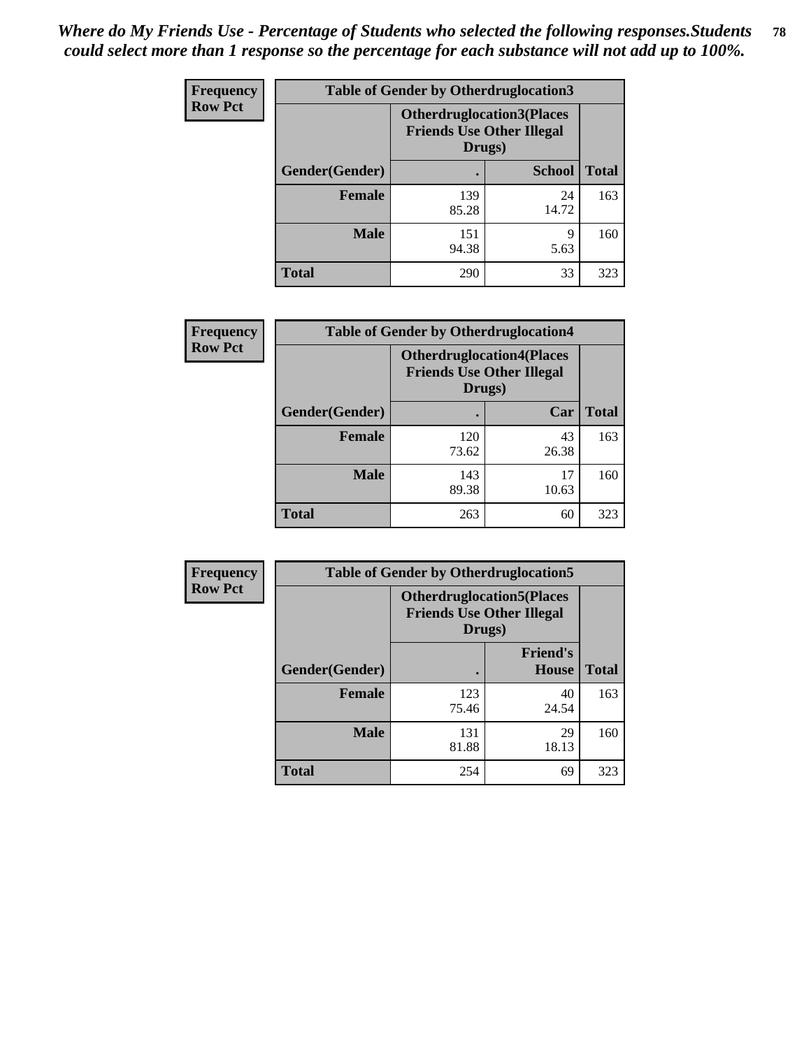*Where do My Friends Use - Percentage of Students who selected the following responses.Students could select more than 1 response so the percentage for each substance will not add up to 100%.*

**Frequency**
**Row Pct**

| Table of Gender by Otherdruglocation3 | | | |
|---|---|---|---|
| | Otherdruglocation3(Places Friends Use Other Illegal Drugs) | | |
| Gender(Gender) | . | School | Total |
| Female | 139<br>85.28 | 24<br>14.72 | 163 |
| Male | 151<br>94.38 | 9<br>5.63 | 160 |
| Total | 290 | 33 | 323 |

**Frequency**
**Row Pct**

| Table of Gender by Otherdruglocation4 | | | |
|---|---|---|---|
| | Otherdruglocation4(Places Friends Use Other Illegal Drugs) | | |
| Gender(Gender) | . | Car | Total |
| Female | 120<br>73.62 | 43<br>26.38 | 163 |
| Male | 143<br>89.38 | 17<br>10.63 | 160 |
| Total | 263 | 60 | 323 |

**Frequency**
**Row Pct**

| Table of Gender by Otherdruglocation5 | | | |
|---|---|---|---|
| | Otherdruglocation5(Places Friends Use Other Illegal Drugs) | | |
| Gender(Gender) | . | Friend's House | Total |
| Female | 123<br>75.46 | 40<br>24.54 | 163 |
| Male | 131<br>81.88 | 29<br>18.13 | 160 |
| Total | 254 | 69 | 323 |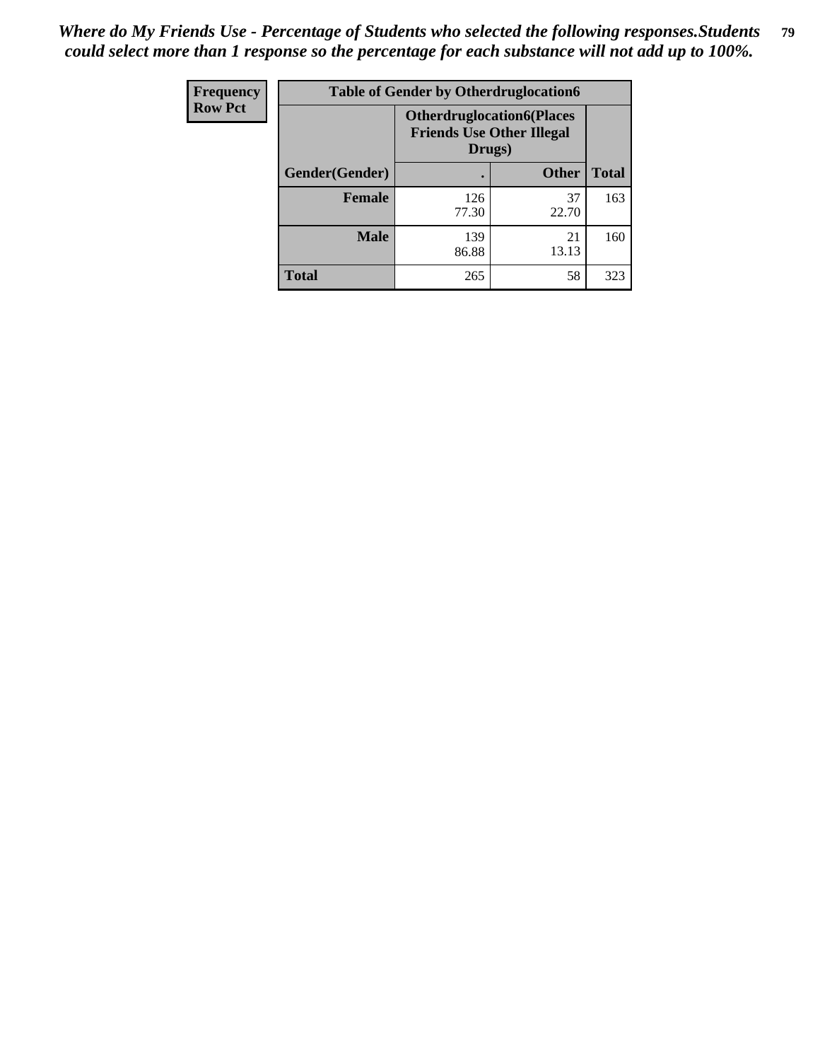*Where do My Friends Use - Percentage of Students who selected the following responses.Students could select more than 1 response so the percentage for each substance will not add up to 100%.*

| Frequency<br>Row Pct | Table of Gender by Otherdruglocation6 | | |
|---|---|---|---|
| | Otherdruglocation6(Places Friends Use Other Illegal Drugs) | | |
| Gender(Gender) | . | Other | Total |
| Female | 126<br>77.30 | 37<br>22.70 | 163 |
| Male | 139<br>86.88 | 21<br>13.13 | 160 |
| Total | 265 | 58 | 323 |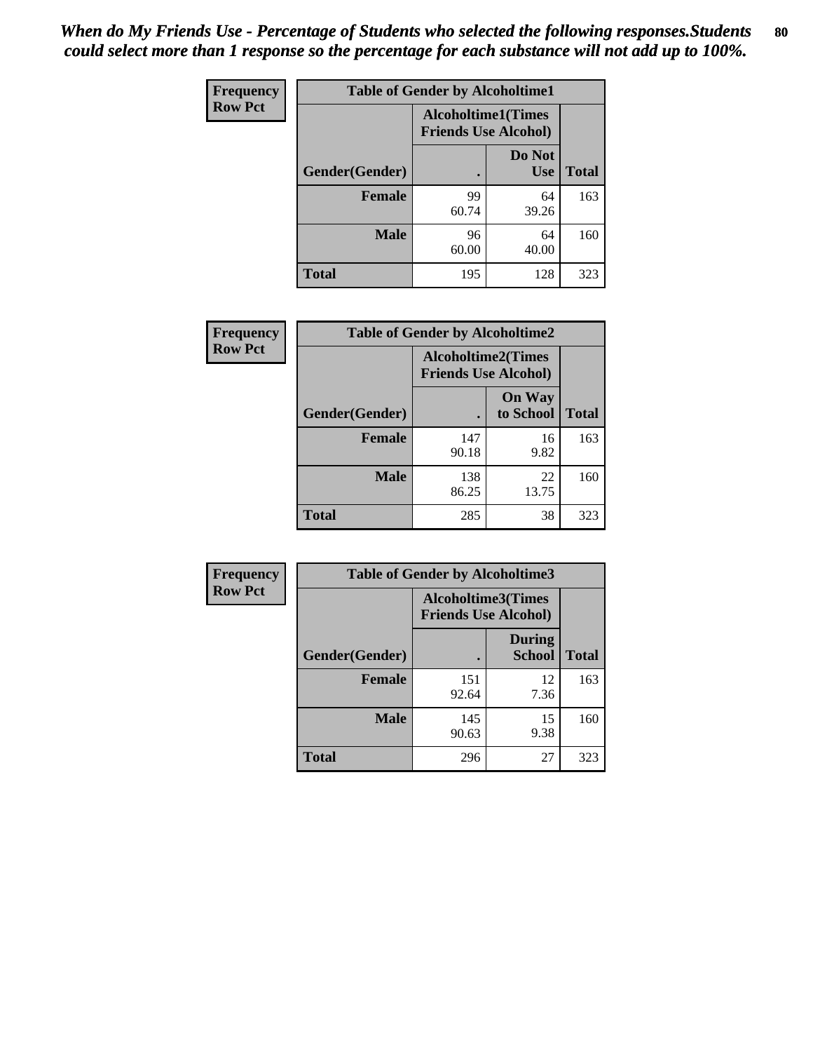*When do My Friends Use - Percentage of Students who selected the following responses.Students could select more than 1 response so the percentage for each substance will not add up to 100%.*

**Frequency**
**Row Pct**

| Table of Gender by Alcoholtime1 | | | |
|---|---|---|---|
| | Alcoholtime1(Times Friends Use Alcohol) | | |
| Gender(Gender) | . | Do Not Use | Total |
| **Female** | 99<br>60.74 | 64<br>39.26 | 163 |
| **Male** | 96<br>60.00 | 64<br>40.00 | 160 |
| **Total** | 195 | 128 | 323 |

**Frequency**
**Row Pct**

| Table of Gender by Alcoholtime2 | | | |
|---|---|---|---|
| | Alcoholtime2(Times Friends Use Alcohol) | | |
| Gender(Gender) | . | On Way to School | Total |
| **Female** | 147<br>90.18 | 16<br>9.82 | 163 |
| **Male** | 138<br>86.25 | 22<br>13.75 | 160 |
| **Total** | 285 | 38 | 323 |

**Frequency**
**Row Pct**

| Table of Gender by Alcoholtime3 | | | |
|---|---|---|---|
| | Alcoholtime3(Times Friends Use Alcohol) | | |
| Gender(Gender) | . | During School | Total |
| **Female** | 151<br>92.64 | 12<br>7.36 | 163 |
| **Male** | 145<br>90.63 | 15<br>9.38 | 160 |
| **Total** | 296 | 27 | 323 |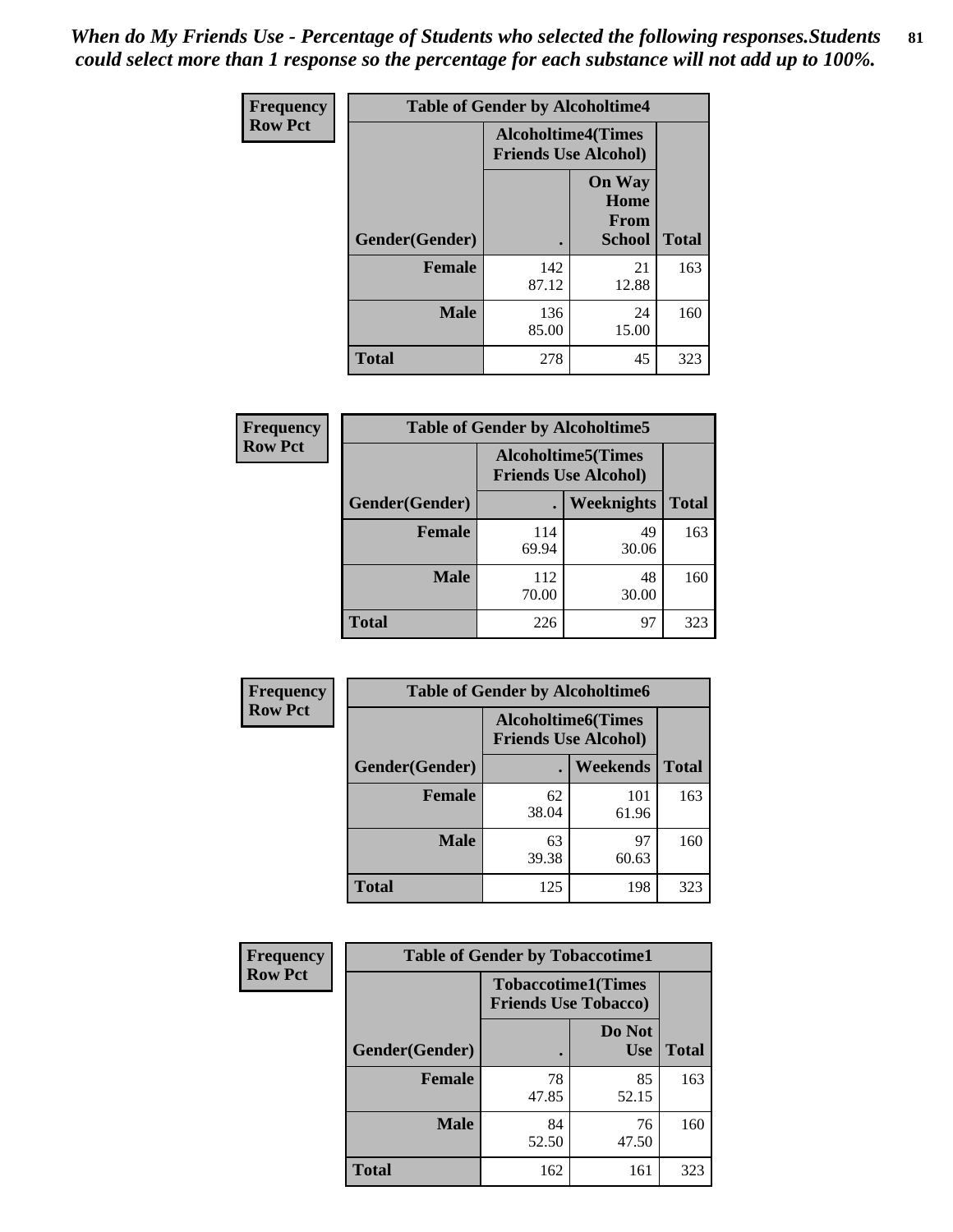*When do My Friends Use - Percentage of Students who selected the following responses.Students could select more than 1 response so the percentage for each substance will not add up to 100%.*

**Frequency**
**Row Pct**

| Table of Gender by Alcoholtime4 | | | |
|---|---|---|---|
| | Alcoholtime4(Times Friends Use Alcohol) | | |
| Gender(Gender) | . | On Way Home From School | Total |
| **Female** | 142<br>87.12 | 21<br>12.88 | 163 |
| **Male** | 136<br>85.00 | 24<br>15.00 | 160 |
| **Total** | 278 | 45 | 323 |

**Frequency**
**Row Pct**

| Table of Gender by Alcoholtime5 | | | |
|---|---|---|---|
| | Alcoholtime5(Times Friends Use Alcohol) | | |
| Gender(Gender) | . | Weeknights | Total |
| **Female** | 114<br>69.94 | 49<br>30.06 | 163 |
| **Male** | 112<br>70.00 | 48<br>30.00 | 160 |
| **Total** | 226 | 97 | 323 |

**Frequency**
**Row Pct**

| Table of Gender by Alcoholtime6 | | | |
|---|---|---|---|
| | Alcoholtime6(Times Friends Use Alcohol) | | |
| Gender(Gender) | . | Weekends | Total |
| **Female** | 62<br>38.04 | 101<br>61.96 | 163 |
| **Male** | 63<br>39.38 | 97<br>60.63 | 160 |
| **Total** | 125 | 198 | 323 |

**Frequency**
**Row Pct**

| Table of Gender by Tobaccotime1 | | | |
|---|---|---|---|
| | Tobaccotime1(Times Friends Use Tobacco) | | |
| Gender(Gender) | . | Do Not Use | Total |
| **Female** | 78<br>47.85 | 85<br>52.15 | 163 |
| **Male** | 84<br>52.50 | 76<br>47.50 | 160 |
| **Total** | 162 | 161 | 323 |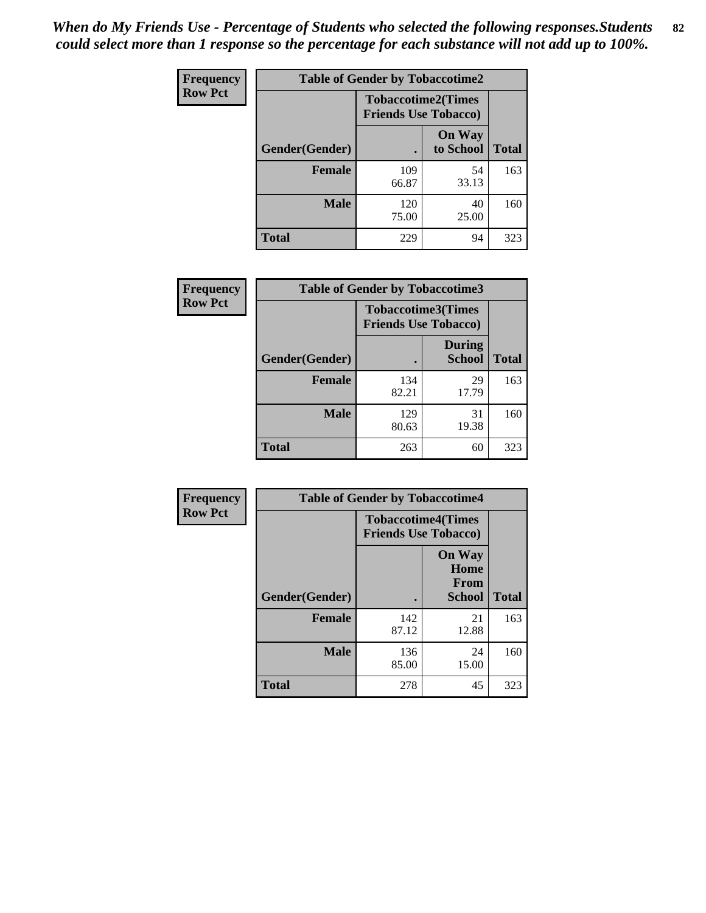*When do My Friends Use - Percentage of Students who selected the following responses.Students could select more than 1 response so the percentage for each substance will not add up to 100%.*

**Frequency**
**Row Pct**

| Table of Gender by Tobaccotime2 | | | |
|---|---|---|---|
| | Tobaccotime2(Times Friends Use Tobacco) | | |
| Gender(Gender) | . | On Way to School | Total |
| **Female** | 109<br>66.87 | 54<br>33.13 | 163 |
| **Male** | 120<br>75.00 | 40<br>25.00 | 160 |
| **Total** | 229 | 94 | 323 |

**Frequency**
**Row Pct**

| Table of Gender by Tobaccotime3 | | | |
|---|---|---|---|
| | Tobaccotime3(Times Friends Use Tobacco) | | |
| Gender(Gender) | . | During School | Total |
| **Female** | 134<br>82.21 | 29<br>17.79 | 163 |
| **Male** | 129<br>80.63 | 31<br>19.38 | 160 |
| **Total** | 263 | 60 | 323 |

**Frequency**
**Row Pct**

| Table of Gender by Tobaccotime4 | | | |
|---|---|---|---|
| | Tobaccotime4(Times Friends Use Tobacco) | | |
| Gender(Gender) | . | On Way Home From School | Total |
| **Female** | 142<br>87.12 | 21<br>12.88 | 163 |
| **Male** | 136<br>85.00 | 24<br>15.00 | 160 |
| **Total** | 278 | 45 | 323 |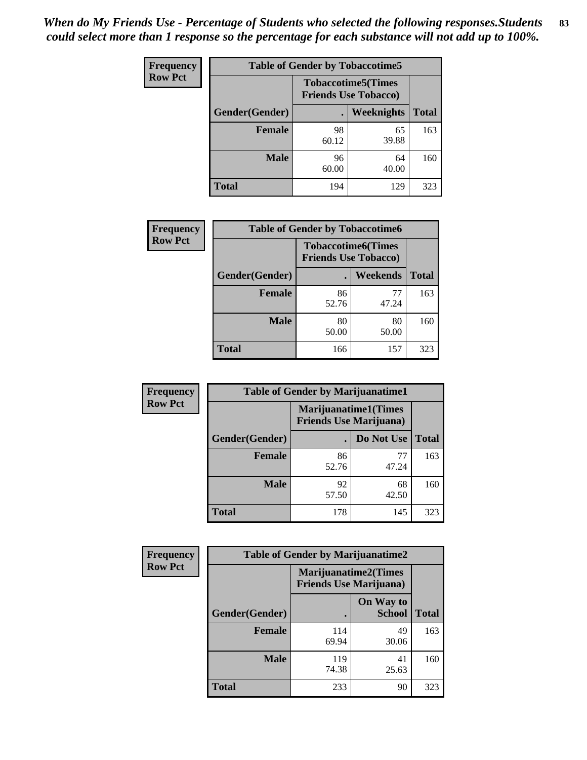*When do My Friends Use - Percentage of Students who selected the following responses.Students could select more than 1 response so the percentage for each substance will not add up to 100%.*

| Frequency Row Pct | Table of Gender by Tobaccotime5 | | |
|---|---|---|---|
| | Tobaccotime5(Times Friends Use Tobacco) | | |
| Gender(Gender) | . | Weeknights | Total |
| Female | 98<br>60.12 | 65<br>39.88 | 163 |
| Male | 96<br>60.00 | 64<br>40.00 | 160 |
| Total | 194 | 129 | 323 |

| Frequency Row Pct | Table of Gender by Tobaccotime6 | | |
|---|---|---|---|
| | Tobaccotime6(Times Friends Use Tobacco) | | |
| Gender(Gender) | . | Weekends | Total |
| Female | 86<br>52.76 | 77<br>47.24 | 163 |
| Male | 80<br>50.00 | 80<br>50.00 | 160 |
| Total | 166 | 157 | 323 |

| Frequency Row Pct | Table of Gender by Marijuanatime1 | | |
|---|---|---|---|
| | Marijuanatime1(Times Friends Use Marijuana) | | |
| Gender(Gender) | . | Do Not Use | Total |
| Female | 86<br>52.76 | 77<br>47.24 | 163 |
| Male | 92<br>57.50 | 68<br>42.50 | 160 |
| Total | 178 | 145 | 323 |

| Frequency Row Pct | Table of Gender by Marijuanatime2 | | |
|---|---|---|---|
| | Marijuanatime2(Times Friends Use Marijuana) | | |
| Gender(Gender) | . | On Way to School | Total |
| Female | 114<br>69.94 | 49<br>30.06 | 163 |
| Male | 119<br>74.38 | 41<br>25.63 | 160 |
| Total | 233 | 90 | 323 |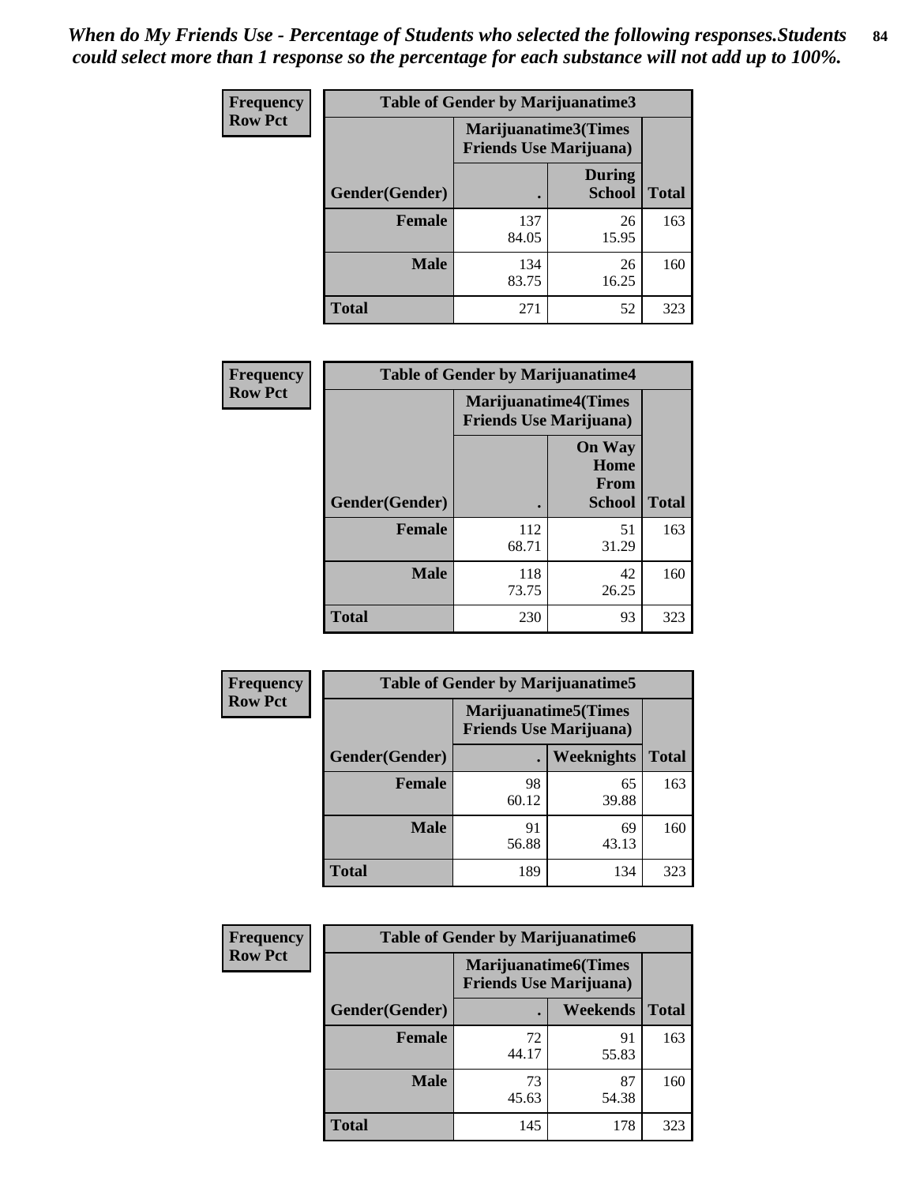*When do My Friends Use - Percentage of Students who selected the following responses.Students could select more than 1 response so the percentage for each substance will not add up to 100%.*

**Frequency**
**Row Pct**

| Table of Gender by Marijuanatime3 | | | |
|---|---|---|---|
| | Marijuanatime3(Times Friends Use Marijuana) | | |
| Gender(Gender) | . | During School | Total |
| Female | 137<br>84.05 | 26<br>15.95 | 163 |
| Male | 134<br>83.75 | 26<br>16.25 | 160 |
| Total | 271 | 52 | 323 |

**Frequency**
**Row Pct**

| Table of Gender by Marijuanatime4 | | | |
|---|---|---|---|
| | Marijuanatime4(Times Friends Use Marijuana) | | |
| Gender(Gender) | . | On Way Home From School | Total |
| Female | 112<br>68.71 | 51<br>31.29 | 163 |
| Male | 118<br>73.75 | 42<br>26.25 | 160 |
| Total | 230 | 93 | 323 |

**Frequency**
**Row Pct**

| Table of Gender by Marijuanatime5 | | | |
|---|---|---|---|
| | Marijuanatime5(Times Friends Use Marijuana) | | |
| Gender(Gender) | . | Weeknights | Total |
| Female | 98<br>60.12 | 65<br>39.88 | 163 |
| Male | 91<br>56.88 | 69<br>43.13 | 160 |
| Total | 189 | 134 | 323 |

**Frequency**
**Row Pct**

| Table of Gender by Marijuanatime6 | | | |
|---|---|---|---|
| | Marijuanatime6(Times Friends Use Marijuana) | | |
| Gender(Gender) | . | Weekends | Total |
| Female | 72<br>44.17 | 91<br>55.83 | 163 |
| Male | 73<br>45.63 | 87<br>54.38 | 160 |
| Total | 145 | 178 | 323 |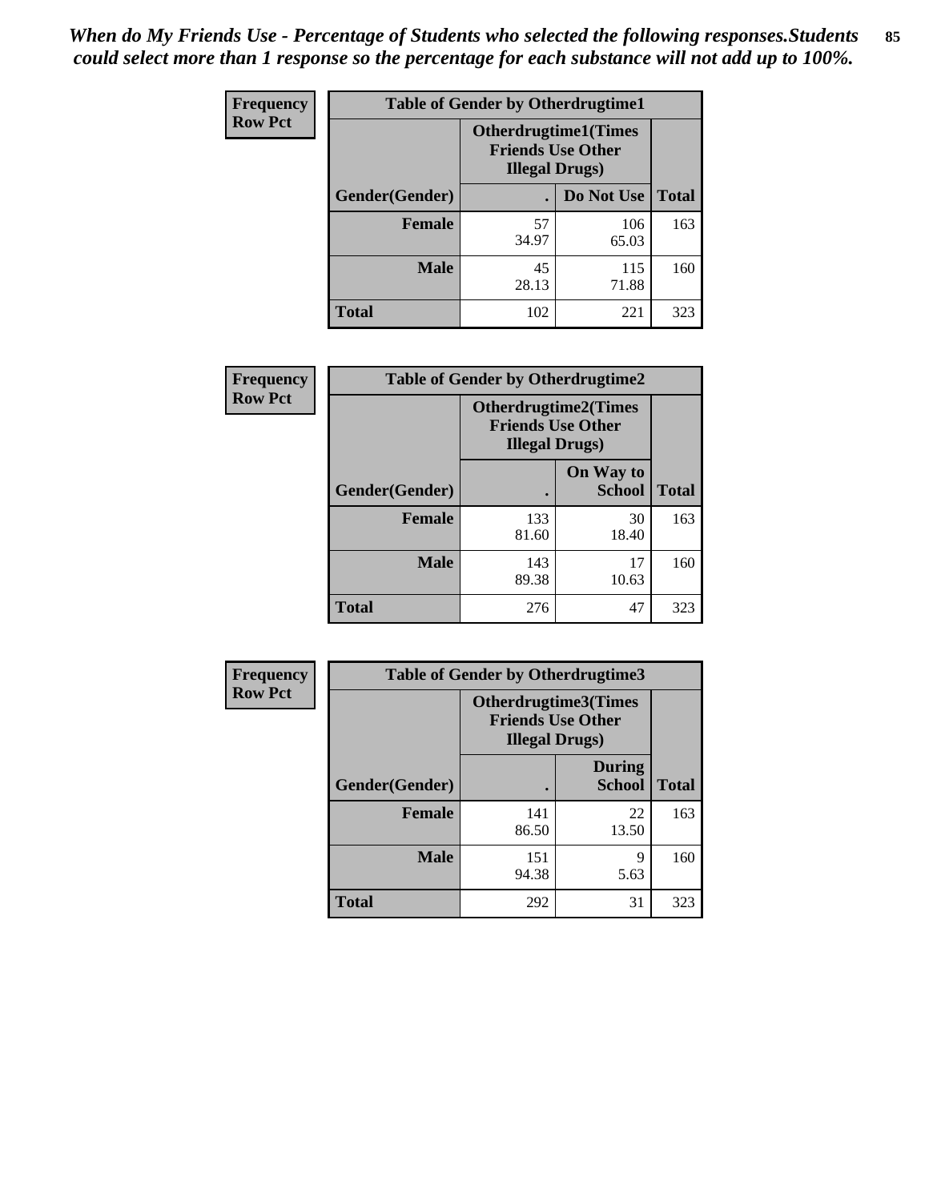*When do My Friends Use - Percentage of Students who selected the following responses.Students could select more than 1 response so the percentage for each substance will not add up to 100%.*

**Frequency**
**Row Pct**

| Table of Gender by Otherdrugtime1 | | | |
|---|---|---|---|
| | Otherdrugtime1(Times Friends Use Other Illegal Drugs) | | |
| Gender(Gender) | . | Do Not Use | Total |
| Female | 57<br>34.97 | 106<br>65.03 | 163 |
| Male | 45<br>28.13 | 115<br>71.88 | 160 |
| Total | 102 | 221 | 323 |

**Frequency**
**Row Pct**

| Table of Gender by Otherdrugtime2 | | | |
|---|---|---|---|
| | Otherdrugtime2(Times Friends Use Other Illegal Drugs) | | |
| Gender(Gender) | . | On Way to School | Total |
| Female | 133<br>81.60 | 30<br>18.40 | 163 |
| Male | 143<br>89.38 | 17<br>10.63 | 160 |
| Total | 276 | 47 | 323 |

**Frequency**
**Row Pct**

| Table of Gender by Otherdrugtime3 | | | |
|---|---|---|---|
| | Otherdrugtime3(Times Friends Use Other Illegal Drugs) | | |
| Gender(Gender) | . | During School | Total |
| Female | 141<br>86.50 | 22<br>13.50 | 163 |
| Male | 151<br>94.38 | 9<br>5.63 | 160 |
| Total | 292 | 31 | 323 |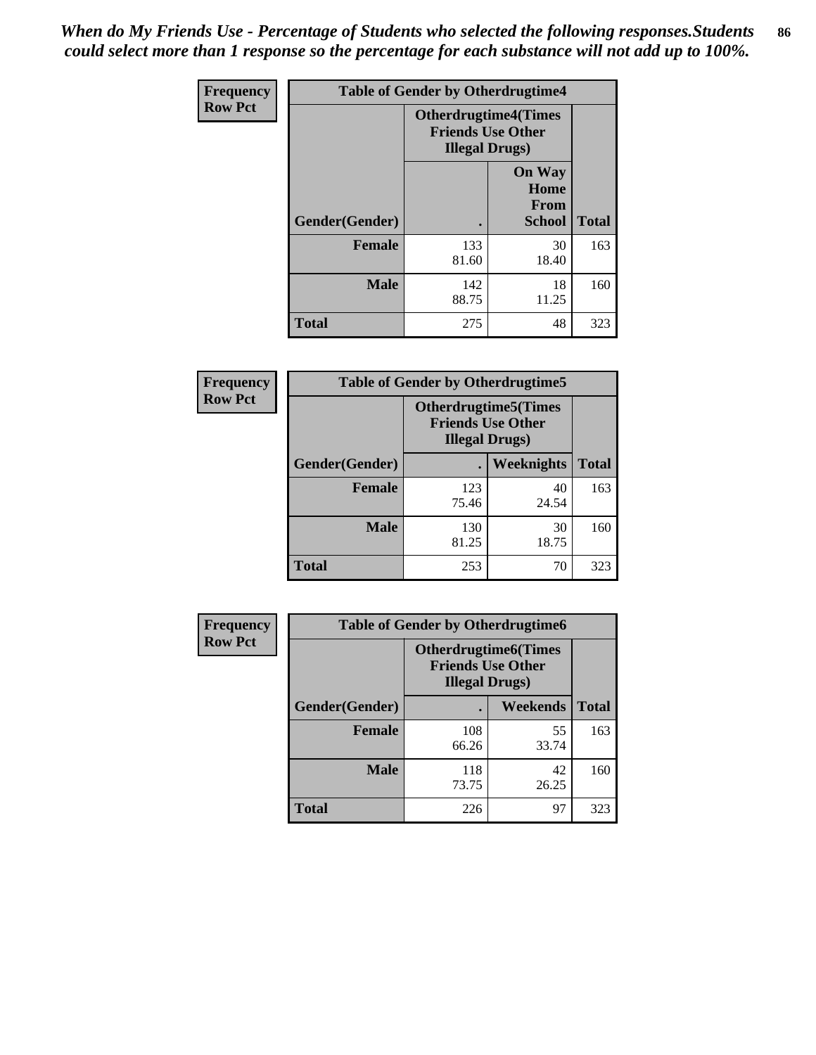*When do My Friends Use - Percentage of Students who selected the following responses.Students could select more than 1 response so the percentage for each substance will not add up to 100%.*

**Frequency**
**Row Pct**

| Table of Gender by Otherdrugtime4 | | | |
|---|---|---|---|
| | Otherdrugtime4(Times Friends Use Other Illegal Drugs) | | |
| Gender(Gender) | . | On Way Home From School | Total |
| **Female** | 133<br>81.60 | 30<br>18.40 | 163 |
| **Male** | 142<br>88.75 | 18<br>11.25 | 160 |
| **Total** | 275 | 48 | 323 |

**Frequency**
**Row Pct**

| Table of Gender by Otherdrugtime5 | | | |
|---|---|---|---|
| | Otherdrugtime5(Times Friends Use Other Illegal Drugs) | | |
| Gender(Gender) | . | Weeknights | Total |
| **Female** | 123<br>75.46 | 40<br>24.54 | 163 |
| **Male** | 130<br>81.25 | 30<br>18.75 | 160 |
| **Total** | 253 | 70 | 323 |

**Frequency**
**Row Pct**

| Table of Gender by Otherdrugtime6 | | | |
|---|---|---|---|
| | Otherdrugtime6(Times Friends Use Other Illegal Drugs) | | |
| Gender(Gender) | . | Weekends | Total |
| **Female** | 108<br>66.26 | 55<br>33.74 | 163 |
| **Male** | 118<br>73.75 | 42<br>26.25 | 160 |
| **Total** | 226 | 97 | 323 |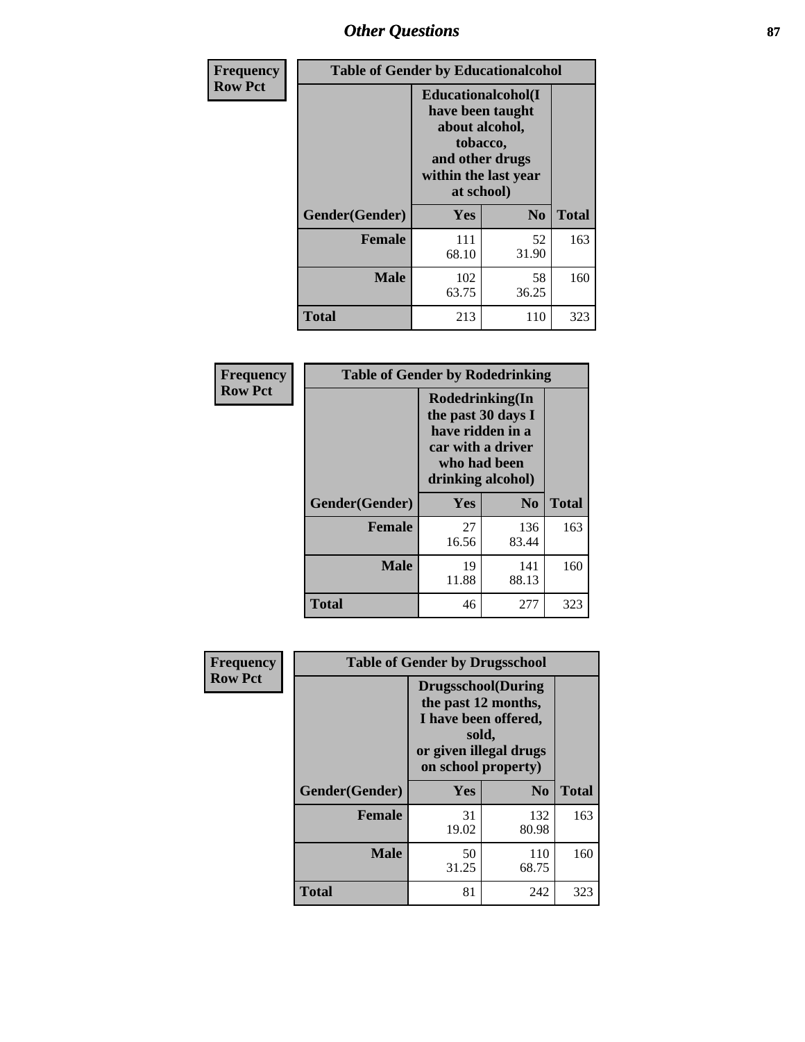# Other Questions

**Frequency**
**Row Pct**

| Table of Gender by Educationalcohol | | | |
|---|---|---|---|
| | Educationalcohol(I have been taught about alcohol, tobacco, and other drugs within the last year at school) | | |
| Gender(Gender) | Yes | No | Total |
| **Female** | 111<br>68.10 | 52<br>31.90 | 163 |
| **Male** | 102<br>63.75 | 58<br>36.25 | 160 |
| **Total** | 213 | 110 | 323 |

**Frequency**
**Row Pct**

| Table of Gender by Rodedrinking | | | |
|---|---|---|---|
| | Rodedrinking(In the past 30 days I have ridden in a car with a driver who had been drinking alcohol) | | |
| Gender(Gender) | Yes | No | Total |
| **Female** | 27<br>16.56 | 136<br>83.44 | 163 |
| **Male** | 19<br>11.88 | 141<br>88.13 | 160 |
| **Total** | 46 | 277 | 323 |

**Frequency**
**Row Pct**

| Table of Gender by Drugsschool | | | |
|---|---|---|---|
| | Drugsschool(During the past 12 months, I have been offered, sold, or given illegal drugs on school property) | | |
| Gender(Gender) | Yes | No | Total |
| **Female** | 31<br>19.02 | 132<br>80.98 | 163 |
| **Male** | 50<br>31.25 | 110<br>68.75 | 160 |
| **Total** | 81 | 242 | 323 |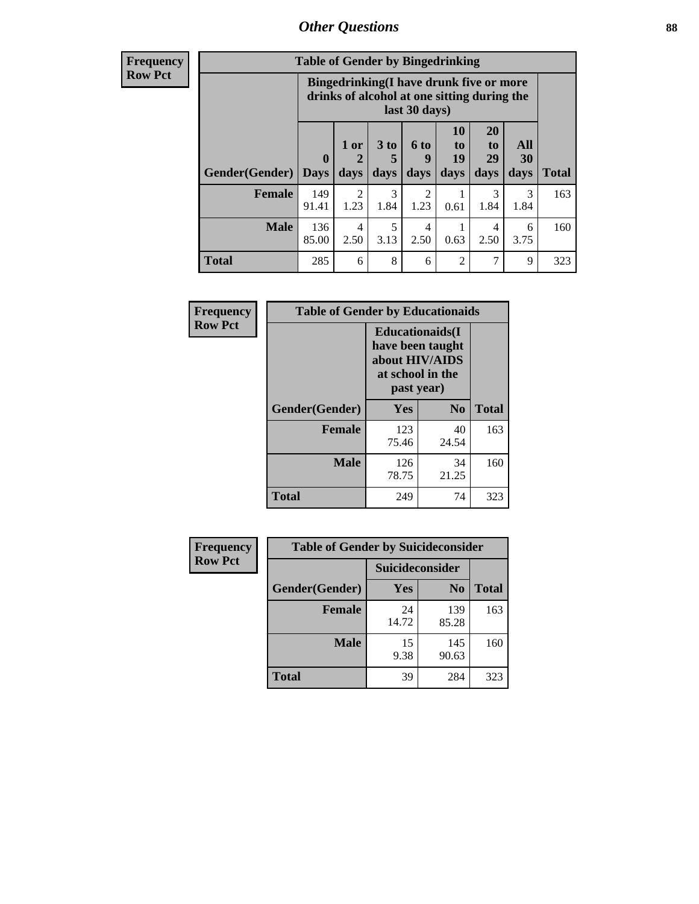*Other Questions*

**Frequency Row Pct**

| Table of Gender by Bingedrinking | | | | | | | | |
|---|---|---|---|---|---|---|---|---|
| | Bingedrinking(I have drunk five or more drinks of alcohol at one sitting during the last 30 days) | | | | | | | |
| Gender(Gender) | 0 Days | 1 or 2 days | 3 to 5 days | 6 to 9 days | 10 to 19 days | 20 to 29 days | All 30 days | Total |
| Female | 149<br>91.41 | 2<br>1.23 | 3<br>1.84 | 2<br>1.23 | 1<br>0.61 | 3<br>1.84 | 3<br>1.84 | 163 |
| Male | 136<br>85.00 | 4<br>2.50 | 5<br>3.13 | 4<br>2.50 | 1<br>0.63 | 4<br>2.50 | 6<br>3.75 | 160 |
| Total | 285 | 6 | 8 | 6 | 2 | 7 | 9 | 323 |

**Frequency Row Pct**

| Table of Gender by Educationaids | | | |
|---|---|---|---|
| | Educationaids(I have been taught about HIV/AIDS at school in the past year) | | |
| Gender(Gender) | Yes | No | Total |
| Female | 123<br>75.46 | 40<br>24.54 | 163 |
| Male | 126<br>78.75 | 34<br>21.25 | 160 |
| Total | 249 | 74 | 323 |

**Frequency Row Pct**

| Table of Gender by Suicideconsider | | | |
|---|---|---|---|
| | Suicideconsider | | |
| Gender(Gender) | Yes | No | Total |
| Female | 24<br>14.72 | 139<br>85.28 | 163 |
| Male | 15<br>9.38 | 145<br>90.63 | 160 |
| Total | 39 | 284 | 323 |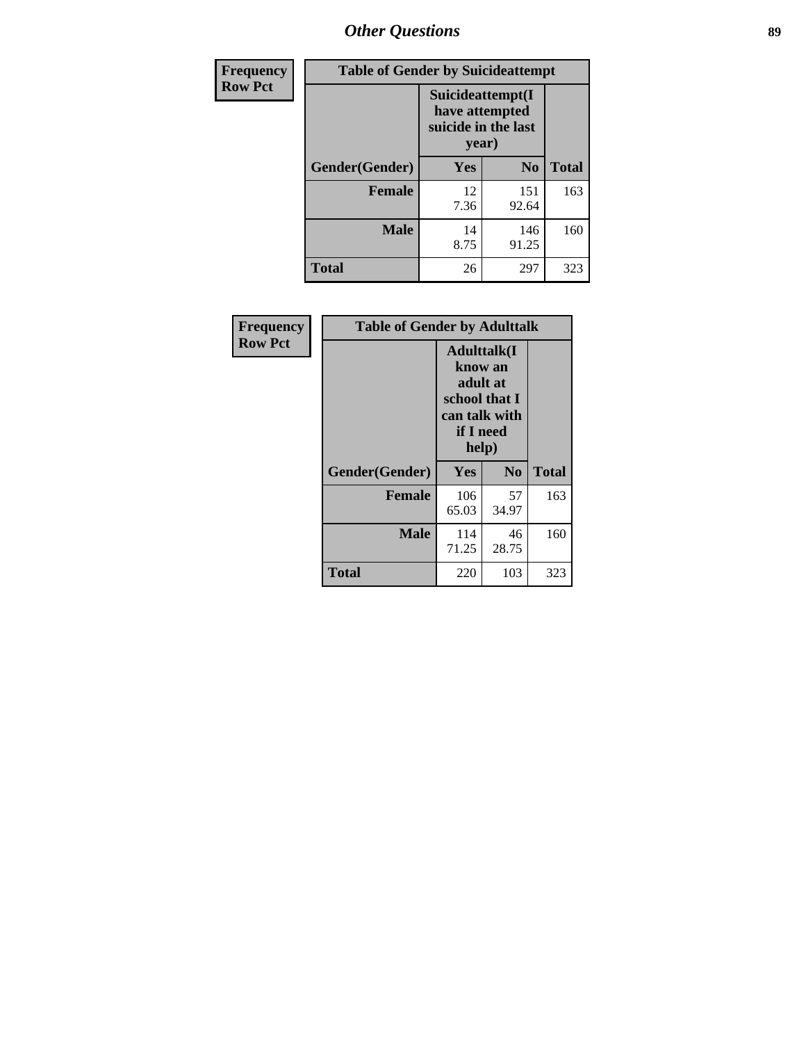# Other Questions

**Frequency**
**Row Pct**

| Table of Gender by Suicideattempt | | | |
|---|---|---|---|
| | Suicideattempt(I have attempted suicide in the last year) | | |
| Gender(Gender) | Yes | No | Total |
| **Female** | 12<br>7.36 | 151<br>92.64 | 163 |
| **Male** | 14<br>8.75 | 146<br>91.25 | 160 |
| **Total** | 26 | 297 | 323 |

**Frequency**
**Row Pct**

| Table of Gender by Adulttalk | | | |
|---|---|---|---|
| | Adulttalk(I know an adult at school that I can talk with if I need help) | | |
| Gender(Gender) | Yes | No | Total |
| **Female** | 106<br>65.03 | 57<br>34.97 | 163 |
| **Male** | 114<br>71.25 | 46<br>28.75 | 160 |
| **Total** | 220 | 103 | 323 |